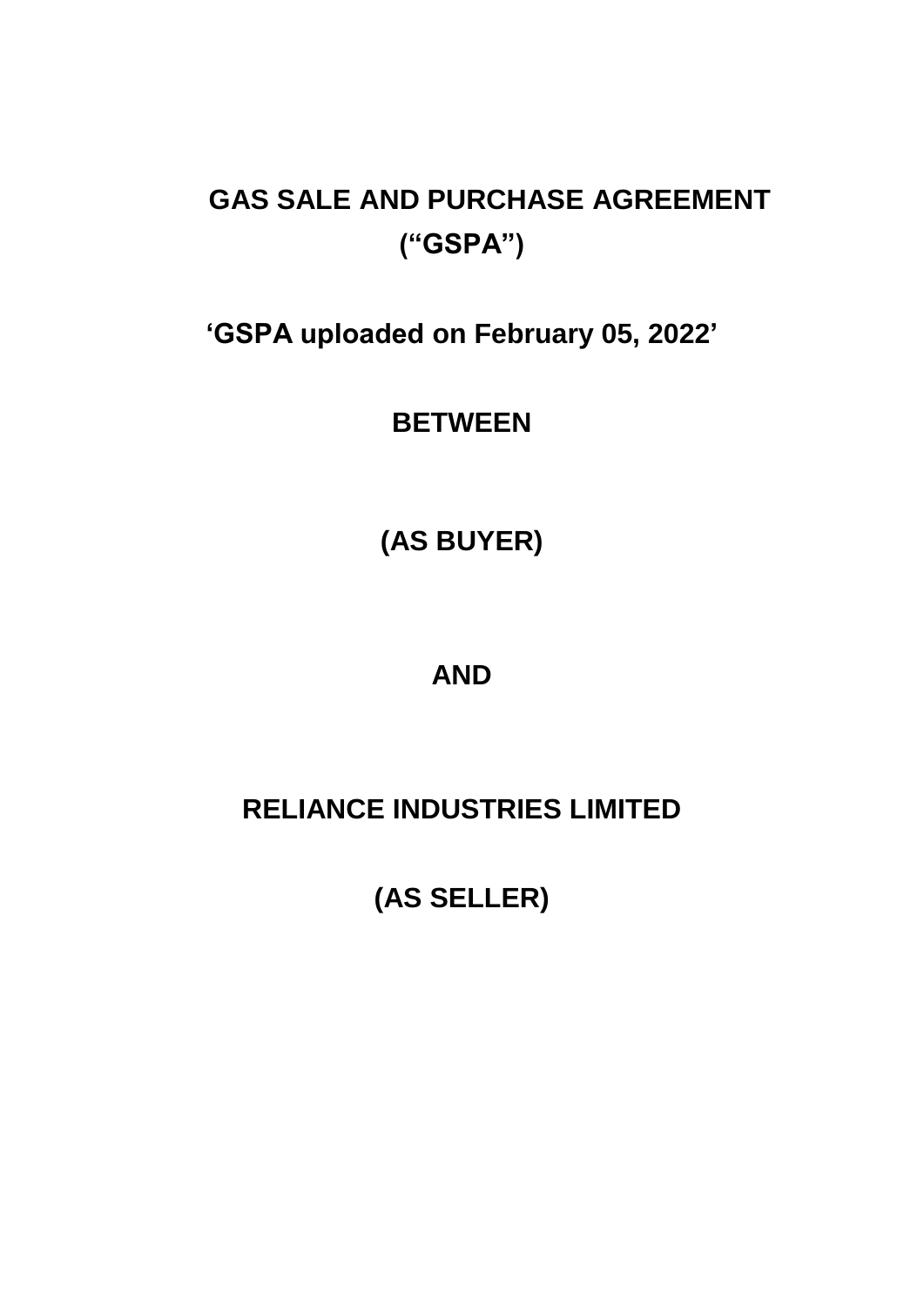# GAS SALE AND PURCHASE AGREEMENT

# ("GSPA")

**'GSPA uploaded on February 05, 2022'**

**BETWEEN**

**(AS BUYER)**

**AND**

**RELIANCE INDUSTRIES LIMITED**

**(AS SELLER)**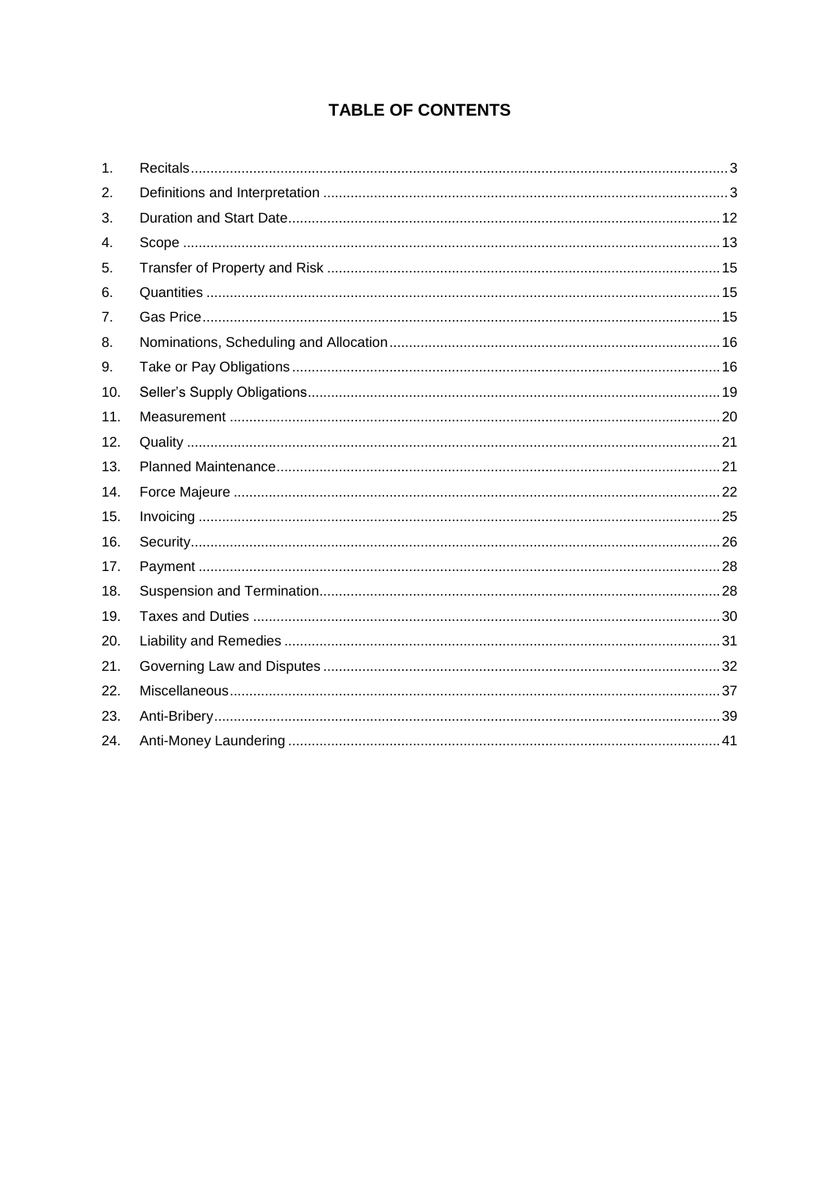# TABLE OF CONTENTS

| | | |
|---|---|---|
| 1. | Recitals | 3 |
| 2. | Definitions and Interpretation | 3 |
| 3. | Duration and Start Date | 12 |
| 4. | Scope | 13 |
| 5. | Transfer of Property and Risk | 15 |
| 6. | Quantities | 15 |
| 7. | Gas Price | 15 |
| 8. | Nominations, Scheduling and Allocation | 16 |
| 9. | Take or Pay Obligations | 16 |
| 10. | Seller's Supply Obligations | 19 |
| 11. | Measurement | 20 |
| 12. | Quality | 21 |
| 13. | Planned Maintenance | 21 |
| 14. | Force Majeure | 22 |
| 15. | Invoicing | 25 |
| 16. | Security | 26 |
| 17. | Payment | 28 |
| 18. | Suspension and Termination | 28 |
| 19. | Taxes and Duties | 30 |
| 20. | Liability and Remedies | 31 |
| 21. | Governing Law and Disputes | 32 |
| 22. | Miscellaneous | 37 |
| 23. | Anti-Bribery | 39 |
| 24. | Anti-Money Laundering | 41 |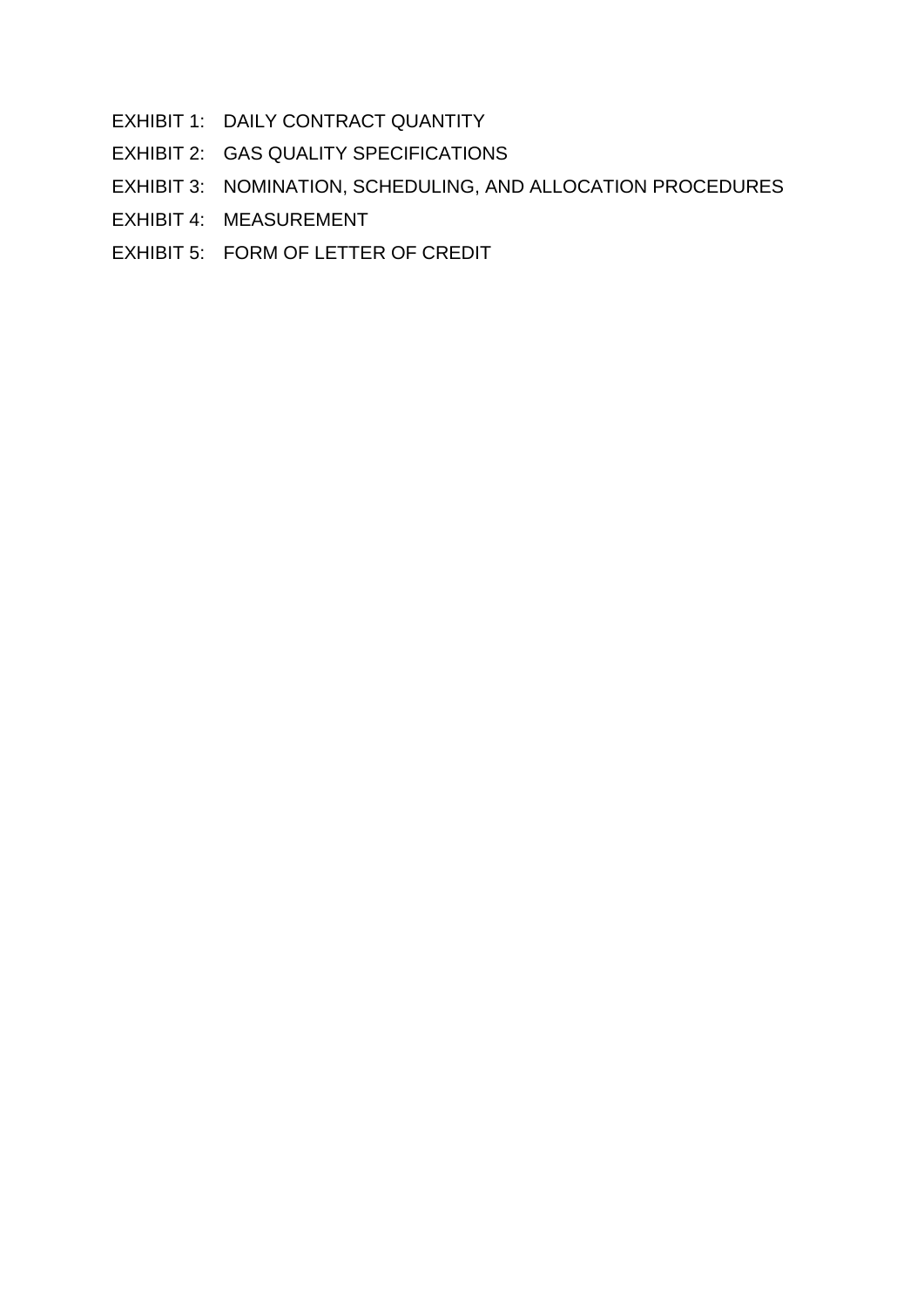EXHIBIT 1: DAILY CONTRACT QUANTITY

EXHIBIT 2: GAS QUALITY SPECIFICATIONS

EXHIBIT 3: NOMINATION, SCHEDULING, AND ALLOCATION PROCEDURES

EXHIBIT 4: MEASUREMENT

EXHIBIT 5: FORM OF LETTER OF CREDIT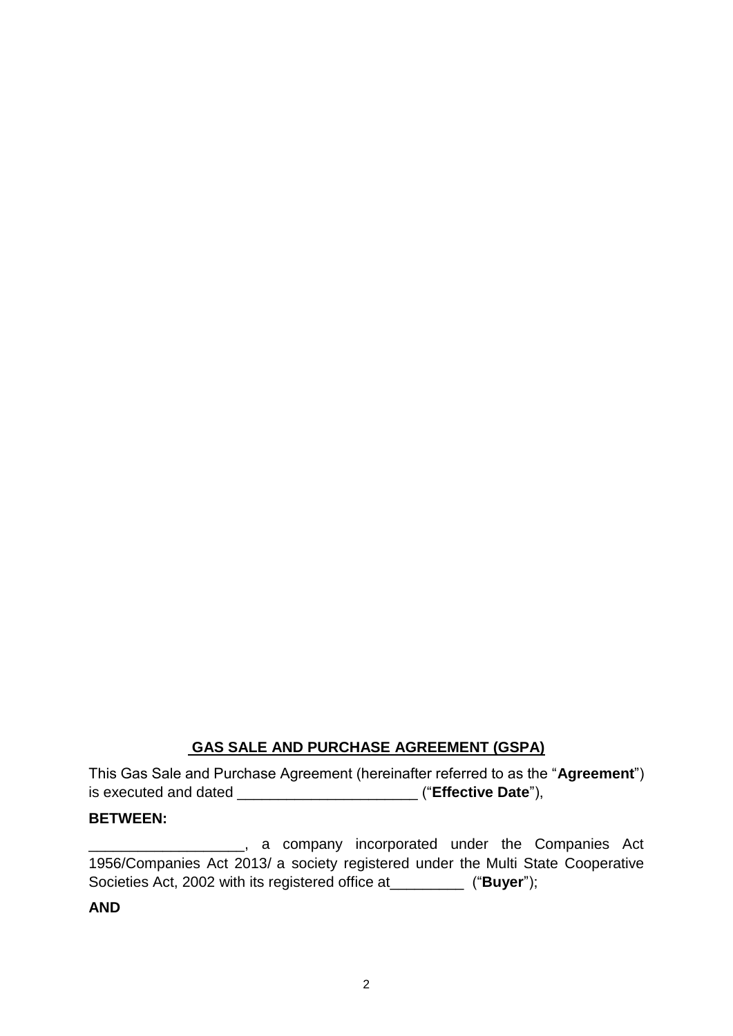## GAS SALE AND PURCHASE AGREEMENT (GSPA)

This Gas Sale and Purchase Agreement (hereinafter referred to as the "**Agreement**") is executed and dated ______________________ ("**Effective Date**"),

**BETWEEN:**

___________________, a company incorporated under the Companies Act 1956/Companies Act 2013/ a society registered under the Multi State Cooperative Societies Act, 2002 with its registered office at_________ ("**Buyer**");

**AND**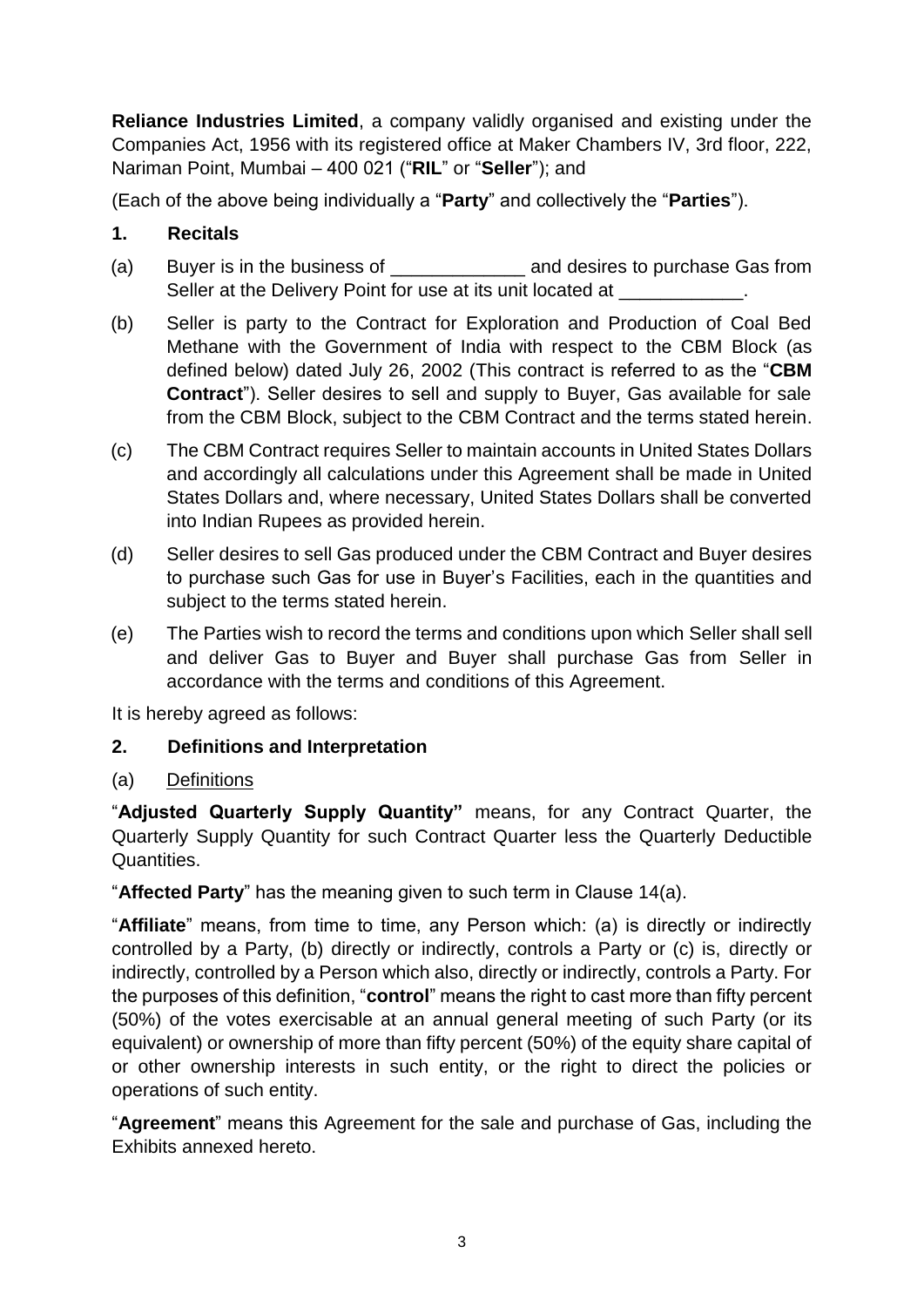**Reliance Industries Limited**, a company validly organised and existing under the Companies Act, 1956 with its registered office at Maker Chambers IV, 3rd floor, 222, Nariman Point, Mumbai – 400 021 ("**RIL**" or "**Seller**"); and

(Each of the above being individually a "**Party**" and collectively the "**Parties**").

## 1. Recitals

(a) Buyer is in the business of _____________ and desires to purchase Gas from Seller at the Delivery Point for use at its unit located at ____________.

(b) Seller is party to the Contract for Exploration and Production of Coal Bed Methane with the Government of India with respect to the CBM Block (as defined below) dated July 26, 2002 (This contract is referred to as the "**CBM Contract**"). Seller desires to sell and supply to Buyer, Gas available for sale from the CBM Block, subject to the CBM Contract and the terms stated herein.

(c) The CBM Contract requires Seller to maintain accounts in United States Dollars and accordingly all calculations under this Agreement shall be made in United States Dollars and, where necessary, United States Dollars shall be converted into Indian Rupees as provided herein.

(d) Seller desires to sell Gas produced under the CBM Contract and Buyer desires to purchase such Gas for use in Buyer's Facilities, each in the quantities and subject to the terms stated herein.

(e) The Parties wish to record the terms and conditions upon which Seller shall sell and deliver Gas to Buyer and Buyer shall purchase Gas from Seller in accordance with the terms and conditions of this Agreement.

It is hereby agreed as follows:

## 2. Definitions and Interpretation

(a) Definitions

"**Adjusted Quarterly Supply Quantity"** means, for any Contract Quarter, the Quarterly Supply Quantity for such Contract Quarter less the Quarterly Deductible Quantities.

"**Affected Party**" has the meaning given to such term in Clause 14(a).

"**Affiliate**" means, from time to time, any Person which: (a) is directly or indirectly controlled by a Party, (b) directly or indirectly, controls a Party or (c) is, directly or indirectly, controlled by a Person which also, directly or indirectly, controls a Party. For the purposes of this definition, "**control**" means the right to cast more than fifty percent (50%) of the votes exercisable at an annual general meeting of such Party (or its equivalent) or ownership of more than fifty percent (50%) of the equity share capital of or other ownership interests in such entity, or the right to direct the policies or operations of such entity.

"**Agreement**" means this Agreement for the sale and purchase of Gas, including the Exhibits annexed hereto.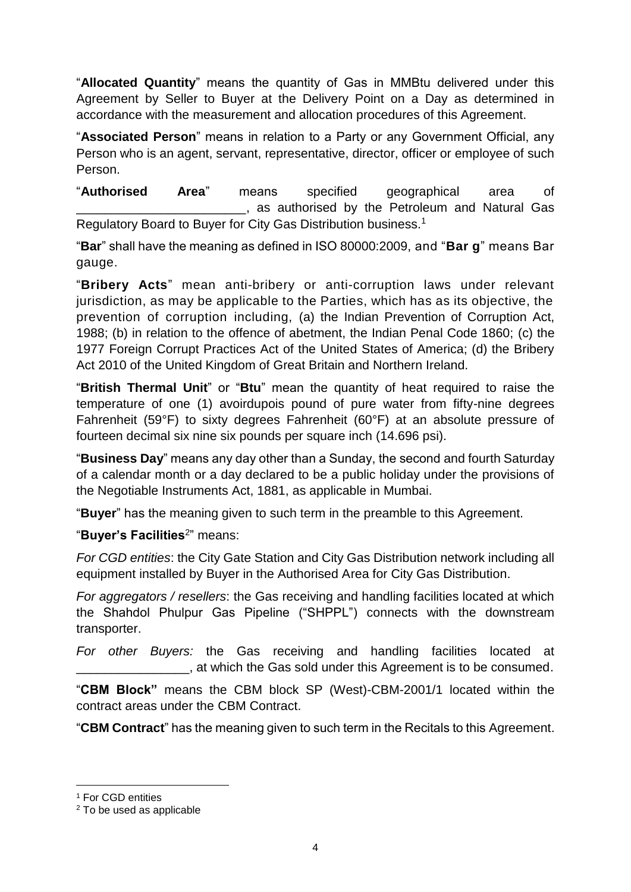"**Allocated Quantity**" means the quantity of Gas in MMBtu delivered under this Agreement by Seller to Buyer at the Delivery Point on a Day as determined in accordance with the measurement and allocation procedures of this Agreement.

"**Associated Person**" means in relation to a Party or any Government Official, any Person who is an agent, servant, representative, director, officer or employee of such Person.

"**Authorised Area**" means specified geographical area of ________________________, as authorised by the Petroleum and Natural Gas Regulatory Board to Buyer for City Gas Distribution business.[1]

"**Bar**" shall have the meaning as defined in ISO 80000:2009, and "**Bar g**" means Bar gauge.

"**Bribery Acts**" mean anti-bribery or anti-corruption laws under relevant jurisdiction, as may be applicable to the Parties, which has as its objective, the prevention of corruption including, (a) the Indian Prevention of Corruption Act, 1988; (b) in relation to the offence of abetment, the Indian Penal Code 1860; (c) the 1977 Foreign Corrupt Practices Act of the United States of America; (d) the Bribery Act 2010 of the United Kingdom of Great Britain and Northern Ireland.

"**British Thermal Unit**" or "**Btu**" mean the quantity of heat required to raise the temperature of one (1) avoirdupois pound of pure water from fifty-nine degrees Fahrenheit (59°F) to sixty degrees Fahrenheit (60°F) at an absolute pressure of fourteen decimal six nine six pounds per square inch (14.696 psi).

"**Business Day**" means any day other than a Sunday, the second and fourth Saturday of a calendar month or a day declared to be a public holiday under the provisions of the Negotiable Instruments Act, 1881, as applicable in Mumbai.

"**Buyer**" has the meaning given to such term in the preamble to this Agreement.

"**Buyer's Facilities**[2]" means:

*For CGD entities*: the City Gate Station and City Gas Distribution network including all equipment installed by Buyer in the Authorised Area for City Gas Distribution.

*For aggregators / resellers*: the Gas receiving and handling facilities located at which the Shahdol Phulpur Gas Pipeline ("SHPPL") connects with the downstream transporter.

*For other Buyers:* the Gas receiving and handling facilities located at ________________, at which the Gas sold under this Agreement is to be consumed.

"**CBM Block"** means the CBM block SP (West)-CBM-2001/1 located within the contract areas under the CBM Contract.

"**CBM Contract**" has the meaning given to such term in the Recitals to this Agreement.

---

[1] For CGD entities

[2] To be used as applicable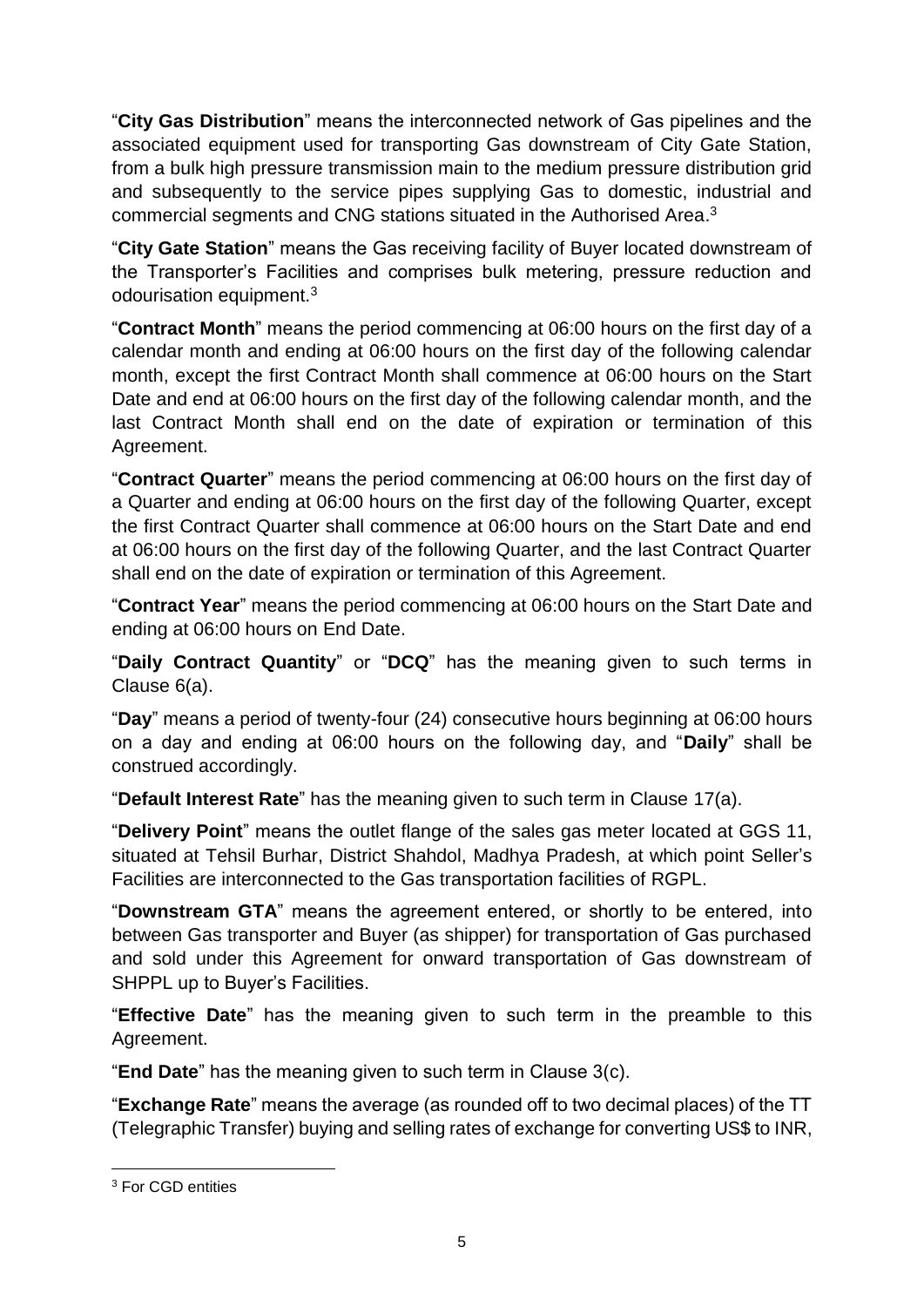"**City Gas Distribution**" means the interconnected network of Gas pipelines and the associated equipment used for transporting Gas downstream of City Gate Station, from a bulk high pressure transmission main to the medium pressure distribution grid and subsequently to the service pipes supplying Gas to domestic, industrial and commercial segments and CNG stations situated in the Authorised Area.[3]

"**City Gate Station**" means the Gas receiving facility of Buyer located downstream of the Transporter's Facilities and comprises bulk metering, pressure reduction and odourisation equipment.[3]

"**Contract Month**" means the period commencing at 06:00 hours on the first day of a calendar month and ending at 06:00 hours on the first day of the following calendar month, except the first Contract Month shall commence at 06:00 hours on the Start Date and end at 06:00 hours on the first day of the following calendar month, and the last Contract Month shall end on the date of expiration or termination of this Agreement.

"**Contract Quarter**" means the period commencing at 06:00 hours on the first day of a Quarter and ending at 06:00 hours on the first day of the following Quarter, except the first Contract Quarter shall commence at 06:00 hours on the Start Date and end at 06:00 hours on the first day of the following Quarter, and the last Contract Quarter shall end on the date of expiration or termination of this Agreement.

"**Contract Year**" means the period commencing at 06:00 hours on the Start Date and ending at 06:00 hours on End Date.

"**Daily Contract Quantity**" or "**DCQ**" has the meaning given to such terms in Clause 6(a).

"**Day**" means a period of twenty-four (24) consecutive hours beginning at 06:00 hours on a day and ending at 06:00 hours on the following day, and "**Daily**" shall be construed accordingly.

"**Default Interest Rate**" has the meaning given to such term in Clause 17(a).

"**Delivery Point**" means the outlet flange of the sales gas meter located at GGS 11, situated at Tehsil Burhar, District Shahdol, Madhya Pradesh, at which point Seller's Facilities are interconnected to the Gas transportation facilities of RGPL.

"**Downstream GTA**" means the agreement entered, or shortly to be entered, into between Gas transporter and Buyer (as shipper) for transportation of Gas purchased and sold under this Agreement for onward transportation of Gas downstream of SHPPL up to Buyer's Facilities.

"**Effective Date**" has the meaning given to such term in the preamble to this Agreement.

"**End Date**" has the meaning given to such term in Clause 3(c).

"**Exchange Rate**" means the average (as rounded off to two decimal places) of the TT (Telegraphic Transfer) buying and selling rates of exchange for converting US$ to INR,

---

[3] For CGD entities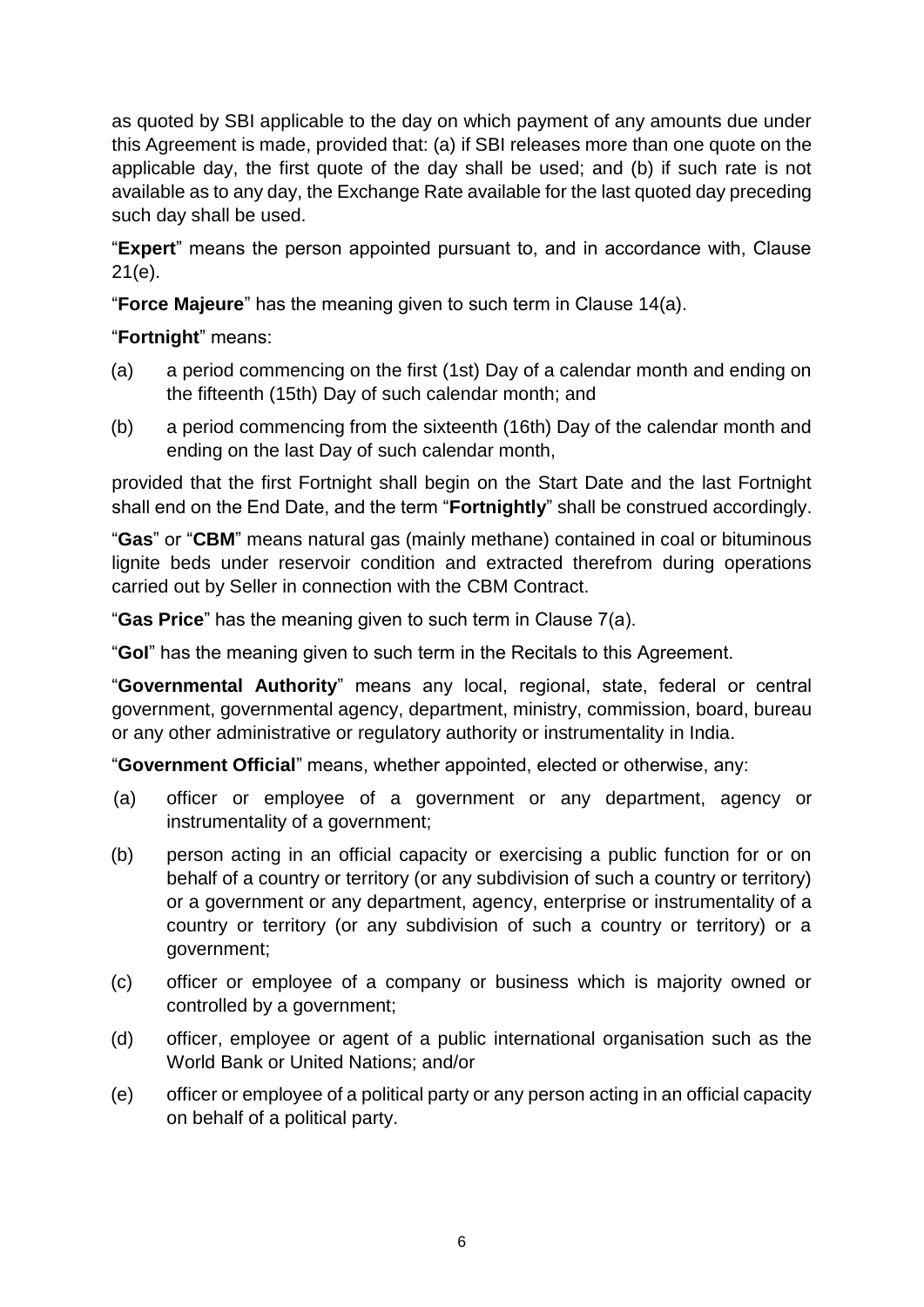as quoted by SBI applicable to the day on which payment of any amounts due under this Agreement is made, provided that: (a) if SBI releases more than one quote on the applicable day, the first quote of the day shall be used; and (b) if such rate is not available as to any day, the Exchange Rate available for the last quoted day preceding such day shall be used.

"**Expert**" means the person appointed pursuant to, and in accordance with, Clause 21(e).

"**Force Majeure**" has the meaning given to such term in Clause 14(a).

"**Fortnight**" means:

(a) a period commencing on the first (1st) Day of a calendar month and ending on the fifteenth (15th) Day of such calendar month; and

(b) a period commencing from the sixteenth (16th) Day of the calendar month and ending on the last Day of such calendar month,

provided that the first Fortnight shall begin on the Start Date and the last Fortnight shall end on the End Date, and the term "**Fortnightly**" shall be construed accordingly.

"**Gas**" or "**CBM**" means natural gas (mainly methane) contained in coal or bituminous lignite beds under reservoir condition and extracted therefrom during operations carried out by Seller in connection with the CBM Contract.

"**Gas Price**" has the meaning given to such term in Clause 7(a).

"**GoI**" has the meaning given to such term in the Recitals to this Agreement.

"**Governmental Authority**" means any local, regional, state, federal or central government, governmental agency, department, ministry, commission, board, bureau or any other administrative or regulatory authority or instrumentality in India.

"**Government Official**" means, whether appointed, elected or otherwise, any:

(a) officer or employee of a government or any department, agency or instrumentality of a government;

(b) person acting in an official capacity or exercising a public function for or on behalf of a country or territory (or any subdivision of such a country or territory) or a government or any department, agency, enterprise or instrumentality of a country or territory (or any subdivision of such a country or territory) or a government;

(c) officer or employee of a company or business which is majority owned or controlled by a government;

(d) officer, employee or agent of a public international organisation such as the World Bank or United Nations; and/or

(e) officer or employee of a political party or any person acting in an official capacity on behalf of a political party.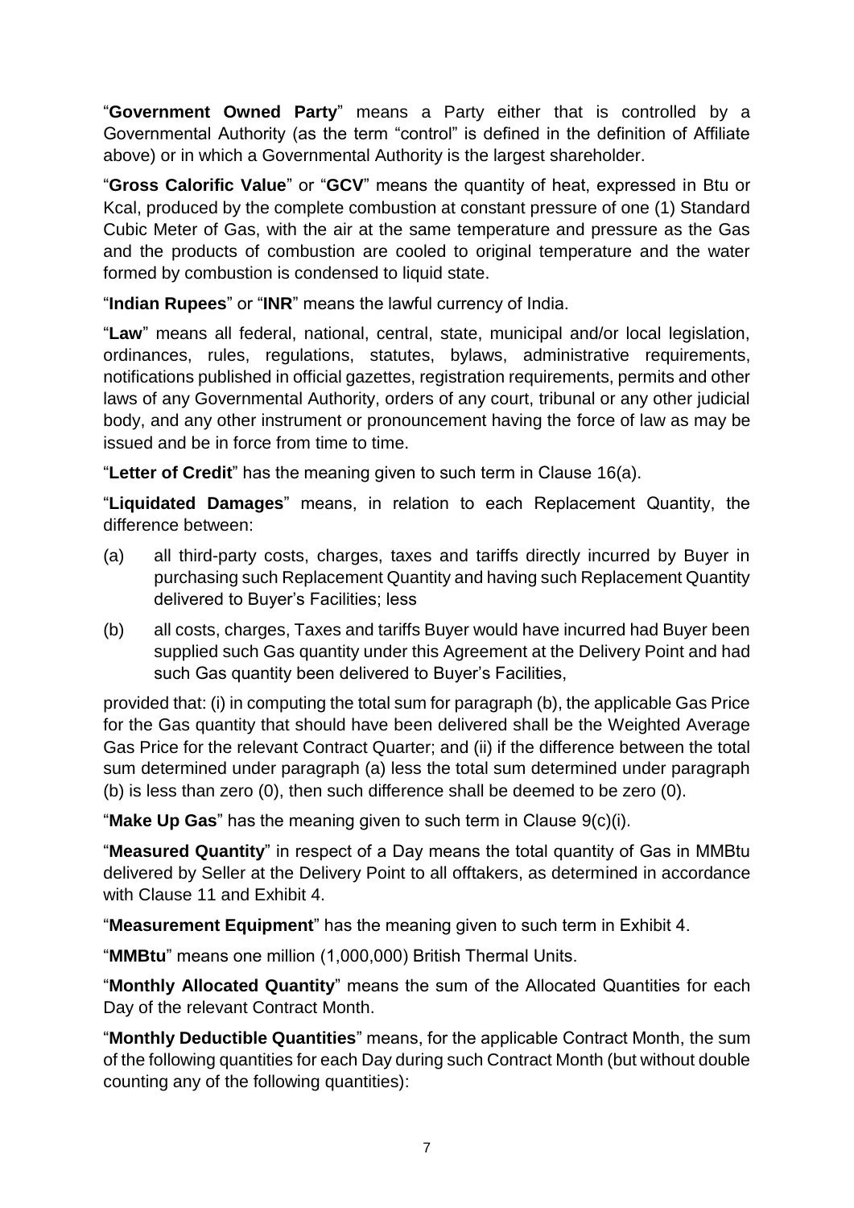"**Government Owned Party**" means a Party either that is controlled by a Governmental Authority (as the term "control" is defined in the definition of Affiliate above) or in which a Governmental Authority is the largest shareholder.

"**Gross Calorific Value**" or "**GCV**" means the quantity of heat, expressed in Btu or Kcal, produced by the complete combustion at constant pressure of one (1) Standard Cubic Meter of Gas, with the air at the same temperature and pressure as the Gas and the products of combustion are cooled to original temperature and the water formed by combustion is condensed to liquid state.

"**Indian Rupees**" or "**INR**" means the lawful currency of India.

"**Law**" means all federal, national, central, state, municipal and/or local legislation, ordinances, rules, regulations, statutes, bylaws, administrative requirements, notifications published in official gazettes, registration requirements, permits and other laws of any Governmental Authority, orders of any court, tribunal or any other judicial body, and any other instrument or pronouncement having the force of law as may be issued and be in force from time to time.

"**Letter of Credit**" has the meaning given to such term in Clause 16(a).

"**Liquidated Damages**" means, in relation to each Replacement Quantity, the difference between:

(a) all third-party costs, charges, taxes and tariffs directly incurred by Buyer in purchasing such Replacement Quantity and having such Replacement Quantity delivered to Buyer's Facilities; less

(b) all costs, charges, Taxes and tariffs Buyer would have incurred had Buyer been supplied such Gas quantity under this Agreement at the Delivery Point and had such Gas quantity been delivered to Buyer's Facilities,

provided that: (i) in computing the total sum for paragraph (b), the applicable Gas Price for the Gas quantity that should have been delivered shall be the Weighted Average Gas Price for the relevant Contract Quarter; and (ii) if the difference between the total sum determined under paragraph (a) less the total sum determined under paragraph (b) is less than zero (0), then such difference shall be deemed to be zero (0).

"**Make Up Gas**" has the meaning given to such term in Clause 9(c)(i).

"**Measured Quantity**" in respect of a Day means the total quantity of Gas in MMBtu delivered by Seller at the Delivery Point to all offtakers, as determined in accordance with Clause 11 and Exhibit 4.

"**Measurement Equipment**" has the meaning given to such term in Exhibit 4.

"**MMBtu**" means one million (1,000,000) British Thermal Units.

"**Monthly Allocated Quantity**" means the sum of the Allocated Quantities for each Day of the relevant Contract Month.

"**Monthly Deductible Quantities**" means, for the applicable Contract Month, the sum of the following quantities for each Day during such Contract Month (but without double counting any of the following quantities):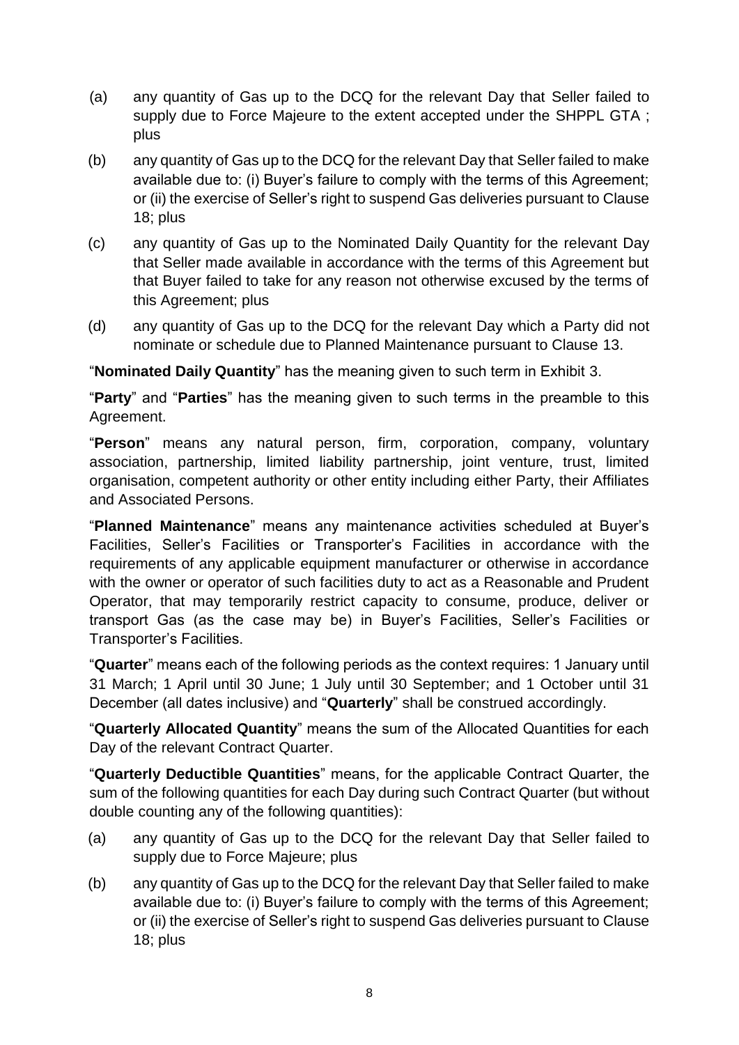(a) any quantity of Gas up to the DCQ for the relevant Day that Seller failed to supply due to Force Majeure to the extent accepted under the SHPPL GTA ; plus

(b) any quantity of Gas up to the DCQ for the relevant Day that Seller failed to make available due to: (i) Buyer's failure to comply with the terms of this Agreement; or (ii) the exercise of Seller's right to suspend Gas deliveries pursuant to Clause 18; plus

(c) any quantity of Gas up to the Nominated Daily Quantity for the relevant Day that Seller made available in accordance with the terms of this Agreement but that Buyer failed to take for any reason not otherwise excused by the terms of this Agreement; plus

(d) any quantity of Gas up to the DCQ for the relevant Day which a Party did not nominate or schedule due to Planned Maintenance pursuant to Clause 13.

"**Nominated Daily Quantity**" has the meaning given to such term in Exhibit 3.

"**Party**" and "**Parties**" has the meaning given to such terms in the preamble to this Agreement.

"**Person**" means any natural person, firm, corporation, company, voluntary association, partnership, limited liability partnership, joint venture, trust, limited organisation, competent authority or other entity including either Party, their Affiliates and Associated Persons.

"**Planned Maintenance**" means any maintenance activities scheduled at Buyer's Facilities, Seller's Facilities or Transporter's Facilities in accordance with the requirements of any applicable equipment manufacturer or otherwise in accordance with the owner or operator of such facilities duty to act as a Reasonable and Prudent Operator, that may temporarily restrict capacity to consume, produce, deliver or transport Gas (as the case may be) in Buyer's Facilities, Seller's Facilities or Transporter's Facilities.

"**Quarter**" means each of the following periods as the context requires: 1 January until 31 March; 1 April until 30 June; 1 July until 30 September; and 1 October until 31 December (all dates inclusive) and "**Quarterly**" shall be construed accordingly.

"**Quarterly Allocated Quantity**" means the sum of the Allocated Quantities for each Day of the relevant Contract Quarter.

"**Quarterly Deductible Quantities**" means, for the applicable Contract Quarter, the sum of the following quantities for each Day during such Contract Quarter (but without double counting any of the following quantities):

(a) any quantity of Gas up to the DCQ for the relevant Day that Seller failed to supply due to Force Majeure; plus

(b) any quantity of Gas up to the DCQ for the relevant Day that Seller failed to make available due to: (i) Buyer's failure to comply with the terms of this Agreement; or (ii) the exercise of Seller's right to suspend Gas deliveries pursuant to Clause 18; plus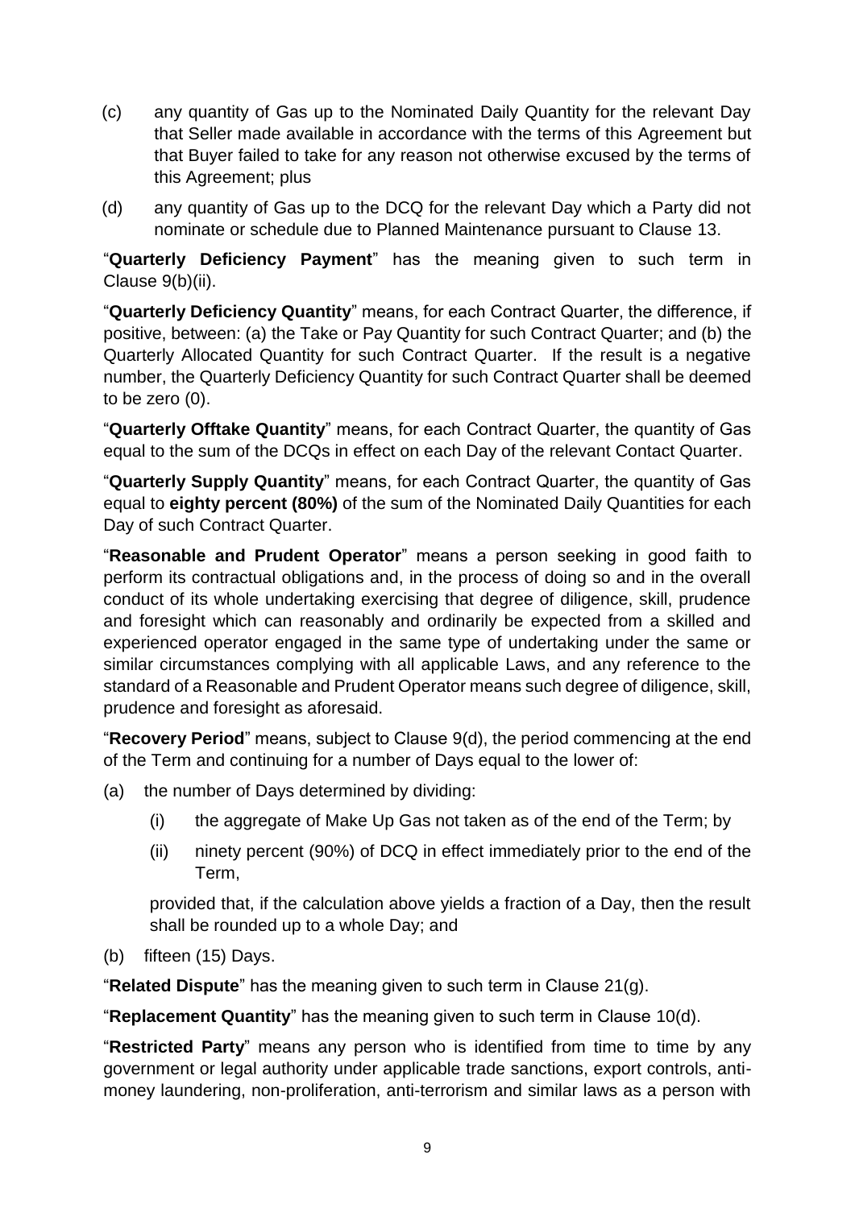(c) any quantity of Gas up to the Nominated Daily Quantity for the relevant Day that Seller made available in accordance with the terms of this Agreement but that Buyer failed to take for any reason not otherwise excused by the terms of this Agreement; plus

(d) any quantity of Gas up to the DCQ for the relevant Day which a Party did not nominate or schedule due to Planned Maintenance pursuant to Clause 13.

"**Quarterly Deficiency Payment**" has the meaning given to such term in Clause 9(b)(ii).

"**Quarterly Deficiency Quantity**" means, for each Contract Quarter, the difference, if positive, between: (a) the Take or Pay Quantity for such Contract Quarter; and (b) the Quarterly Allocated Quantity for such Contract Quarter. If the result is a negative number, the Quarterly Deficiency Quantity for such Contract Quarter shall be deemed to be zero (0).

"**Quarterly Offtake Quantity**" means, for each Contract Quarter, the quantity of Gas equal to the sum of the DCQs in effect on each Day of the relevant Contact Quarter.

"**Quarterly Supply Quantity**" means, for each Contract Quarter, the quantity of Gas equal to **eighty percent (80%)** of the sum of the Nominated Daily Quantities for each Day of such Contract Quarter.

"**Reasonable and Prudent Operator**" means a person seeking in good faith to perform its contractual obligations and, in the process of doing so and in the overall conduct of its whole undertaking exercising that degree of diligence, skill, prudence and foresight which can reasonably and ordinarily be expected from a skilled and experienced operator engaged in the same type of undertaking under the same or similar circumstances complying with all applicable Laws, and any reference to the standard of a Reasonable and Prudent Operator means such degree of diligence, skill, prudence and foresight as aforesaid.

"**Recovery Period**" means, subject to Clause 9(d), the period commencing at the end of the Term and continuing for a number of Days equal to the lower of:

(a) the number of Days determined by dividing:

  (i) the aggregate of Make Up Gas not taken as of the end of the Term; by

  (ii) ninety percent (90%) of DCQ in effect immediately prior to the end of the Term,

  provided that, if the calculation above yields a fraction of a Day, then the result shall be rounded up to a whole Day; and

(b) fifteen (15) Days.

"**Related Dispute**" has the meaning given to such term in Clause 21(g).

"**Replacement Quantity**" has the meaning given to such term in Clause 10(d).

"**Restricted Party**" means any person who is identified from time to time by any government or legal authority under applicable trade sanctions, export controls, anti-money laundering, non-proliferation, anti-terrorism and similar laws as a person with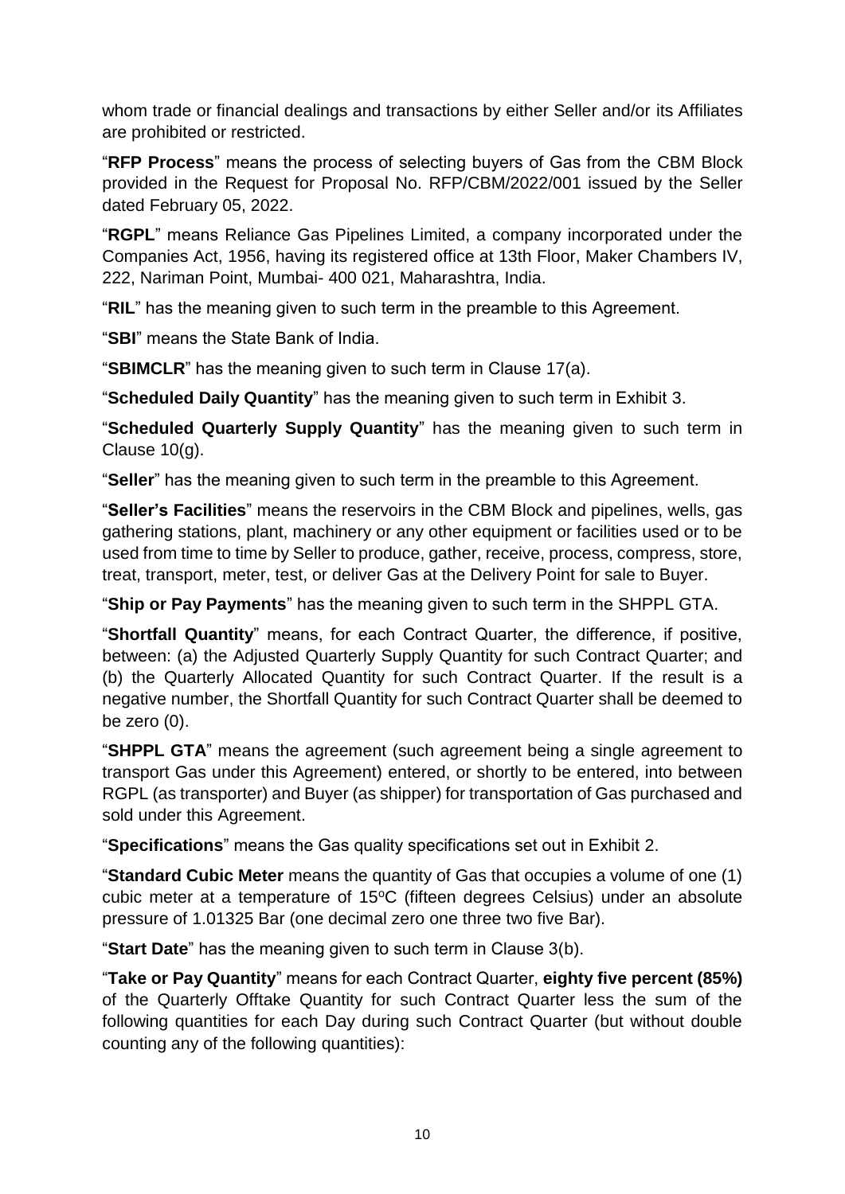whom trade or financial dealings and transactions by either Seller and/or its Affiliates are prohibited or restricted.

"**RFP Process**" means the process of selecting buyers of Gas from the CBM Block provided in the Request for Proposal No. RFP/CBM/2022/001 issued by the Seller dated February 05, 2022.

"**RGPL**" means Reliance Gas Pipelines Limited, a company incorporated under the Companies Act, 1956, having its registered office at 13th Floor, Maker Chambers IV, 222, Nariman Point, Mumbai- 400 021, Maharashtra, India.

"**RIL**" has the meaning given to such term in the preamble to this Agreement.

"**SBI**" means the State Bank of India.

"**SBIMCLR**" has the meaning given to such term in Clause 17(a).

"**Scheduled Daily Quantity**" has the meaning given to such term in Exhibit 3.

"**Scheduled Quarterly Supply Quantity**" has the meaning given to such term in Clause 10(g).

"**Seller**" has the meaning given to such term in the preamble to this Agreement.

"**Seller's Facilities**" means the reservoirs in the CBM Block and pipelines, wells, gas gathering stations, plant, machinery or any other equipment or facilities used or to be used from time to time by Seller to produce, gather, receive, process, compress, store, treat, transport, meter, test, or deliver Gas at the Delivery Point for sale to Buyer.

"**Ship or Pay Payments**" has the meaning given to such term in the SHPPL GTA.

"**Shortfall Quantity**" means, for each Contract Quarter, the difference, if positive, between: (a) the Adjusted Quarterly Supply Quantity for such Contract Quarter; and (b) the Quarterly Allocated Quantity for such Contract Quarter. If the result is a negative number, the Shortfall Quantity for such Contract Quarter shall be deemed to be zero (0).

"**SHPPL GTA**" means the agreement (such agreement being a single agreement to transport Gas under this Agreement) entered, or shortly to be entered, into between RGPL (as transporter) and Buyer (as shipper) for transportation of Gas purchased and sold under this Agreement.

"**Specifications**" means the Gas quality specifications set out in Exhibit 2.

"**Standard Cubic Meter** means the quantity of Gas that occupies a volume of one (1) cubic meter at a temperature of 15$^{o}$C (fifteen degrees Celsius) under an absolute pressure of 1.01325 Bar (one decimal zero one three two five Bar).

"**Start Date**" has the meaning given to such term in Clause 3(b).

"**Take or Pay Quantity**" means for each Contract Quarter, **eighty five percent (85%)** of the Quarterly Offtake Quantity for such Contract Quarter less the sum of the following quantities for each Day during such Contract Quarter (but without double counting any of the following quantities):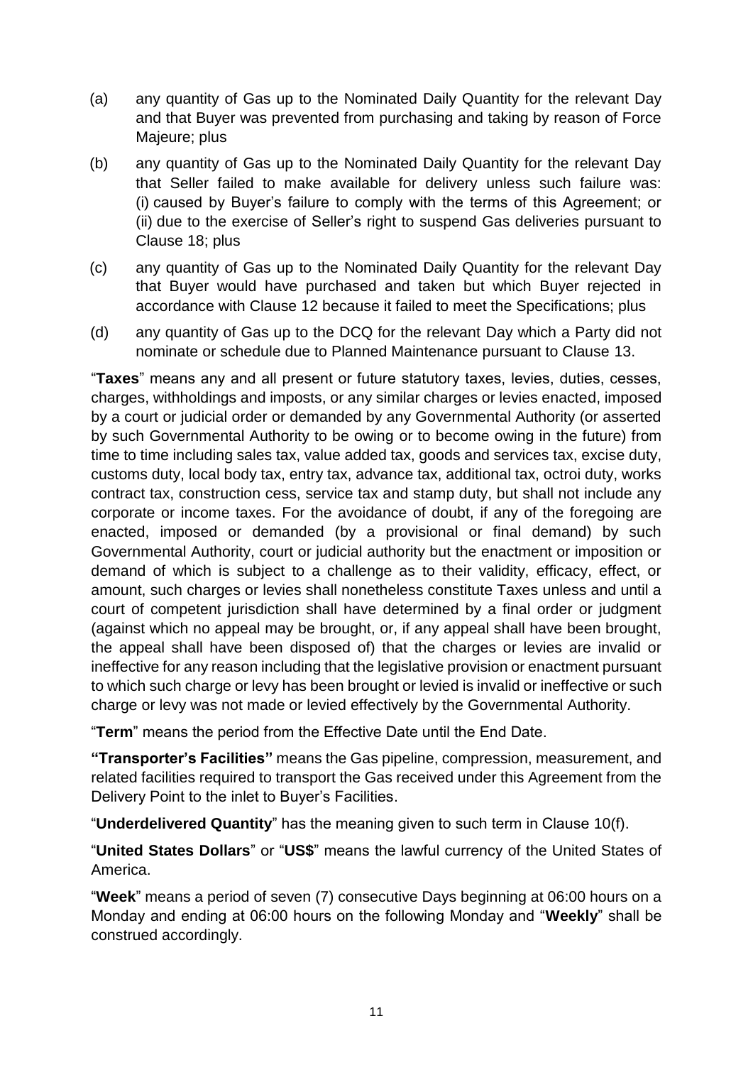(a) any quantity of Gas up to the Nominated Daily Quantity for the relevant Day and that Buyer was prevented from purchasing and taking by reason of Force Majeure; plus

(b) any quantity of Gas up to the Nominated Daily Quantity for the relevant Day that Seller failed to make available for delivery unless such failure was: (i) caused by Buyer's failure to comply with the terms of this Agreement; or (ii) due to the exercise of Seller's right to suspend Gas deliveries pursuant to Clause 18; plus

(c) any quantity of Gas up to the Nominated Daily Quantity for the relevant Day that Buyer would have purchased and taken but which Buyer rejected in accordance with Clause 12 because it failed to meet the Specifications; plus

(d) any quantity of Gas up to the DCQ for the relevant Day which a Party did not nominate or schedule due to Planned Maintenance pursuant to Clause 13.

"**Taxes**" means any and all present or future statutory taxes, levies, duties, cesses, charges, withholdings and imposts, or any similar charges or levies enacted, imposed by a court or judicial order or demanded by any Governmental Authority (or asserted by such Governmental Authority to be owing or to become owing in the future) from time to time including sales tax, value added tax, goods and services tax, excise duty, customs duty, local body tax, entry tax, advance tax, additional tax, octroi duty, works contract tax, construction cess, service tax and stamp duty, but shall not include any corporate or income taxes. For the avoidance of doubt, if any of the foregoing are enacted, imposed or demanded (by a provisional or final demand) by such Governmental Authority, court or judicial authority but the enactment or imposition or demand of which is subject to a challenge as to their validity, efficacy, effect, or amount, such charges or levies shall nonetheless constitute Taxes unless and until a court of competent jurisdiction shall have determined by a final order or judgment (against which no appeal may be brought, or, if any appeal shall have been brought, the appeal shall have been disposed of) that the charges or levies are invalid or ineffective for any reason including that the legislative provision or enactment pursuant to which such charge or levy has been brought or levied is invalid or ineffective or such charge or levy was not made or levied effectively by the Governmental Authority.

"**Term**" means the period from the Effective Date until the End Date.

**"Transporter's Facilities"** means the Gas pipeline, compression, measurement, and related facilities required to transport the Gas received under this Agreement from the Delivery Point to the inlet to Buyer's Facilities.

"**Underdelivered Quantity**" has the meaning given to such term in Clause 10(f).

"**United States Dollars**" or "**US$**" means the lawful currency of the United States of America.

"**Week**" means a period of seven (7) consecutive Days beginning at 06:00 hours on a Monday and ending at 06:00 hours on the following Monday and "**Weekly**" shall be construed accordingly.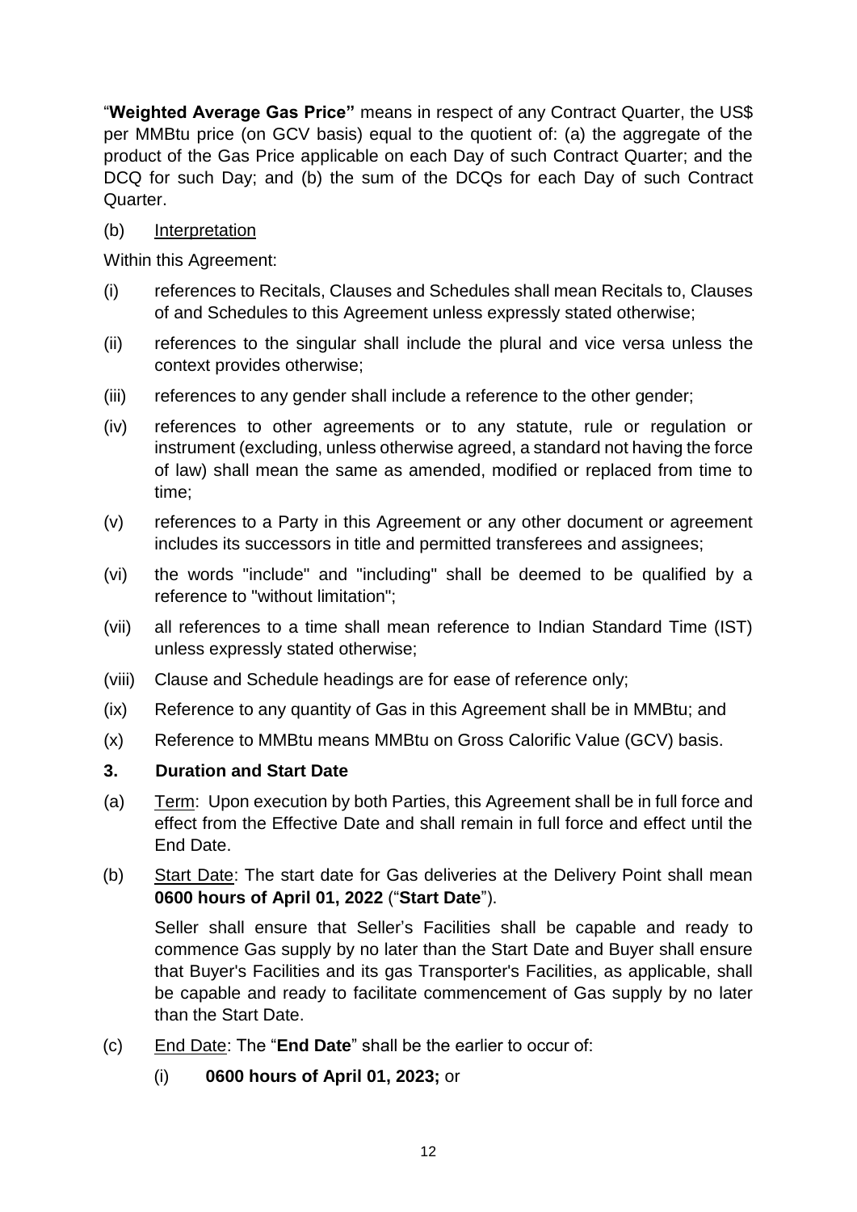"**Weighted Average Gas Price"** means in respect of any Contract Quarter, the US$ per MMBtu price (on GCV basis) equal to the quotient of: (a) the aggregate of the product of the Gas Price applicable on each Day of such Contract Quarter; and the DCQ for such Day; and (b) the sum of the DCQs for each Day of such Contract Quarter.

(b) Interpretation

Within this Agreement:

(i) references to Recitals, Clauses and Schedules shall mean Recitals to, Clauses of and Schedules to this Agreement unless expressly stated otherwise;

(ii) references to the singular shall include the plural and vice versa unless the context provides otherwise;

(iii) references to any gender shall include a reference to the other gender;

(iv) references to other agreements or to any statute, rule or regulation or instrument (excluding, unless otherwise agreed, a standard not having the force of law) shall mean the same as amended, modified or replaced from time to time;

(v) references to a Party in this Agreement or any other document or agreement includes its successors in title and permitted transferees and assignees;

(vi) the words "include" and "including" shall be deemed to be qualified by a reference to "without limitation";

(vii) all references to a time shall mean reference to Indian Standard Time (IST) unless expressly stated otherwise;

(viii) Clause and Schedule headings are for ease of reference only;

(ix) Reference to any quantity of Gas in this Agreement shall be in MMBtu; and

(x) Reference to MMBtu means MMBtu on Gross Calorific Value (GCV) basis.

## 3. Duration and Start Date

(a) Term: Upon execution by both Parties, this Agreement shall be in full force and effect from the Effective Date and shall remain in full force and effect until the End Date.

(b) Start Date: The start date for Gas deliveries at the Delivery Point shall mean **0600 hours of April 01, 2022** ("**Start Date**").

Seller shall ensure that Seller's Facilities shall be capable and ready to commence Gas supply by no later than the Start Date and Buyer shall ensure that Buyer's Facilities and its gas Transporter's Facilities, as applicable, shall be capable and ready to facilitate commencement of Gas supply by no later than the Start Date.

(c) End Date: The "**End Date**" shall be the earlier to occur of:

(i) **0600 hours of April 01, 2023;** or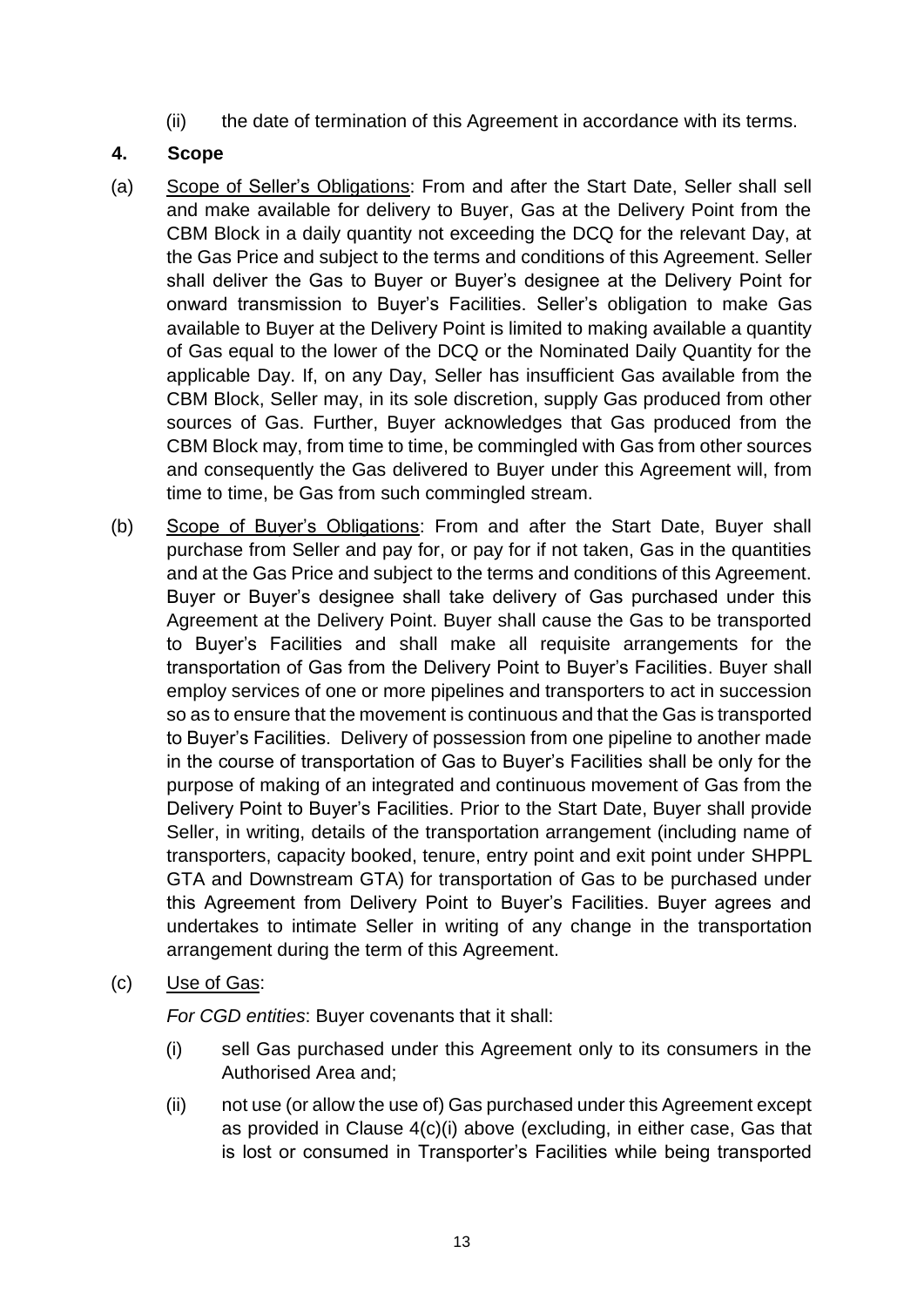(ii) the date of termination of this Agreement in accordance with its terms.

## 4. Scope

(a) Scope of Seller's Obligations: From and after the Start Date, Seller shall sell and make available for delivery to Buyer, Gas at the Delivery Point from the CBM Block in a daily quantity not exceeding the DCQ for the relevant Day, at the Gas Price and subject to the terms and conditions of this Agreement. Seller shall deliver the Gas to Buyer or Buyer's designee at the Delivery Point for onward transmission to Buyer's Facilities. Seller's obligation to make Gas available to Buyer at the Delivery Point is limited to making available a quantity of Gas equal to the lower of the DCQ or the Nominated Daily Quantity for the applicable Day. If, on any Day, Seller has insufficient Gas available from the CBM Block, Seller may, in its sole discretion, supply Gas produced from other sources of Gas. Further, Buyer acknowledges that Gas produced from the CBM Block may, from time to time, be commingled with Gas from other sources and consequently the Gas delivered to Buyer under this Agreement will, from time to time, be Gas from such commingled stream.

(b) Scope of Buyer's Obligations: From and after the Start Date, Buyer shall purchase from Seller and pay for, or pay for if not taken, Gas in the quantities and at the Gas Price and subject to the terms and conditions of this Agreement. Buyer or Buyer's designee shall take delivery of Gas purchased under this Agreement at the Delivery Point. Buyer shall cause the Gas to be transported to Buyer's Facilities and shall make all requisite arrangements for the transportation of Gas from the Delivery Point to Buyer's Facilities. Buyer shall employ services of one or more pipelines and transporters to act in succession so as to ensure that the movement is continuous and that the Gas is transported to Buyer's Facilities. Delivery of possession from one pipeline to another made in the course of transportation of Gas to Buyer's Facilities shall be only for the purpose of making of an integrated and continuous movement of Gas from the Delivery Point to Buyer's Facilities. Prior to the Start Date, Buyer shall provide Seller, in writing, details of the transportation arrangement (including name of transporters, capacity booked, tenure, entry point and exit point under SHPPL GTA and Downstream GTA) for transportation of Gas to be purchased under this Agreement from Delivery Point to Buyer's Facilities. Buyer agrees and undertakes to intimate Seller in writing of any change in the transportation arrangement during the term of this Agreement.

(c) Use of Gas:

*For CGD entities*: Buyer covenants that it shall:

(i) sell Gas purchased under this Agreement only to its consumers in the Authorised Area and;

(ii) not use (or allow the use of) Gas purchased under this Agreement except as provided in Clause 4(c)(i) above (excluding, in either case, Gas that is lost or consumed in Transporter's Facilities while being transported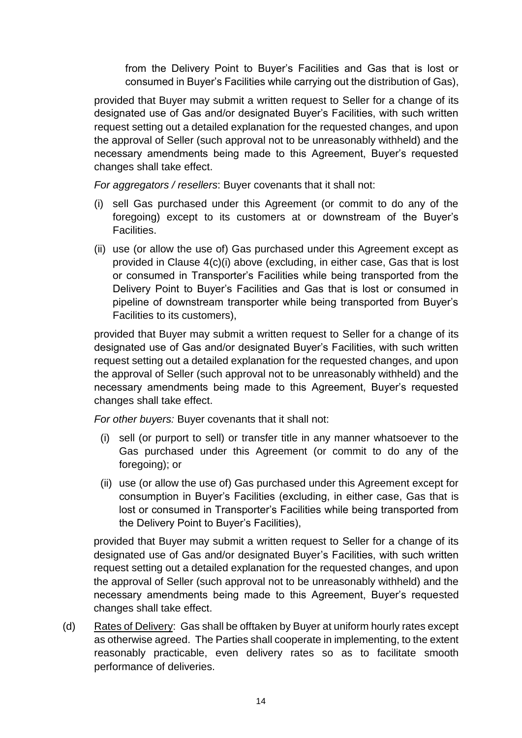from the Delivery Point to Buyer's Facilities and Gas that is lost or consumed in Buyer's Facilities while carrying out the distribution of Gas),

provided that Buyer may submit a written request to Seller for a change of its designated use of Gas and/or designated Buyer's Facilities, with such written request setting out a detailed explanation for the requested changes, and upon the approval of Seller (such approval not to be unreasonably withheld) and the necessary amendments being made to this Agreement, Buyer's requested changes shall take effect.

*For aggregators / resellers*: Buyer covenants that it shall not:

(i) sell Gas purchased under this Agreement (or commit to do any of the foregoing) except to its customers at or downstream of the Buyer's Facilities.

(ii) use (or allow the use of) Gas purchased under this Agreement except as provided in Clause 4(c)(i) above (excluding, in either case, Gas that is lost or consumed in Transporter's Facilities while being transported from the Delivery Point to Buyer's Facilities and Gas that is lost or consumed in pipeline of downstream transporter while being transported from Buyer's Facilities to its customers),

provided that Buyer may submit a written request to Seller for a change of its designated use of Gas and/or designated Buyer's Facilities, with such written request setting out a detailed explanation for the requested changes, and upon the approval of Seller (such approval not to be unreasonably withheld) and the necessary amendments being made to this Agreement, Buyer's requested changes shall take effect.

*For other buyers:* Buyer covenants that it shall not:

(i) sell (or purport to sell) or transfer title in any manner whatsoever to the Gas purchased under this Agreement (or commit to do any of the foregoing); or

(ii) use (or allow the use of) Gas purchased under this Agreement except for consumption in Buyer's Facilities (excluding, in either case, Gas that is lost or consumed in Transporter's Facilities while being transported from the Delivery Point to Buyer's Facilities),

provided that Buyer may submit a written request to Seller for a change of its designated use of Gas and/or designated Buyer's Facilities, with such written request setting out a detailed explanation for the requested changes, and upon the approval of Seller (such approval not to be unreasonably withheld) and the necessary amendments being made to this Agreement, Buyer's requested changes shall take effect.

(d) Rates of Delivery: Gas shall be offtaken by Buyer at uniform hourly rates except as otherwise agreed. The Parties shall cooperate in implementing, to the extent reasonably practicable, even delivery rates so as to facilitate smooth performance of deliveries.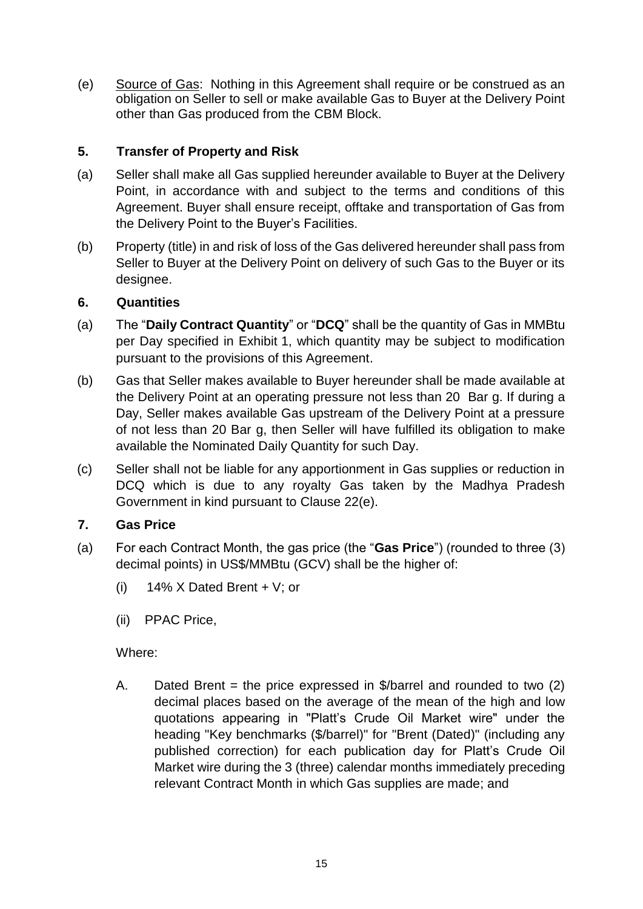(e) Source of Gas: Nothing in this Agreement shall require or be construed as an obligation on Seller to sell or make available Gas to Buyer at the Delivery Point other than Gas produced from the CBM Block.

## 5. Transfer of Property and Risk

(a) Seller shall make all Gas supplied hereunder available to Buyer at the Delivery Point, in accordance with and subject to the terms and conditions of this Agreement. Buyer shall ensure receipt, offtake and transportation of Gas from the Delivery Point to the Buyer's Facilities.

(b) Property (title) in and risk of loss of the Gas delivered hereunder shall pass from Seller to Buyer at the Delivery Point on delivery of such Gas to the Buyer or its designee.

## 6. Quantities

(a) The "**Daily Contract Quantity**" or "**DCQ**" shall be the quantity of Gas in MMBtu per Day specified in Exhibit 1, which quantity may be subject to modification pursuant to the provisions of this Agreement.

(b) Gas that Seller makes available to Buyer hereunder shall be made available at the Delivery Point at an operating pressure not less than 20 Bar g. If during a Day, Seller makes available Gas upstream of the Delivery Point at a pressure of not less than 20 Bar g, then Seller will have fulfilled its obligation to make available the Nominated Daily Quantity for such Day.

(c) Seller shall not be liable for any apportionment in Gas supplies or reduction in DCQ which is due to any royalty Gas taken by the Madhya Pradesh Government in kind pursuant to Clause 22(e).

## 7. Gas Price

(a) For each Contract Month, the gas price (the "**Gas Price**") (rounded to three (3) decimal points) in US$/MMBtu (GCV) shall be the higher of:

(i) 14% X Dated Brent + V; or

(ii) PPAC Price,

Where:

A. Dated Brent = the price expressed in $/barrel and rounded to two (2) decimal places based on the average of the mean of the high and low quotations appearing in "Platt's Crude Oil Market wire" under the heading "Key benchmarks ($/barrel)" for "Brent (Dated)" (including any published correction) for each publication day for Platt's Crude Oil Market wire during the 3 (three) calendar months immediately preceding relevant Contract Month in which Gas supplies are made; and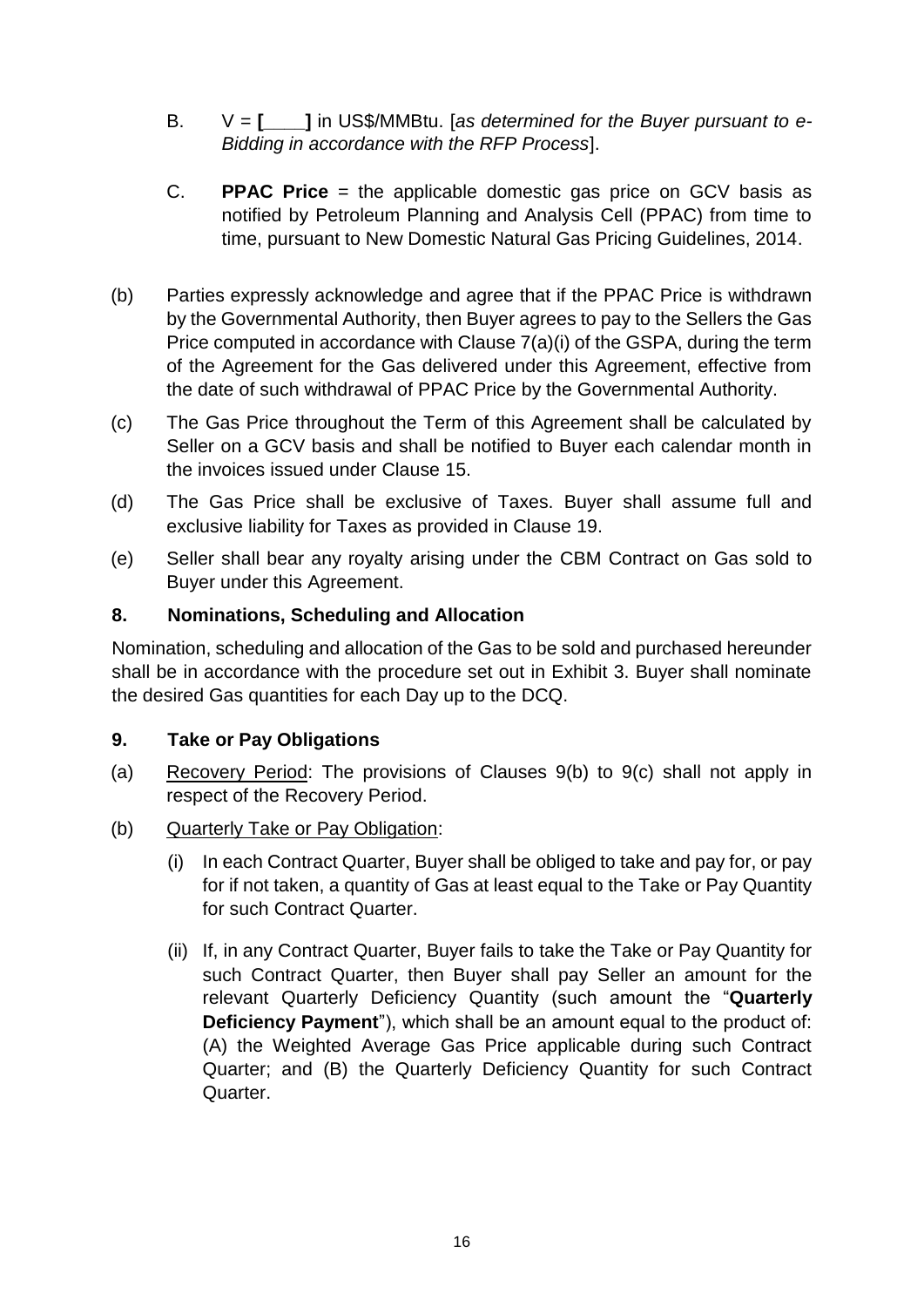B. V = **[\_\_\_\_]** in US$/MMBtu. [*as determined for the Buyer pursuant to e-Bidding in accordance with the RFP Process*].

C. **PPAC Price** = the applicable domestic gas price on GCV basis as notified by Petroleum Planning and Analysis Cell (PPAC) from time to time, pursuant to New Domestic Natural Gas Pricing Guidelines, 2014.

(b) Parties expressly acknowledge and agree that if the PPAC Price is withdrawn by the Governmental Authority, then Buyer agrees to pay to the Sellers the Gas Price computed in accordance with Clause 7(a)(i) of the GSPA, during the term of the Agreement for the Gas delivered under this Agreement, effective from the date of such withdrawal of PPAC Price by the Governmental Authority.

(c) The Gas Price throughout the Term of this Agreement shall be calculated by Seller on a GCV basis and shall be notified to Buyer each calendar month in the invoices issued under Clause 15.

(d) The Gas Price shall be exclusive of Taxes. Buyer shall assume full and exclusive liability for Taxes as provided in Clause 19.

(e) Seller shall bear any royalty arising under the CBM Contract on Gas sold to Buyer under this Agreement.

## 8. Nominations, Scheduling and Allocation

Nomination, scheduling and allocation of the Gas to be sold and purchased hereunder shall be in accordance with the procedure set out in Exhibit 3. Buyer shall nominate the desired Gas quantities for each Day up to the DCQ.

## 9. Take or Pay Obligations

(a) Recovery Period: The provisions of Clauses 9(b) to 9(c) shall not apply in respect of the Recovery Period.

(b) Quarterly Take or Pay Obligation:

(i) In each Contract Quarter, Buyer shall be obliged to take and pay for, or pay for if not taken, a quantity of Gas at least equal to the Take or Pay Quantity for such Contract Quarter.

(ii) If, in any Contract Quarter, Buyer fails to take the Take or Pay Quantity for such Contract Quarter, then Buyer shall pay Seller an amount for the relevant Quarterly Deficiency Quantity (such amount the "**Quarterly Deficiency Payment**"), which shall be an amount equal to the product of: (A) the Weighted Average Gas Price applicable during such Contract Quarter; and (B) the Quarterly Deficiency Quantity for such Contract Quarter.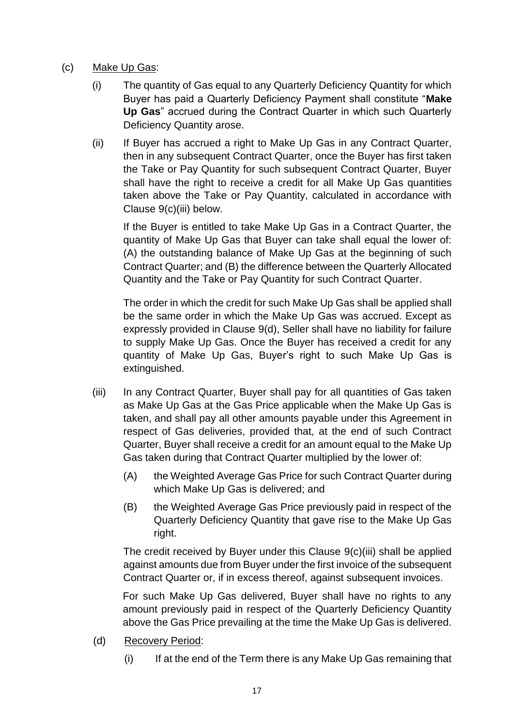(c) <u>Make Up Gas</u>:

(i) The quantity of Gas equal to any Quarterly Deficiency Quantity for which Buyer has paid a Quarterly Deficiency Payment shall constitute "**Make Up Gas**" accrued during the Contract Quarter in which such Quarterly Deficiency Quantity arose.

(ii) If Buyer has accrued a right to Make Up Gas in any Contract Quarter, then in any subsequent Contract Quarter, once the Buyer has first taken the Take or Pay Quantity for such subsequent Contract Quarter, Buyer shall have the right to receive a credit for all Make Up Gas quantities taken above the Take or Pay Quantity, calculated in accordance with Clause 9(c)(iii) below.

If the Buyer is entitled to take Make Up Gas in a Contract Quarter, the quantity of Make Up Gas that Buyer can take shall equal the lower of: (A) the outstanding balance of Make Up Gas at the beginning of such Contract Quarter; and (B) the difference between the Quarterly Allocated Quantity and the Take or Pay Quantity for such Contract Quarter.

The order in which the credit for such Make Up Gas shall be applied shall be the same order in which the Make Up Gas was accrued. Except as expressly provided in Clause 9(d), Seller shall have no liability for failure to supply Make Up Gas. Once the Buyer has received a credit for any quantity of Make Up Gas, Buyer's right to such Make Up Gas is extinguished.

(iii) In any Contract Quarter, Buyer shall pay for all quantities of Gas taken as Make Up Gas at the Gas Price applicable when the Make Up Gas is taken, and shall pay all other amounts payable under this Agreement in respect of Gas deliveries, provided that, at the end of such Contract Quarter, Buyer shall receive a credit for an amount equal to the Make Up Gas taken during that Contract Quarter multiplied by the lower of:

(A) the Weighted Average Gas Price for such Contract Quarter during which Make Up Gas is delivered; and

(B) the Weighted Average Gas Price previously paid in respect of the Quarterly Deficiency Quantity that gave rise to the Make Up Gas right.

The credit received by Buyer under this Clause 9(c)(iii) shall be applied against amounts due from Buyer under the first invoice of the subsequent Contract Quarter or, if in excess thereof, against subsequent invoices.

For such Make Up Gas delivered, Buyer shall have no rights to any amount previously paid in respect of the Quarterly Deficiency Quantity above the Gas Price prevailing at the time the Make Up Gas is delivered.

(d) <u>Recovery Period</u>:

(i) If at the end of the Term there is any Make Up Gas remaining that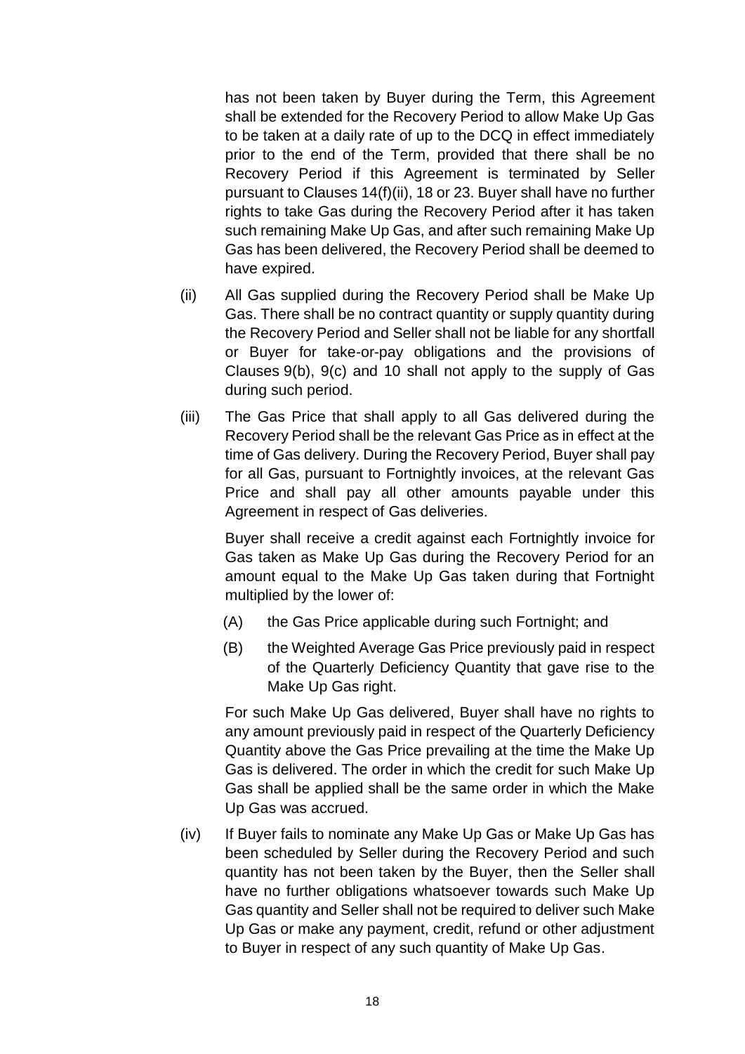has not been taken by Buyer during the Term, this Agreement shall be extended for the Recovery Period to allow Make Up Gas to be taken at a daily rate of up to the DCQ in effect immediately prior to the end of the Term, provided that there shall be no Recovery Period if this Agreement is terminated by Seller pursuant to Clauses 14(f)(ii), 18 or 23. Buyer shall have no further rights to take Gas during the Recovery Period after it has taken such remaining Make Up Gas, and after such remaining Make Up Gas has been delivered, the Recovery Period shall be deemed to have expired.

(ii) All Gas supplied during the Recovery Period shall be Make Up Gas. There shall be no contract quantity or supply quantity during the Recovery Period and Seller shall not be liable for any shortfall or Buyer for take-or-pay obligations and the provisions of Clauses 9(b), 9(c) and 10 shall not apply to the supply of Gas during such period.

(iii) The Gas Price that shall apply to all Gas delivered during the Recovery Period shall be the relevant Gas Price as in effect at the time of Gas delivery. During the Recovery Period, Buyer shall pay for all Gas, pursuant to Fortnightly invoices, at the relevant Gas Price and shall pay all other amounts payable under this Agreement in respect of Gas deliveries.

Buyer shall receive a credit against each Fortnightly invoice for Gas taken as Make Up Gas during the Recovery Period for an amount equal to the Make Up Gas taken during that Fortnight multiplied by the lower of:

(A) the Gas Price applicable during such Fortnight; and

(B) the Weighted Average Gas Price previously paid in respect of the Quarterly Deficiency Quantity that gave rise to the Make Up Gas right.

For such Make Up Gas delivered, Buyer shall have no rights to any amount previously paid in respect of the Quarterly Deficiency Quantity above the Gas Price prevailing at the time the Make Up Gas is delivered. The order in which the credit for such Make Up Gas shall be applied shall be the same order in which the Make Up Gas was accrued.

(iv) If Buyer fails to nominate any Make Up Gas or Make Up Gas has been scheduled by Seller during the Recovery Period and such quantity has not been taken by the Buyer, then the Seller shall have no further obligations whatsoever towards such Make Up Gas quantity and Seller shall not be required to deliver such Make Up Gas or make any payment, credit, refund or other adjustment to Buyer in respect of any such quantity of Make Up Gas.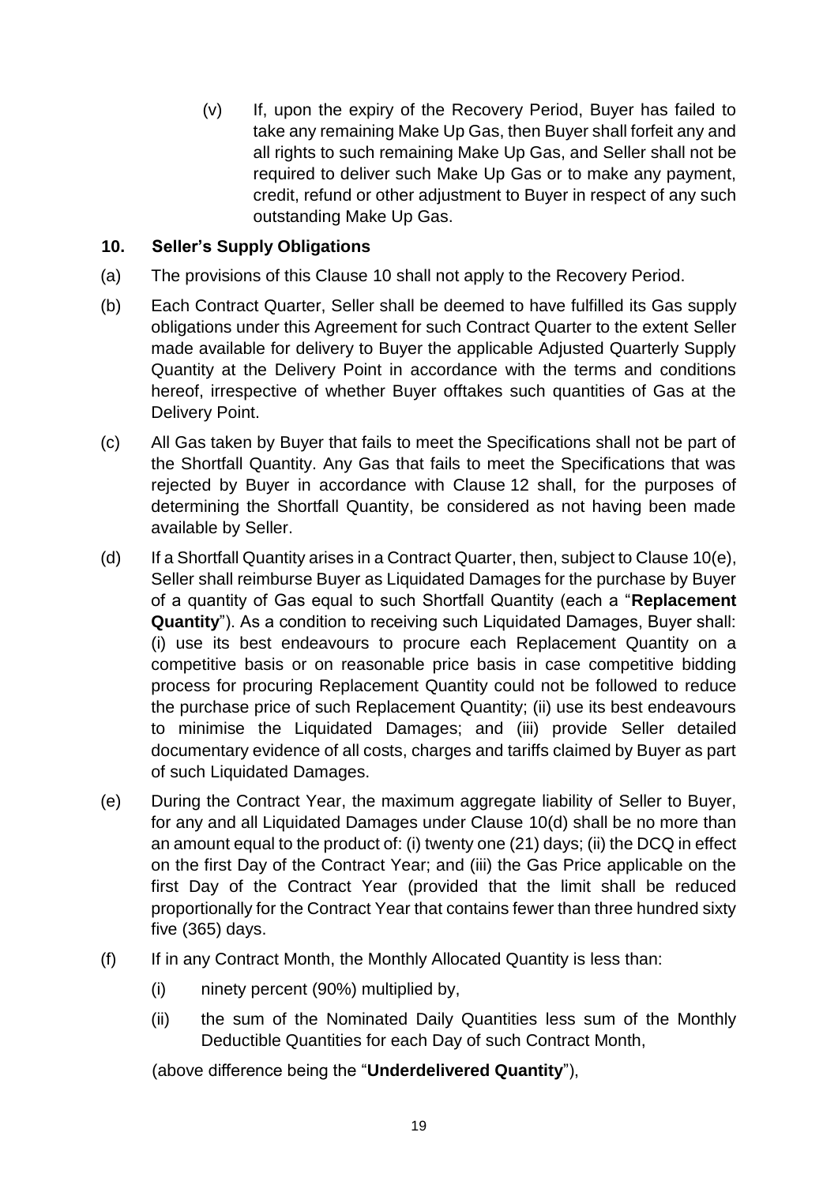(v) If, upon the expiry of the Recovery Period, Buyer has failed to take any remaining Make Up Gas, then Buyer shall forfeit any and all rights to such remaining Make Up Gas, and Seller shall not be required to deliver such Make Up Gas or to make any payment, credit, refund or other adjustment to Buyer in respect of any such outstanding Make Up Gas.

## 10. Seller's Supply Obligations

(a) The provisions of this Clause 10 shall not apply to the Recovery Period.

(b) Each Contract Quarter, Seller shall be deemed to have fulfilled its Gas supply obligations under this Agreement for such Contract Quarter to the extent Seller made available for delivery to Buyer the applicable Adjusted Quarterly Supply Quantity at the Delivery Point in accordance with the terms and conditions hereof, irrespective of whether Buyer offtakes such quantities of Gas at the Delivery Point.

(c) All Gas taken by Buyer that fails to meet the Specifications shall not be part of the Shortfall Quantity. Any Gas that fails to meet the Specifications that was rejected by Buyer in accordance with Clause 12 shall, for the purposes of determining the Shortfall Quantity, be considered as not having been made available by Seller.

(d) If a Shortfall Quantity arises in a Contract Quarter, then, subject to Clause 10(e), Seller shall reimburse Buyer as Liquidated Damages for the purchase by Buyer of a quantity of Gas equal to such Shortfall Quantity (each a "**Replacement Quantity**"). As a condition to receiving such Liquidated Damages, Buyer shall: (i) use its best endeavours to procure each Replacement Quantity on a competitive basis or on reasonable price basis in case competitive bidding process for procuring Replacement Quantity could not be followed to reduce the purchase price of such Replacement Quantity; (ii) use its best endeavours to minimise the Liquidated Damages; and (iii) provide Seller detailed documentary evidence of all costs, charges and tariffs claimed by Buyer as part of such Liquidated Damages.

(e) During the Contract Year, the maximum aggregate liability of Seller to Buyer, for any and all Liquidated Damages under Clause 10(d) shall be no more than an amount equal to the product of: (i) twenty one (21) days; (ii) the DCQ in effect on the first Day of the Contract Year; and (iii) the Gas Price applicable on the first Day of the Contract Year (provided that the limit shall be reduced proportionally for the Contract Year that contains fewer than three hundred sixty five (365) days.

(f) If in any Contract Month, the Monthly Allocated Quantity is less than:

(i) ninety percent (90%) multiplied by,

(ii) the sum of the Nominated Daily Quantities less sum of the Monthly Deductible Quantities for each Day of such Contract Month,

(above difference being the "**Underdelivered Quantity**"),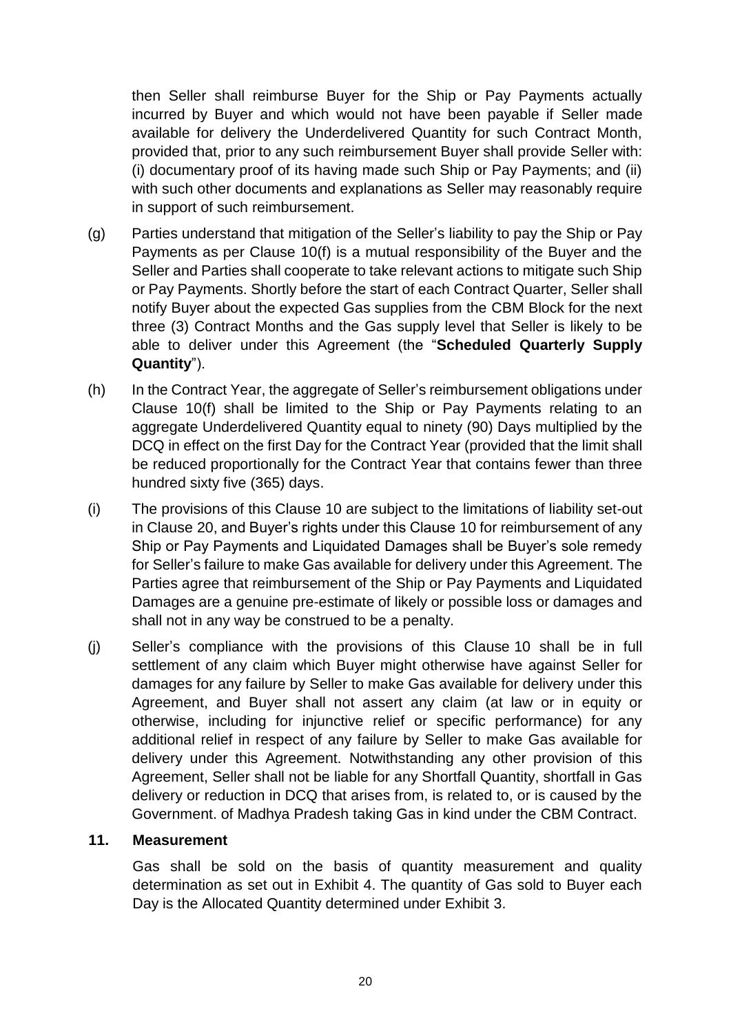then Seller shall reimburse Buyer for the Ship or Pay Payments actually incurred by Buyer and which would not have been payable if Seller made available for delivery the Underdelivered Quantity for such Contract Month, provided that, prior to any such reimbursement Buyer shall provide Seller with: (i) documentary proof of its having made such Ship or Pay Payments; and (ii) with such other documents and explanations as Seller may reasonably require in support of such reimbursement.

(g) Parties understand that mitigation of the Seller's liability to pay the Ship or Pay Payments as per Clause 10(f) is a mutual responsibility of the Buyer and the Seller and Parties shall cooperate to take relevant actions to mitigate such Ship or Pay Payments. Shortly before the start of each Contract Quarter, Seller shall notify Buyer about the expected Gas supplies from the CBM Block for the next three (3) Contract Months and the Gas supply level that Seller is likely to be able to deliver under this Agreement (the "**Scheduled Quarterly Supply Quantity**").

(h) In the Contract Year, the aggregate of Seller's reimbursement obligations under Clause 10(f) shall be limited to the Ship or Pay Payments relating to an aggregate Underdelivered Quantity equal to ninety (90) Days multiplied by the DCQ in effect on the first Day for the Contract Year (provided that the limit shall be reduced proportionally for the Contract Year that contains fewer than three hundred sixty five (365) days.

(i) The provisions of this Clause 10 are subject to the limitations of liability set-out in Clause 20, and Buyer's rights under this Clause 10 for reimbursement of any Ship or Pay Payments and Liquidated Damages shall be Buyer's sole remedy for Seller's failure to make Gas available for delivery under this Agreement. The Parties agree that reimbursement of the Ship or Pay Payments and Liquidated Damages are a genuine pre-estimate of likely or possible loss or damages and shall not in any way be construed to be a penalty.

(j) Seller's compliance with the provisions of this Clause 10 shall be in full settlement of any claim which Buyer might otherwise have against Seller for damages for any failure by Seller to make Gas available for delivery under this Agreement, and Buyer shall not assert any claim (at law or in equity or otherwise, including for injunctive relief or specific performance) for any additional relief in respect of any failure by Seller to make Gas available for delivery under this Agreement. Notwithstanding any other provision of this Agreement, Seller shall not be liable for any Shortfall Quantity, shortfall in Gas delivery or reduction in DCQ that arises from, is related to, or is caused by the Government. of Madhya Pradesh taking Gas in kind under the CBM Contract.

## 11. Measurement

Gas shall be sold on the basis of quantity measurement and quality determination as set out in Exhibit 4. The quantity of Gas sold to Buyer each Day is the Allocated Quantity determined under Exhibit 3.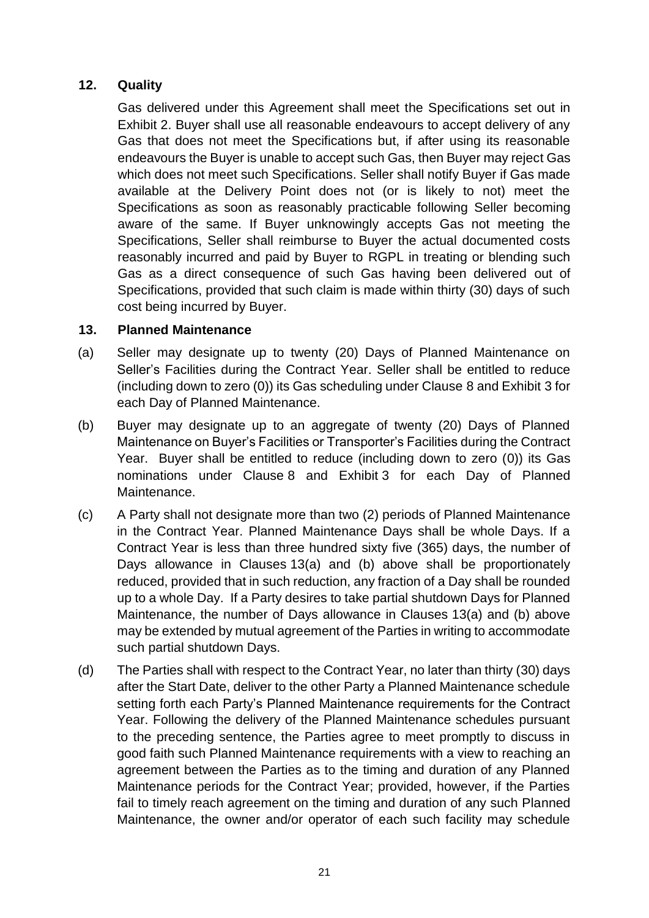## 12. Quality

Gas delivered under this Agreement shall meet the Specifications set out in Exhibit 2. Buyer shall use all reasonable endeavours to accept delivery of any Gas that does not meet the Specifications but, if after using its reasonable endeavours the Buyer is unable to accept such Gas, then Buyer may reject Gas which does not meet such Specifications. Seller shall notify Buyer if Gas made available at the Delivery Point does not (or is likely to not) meet the Specifications as soon as reasonably practicable following Seller becoming aware of the same. If Buyer unknowingly accepts Gas not meeting the Specifications, Seller shall reimburse to Buyer the actual documented costs reasonably incurred and paid by Buyer to RGPL in treating or blending such Gas as a direct consequence of such Gas having been delivered out of Specifications, provided that such claim is made within thirty (30) days of such cost being incurred by Buyer.

## 13. Planned Maintenance

(a) Seller may designate up to twenty (20) Days of Planned Maintenance on Seller's Facilities during the Contract Year. Seller shall be entitled to reduce (including down to zero (0)) its Gas scheduling under Clause 8 and Exhibit 3 for each Day of Planned Maintenance.

(b) Buyer may designate up to an aggregate of twenty (20) Days of Planned Maintenance on Buyer's Facilities or Transporter's Facilities during the Contract Year. Buyer shall be entitled to reduce (including down to zero (0)) its Gas nominations under Clause 8 and Exhibit 3 for each Day of Planned Maintenance.

(c) A Party shall not designate more than two (2) periods of Planned Maintenance in the Contract Year. Planned Maintenance Days shall be whole Days. If a Contract Year is less than three hundred sixty five (365) days, the number of Days allowance in Clauses 13(a) and (b) above shall be proportionately reduced, provided that in such reduction, any fraction of a Day shall be rounded up to a whole Day. If a Party desires to take partial shutdown Days for Planned Maintenance, the number of Days allowance in Clauses 13(a) and (b) above may be extended by mutual agreement of the Parties in writing to accommodate such partial shutdown Days.

(d) The Parties shall with respect to the Contract Year, no later than thirty (30) days after the Start Date, deliver to the other Party a Planned Maintenance schedule setting forth each Party's Planned Maintenance requirements for the Contract Year. Following the delivery of the Planned Maintenance schedules pursuant to the preceding sentence, the Parties agree to meet promptly to discuss in good faith such Planned Maintenance requirements with a view to reaching an agreement between the Parties as to the timing and duration of any Planned Maintenance periods for the Contract Year; provided, however, if the Parties fail to timely reach agreement on the timing and duration of any such Planned Maintenance, the owner and/or operator of each such facility may schedule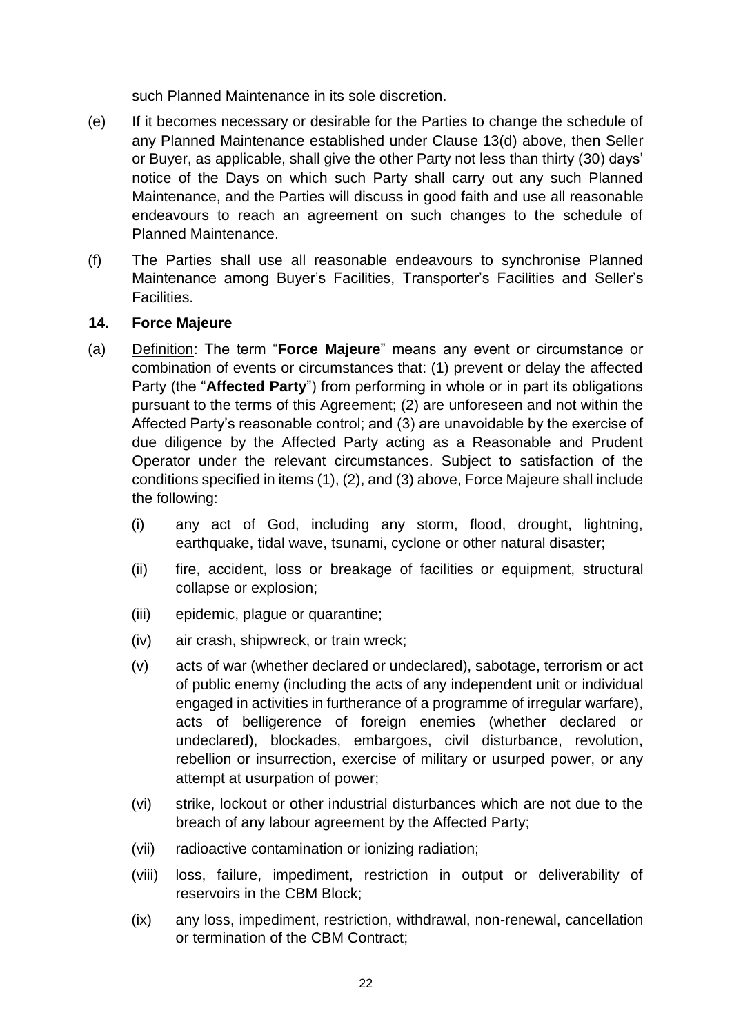such Planned Maintenance in its sole discretion.

(e) If it becomes necessary or desirable for the Parties to change the schedule of any Planned Maintenance established under Clause 13(d) above, then Seller or Buyer, as applicable, shall give the other Party not less than thirty (30) days' notice of the Days on which such Party shall carry out any such Planned Maintenance, and the Parties will discuss in good faith and use all reasonable endeavours to reach an agreement on such changes to the schedule of Planned Maintenance.

(f) The Parties shall use all reasonable endeavours to synchronise Planned Maintenance among Buyer's Facilities, Transporter's Facilities and Seller's Facilities.

## 14. Force Majeure

(a) Definition: The term "**Force Majeure**" means any event or circumstance or combination of events or circumstances that: (1) prevent or delay the affected Party (the "**Affected Party**") from performing in whole or in part its obligations pursuant to the terms of this Agreement; (2) are unforeseen and not within the Affected Party's reasonable control; and (3) are unavoidable by the exercise of due diligence by the Affected Party acting as a Reasonable and Prudent Operator under the relevant circumstances. Subject to satisfaction of the conditions specified in items (1), (2), and (3) above, Force Majeure shall include the following:

   (i) any act of God, including any storm, flood, drought, lightning, earthquake, tidal wave, tsunami, cyclone or other natural disaster;

   (ii) fire, accident, loss or breakage of facilities or equipment, structural collapse or explosion;

   (iii) epidemic, plague or quarantine;

   (iv) air crash, shipwreck, or train wreck;

   (v) acts of war (whether declared or undeclared), sabotage, terrorism or act of public enemy (including the acts of any independent unit or individual engaged in activities in furtherance of a programme of irregular warfare), acts of belligerence of foreign enemies (whether declared or undeclared), blockades, embargoes, civil disturbance, revolution, rebellion or insurrection, exercise of military or usurped power, or any attempt at usurpation of power;

   (vi) strike, lockout or other industrial disturbances which are not due to the breach of any labour agreement by the Affected Party;

   (vii) radioactive contamination or ionizing radiation;

   (viii) loss, failure, impediment, restriction in output or deliverability of reservoirs in the CBM Block;

   (ix) any loss, impediment, restriction, withdrawal, non-renewal, cancellation or termination of the CBM Contract;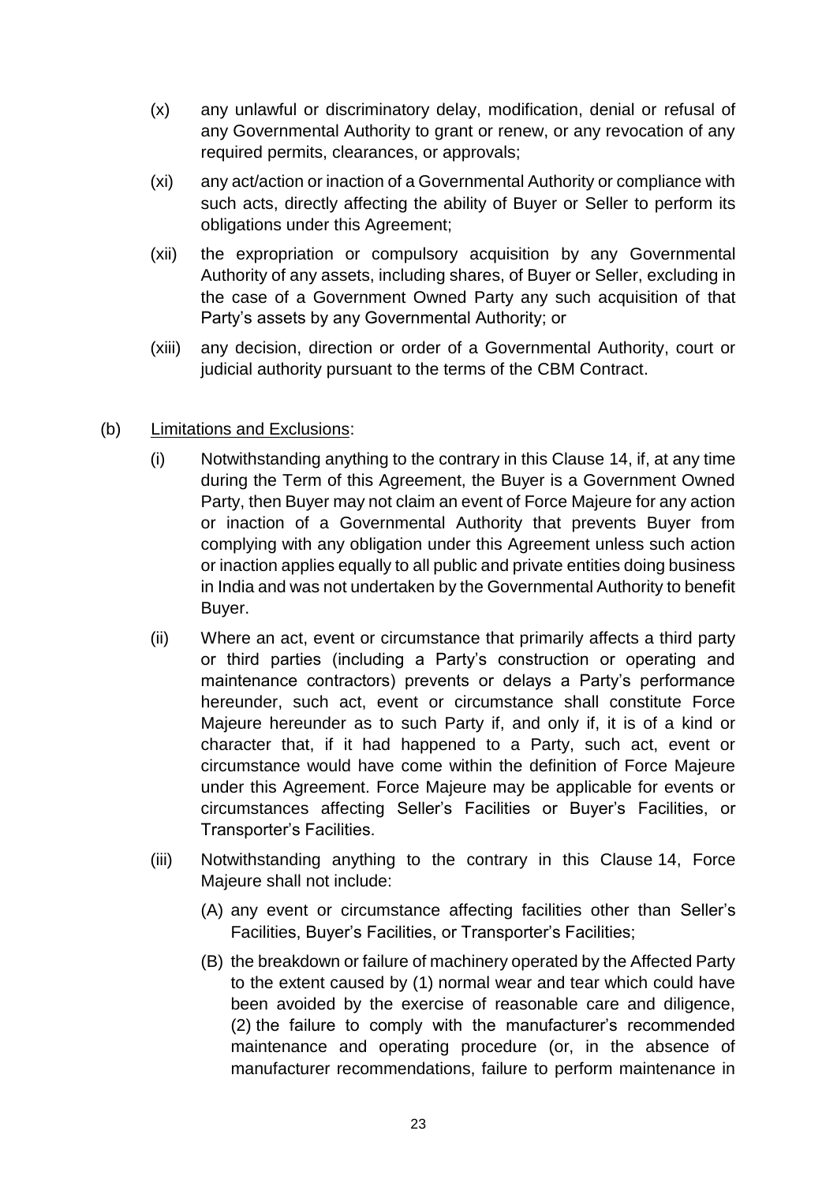(x) any unlawful or discriminatory delay, modification, denial or refusal of any Governmental Authority to grant or renew, or any revocation of any required permits, clearances, or approvals;

(xi) any act/action or inaction of a Governmental Authority or compliance with such acts, directly affecting the ability of Buyer or Seller to perform its obligations under this Agreement;

(xii) the expropriation or compulsory acquisition by any Governmental Authority of any assets, including shares, of Buyer or Seller, excluding in the case of a Government Owned Party any such acquisition of that Party's assets by any Governmental Authority; or

(xiii) any decision, direction or order of a Governmental Authority, court or judicial authority pursuant to the terms of the CBM Contract.

(b) Limitations and Exclusions:

(i) Notwithstanding anything to the contrary in this Clause 14, if, at any time during the Term of this Agreement, the Buyer is a Government Owned Party, then Buyer may not claim an event of Force Majeure for any action or inaction of a Governmental Authority that prevents Buyer from complying with any obligation under this Agreement unless such action or inaction applies equally to all public and private entities doing business in India and was not undertaken by the Governmental Authority to benefit Buyer.

(ii) Where an act, event or circumstance that primarily affects a third party or third parties (including a Party's construction or operating and maintenance contractors) prevents or delays a Party's performance hereunder, such act, event or circumstance shall constitute Force Majeure hereunder as to such Party if, and only if, it is of a kind or character that, if it had happened to a Party, such act, event or circumstance would have come within the definition of Force Majeure under this Agreement. Force Majeure may be applicable for events or circumstances affecting Seller's Facilities or Buyer's Facilities, or Transporter's Facilities.

(iii) Notwithstanding anything to the contrary in this Clause 14, Force Majeure shall not include:

(A) any event or circumstance affecting facilities other than Seller's Facilities, Buyer's Facilities, or Transporter's Facilities;

(B) the breakdown or failure of machinery operated by the Affected Party to the extent caused by (1) normal wear and tear which could have been avoided by the exercise of reasonable care and diligence, (2) the failure to comply with the manufacturer's recommended maintenance and operating procedure (or, in the absence of manufacturer recommendations, failure to perform maintenance in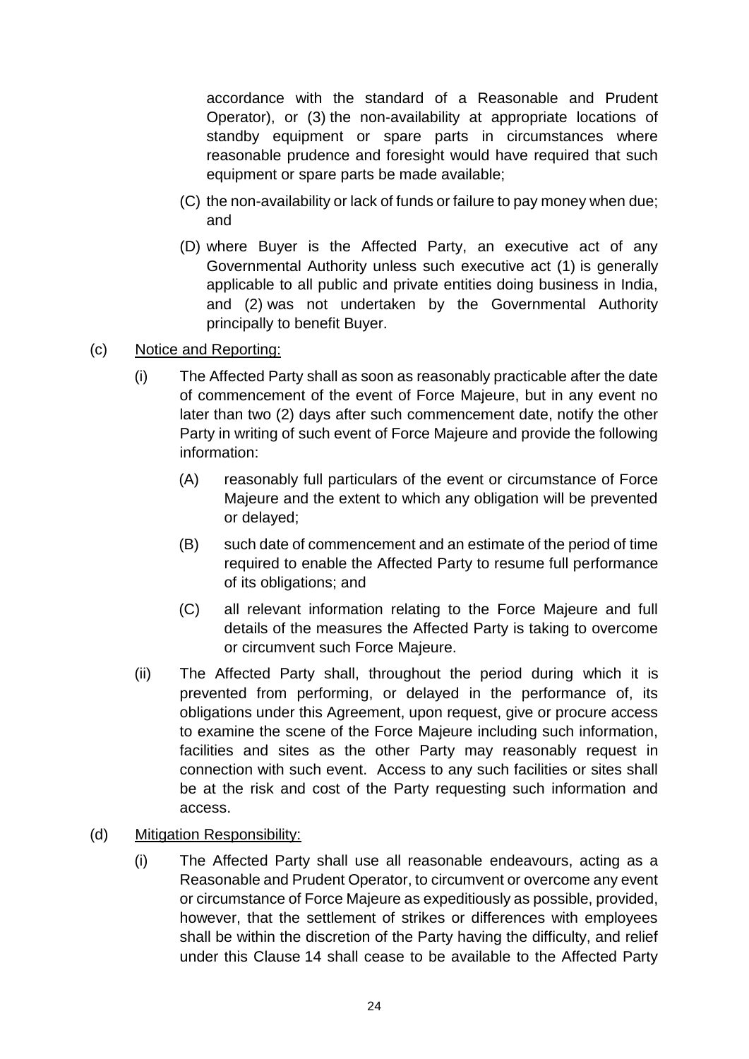accordance with the standard of a Reasonable and Prudent Operator), or (3) the non-availability at appropriate locations of standby equipment or spare parts in circumstances where reasonable prudence and foresight would have required that such equipment or spare parts be made available;

(C) the non-availability or lack of funds or failure to pay money when due; and

(D) where Buyer is the Affected Party, an executive act of any Governmental Authority unless such executive act (1) is generally applicable to all public and private entities doing business in India, and (2) was not undertaken by the Governmental Authority principally to benefit Buyer.

(c) Notice and Reporting:

(i) The Affected Party shall as soon as reasonably practicable after the date of commencement of the event of Force Majeure, but in any event no later than two (2) days after such commencement date, notify the other Party in writing of such event of Force Majeure and provide the following information:

(A) reasonably full particulars of the event or circumstance of Force Majeure and the extent to which any obligation will be prevented or delayed;

(B) such date of commencement and an estimate of the period of time required to enable the Affected Party to resume full performance of its obligations; and

(C) all relevant information relating to the Force Majeure and full details of the measures the Affected Party is taking to overcome or circumvent such Force Majeure.

(ii) The Affected Party shall, throughout the period during which it is prevented from performing, or delayed in the performance of, its obligations under this Agreement, upon request, give or procure access to examine the scene of the Force Majeure including such information, facilities and sites as the other Party may reasonably request in connection with such event. Access to any such facilities or sites shall be at the risk and cost of the Party requesting such information and access.

(d) Mitigation Responsibility:

(i) The Affected Party shall use all reasonable endeavours, acting as a Reasonable and Prudent Operator, to circumvent or overcome any event or circumstance of Force Majeure as expeditiously as possible, provided, however, that the settlement of strikes or differences with employees shall be within the discretion of the Party having the difficulty, and relief under this Clause 14 shall cease to be available to the Affected Party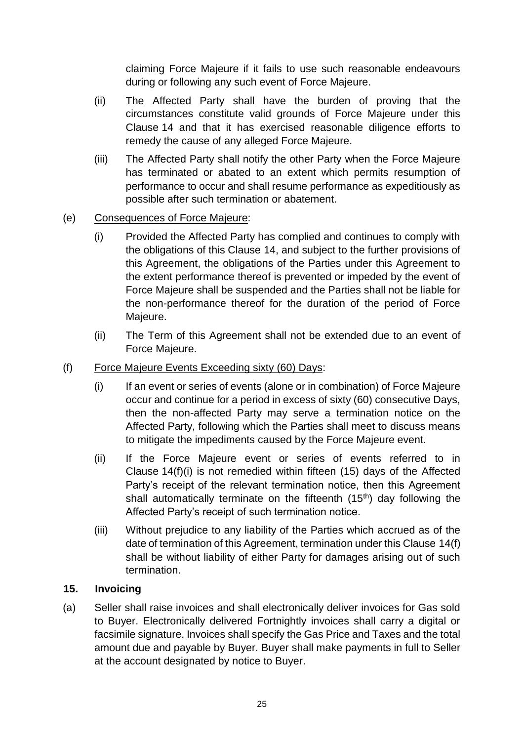claiming Force Majeure if it fails to use such reasonable endeavours during or following any such event of Force Majeure.

(ii) The Affected Party shall have the burden of proving that the circumstances constitute valid grounds of Force Majeure under this Clause 14 and that it has exercised reasonable diligence efforts to remedy the cause of any alleged Force Majeure.

(iii) The Affected Party shall notify the other Party when the Force Majeure has terminated or abated to an extent which permits resumption of performance to occur and shall resume performance as expeditiously as possible after such termination or abatement.

(e) Consequences of Force Majeure:

(i) Provided the Affected Party has complied and continues to comply with the obligations of this Clause 14, and subject to the further provisions of this Agreement, the obligations of the Parties under this Agreement to the extent performance thereof is prevented or impeded by the event of Force Majeure shall be suspended and the Parties shall not be liable for the non-performance thereof for the duration of the period of Force Majeure.

(ii) The Term of this Agreement shall not be extended due to an event of Force Majeure.

(f) Force Majeure Events Exceeding sixty (60) Days:

(i) If an event or series of events (alone or in combination) of Force Majeure occur and continue for a period in excess of sixty (60) consecutive Days, then the non-affected Party may serve a termination notice on the Affected Party, following which the Parties shall meet to discuss means to mitigate the impediments caused by the Force Majeure event.

(ii) If the Force Majeure event or series of events referred to in Clause 14(f)(i) is not remedied within fifteen (15) days of the Affected Party's receipt of the relevant termination notice, then this Agreement shall automatically terminate on the fifteenth (15th) day following the Affected Party's receipt of such termination notice.

(iii) Without prejudice to any liability of the Parties which accrued as of the date of termination of this Agreement, termination under this Clause 14(f) shall be without liability of either Party for damages arising out of such termination.

## 15. Invoicing

(a) Seller shall raise invoices and shall electronically deliver invoices for Gas sold to Buyer. Electronically delivered Fortnightly invoices shall carry a digital or facsimile signature. Invoices shall specify the Gas Price and Taxes and the total amount due and payable by Buyer. Buyer shall make payments in full to Seller at the account designated by notice to Buyer.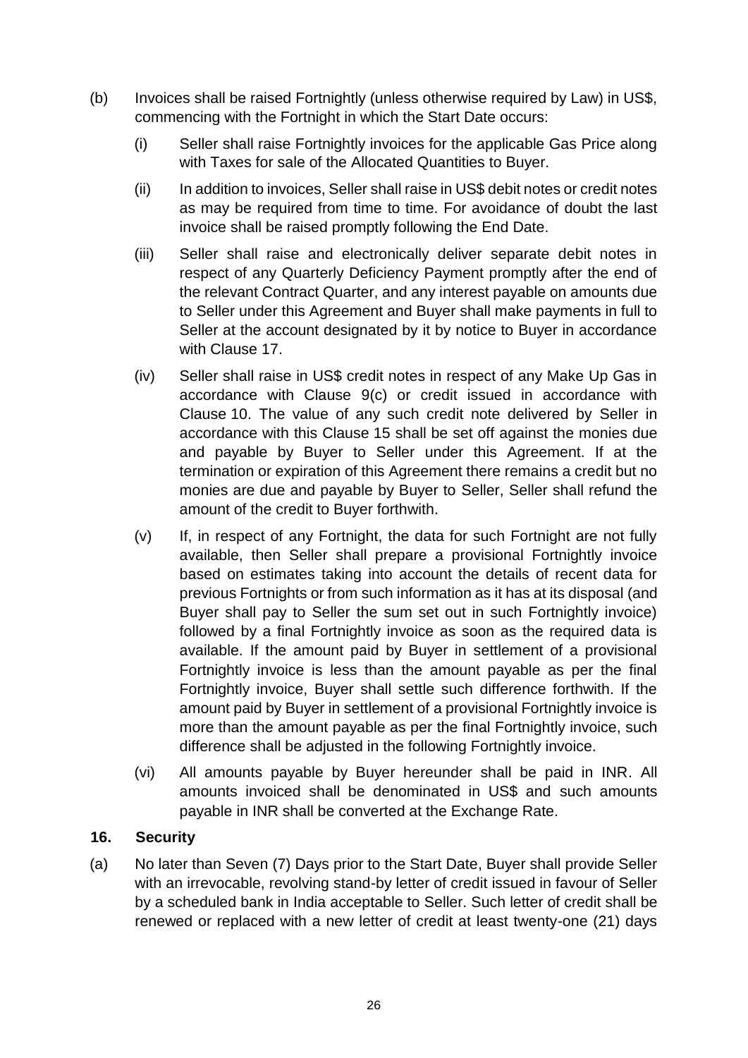(b) Invoices shall be raised Fortnightly (unless otherwise required by Law) in US$, commencing with the Fortnight in which the Start Date occurs:

   (i) Seller shall raise Fortnightly invoices for the applicable Gas Price along with Taxes for sale of the Allocated Quantities to Buyer.

   (ii) In addition to invoices, Seller shall raise in US$ debit notes or credit notes as may be required from time to time. For avoidance of doubt the last invoice shall be raised promptly following the End Date.

   (iii) Seller shall raise and electronically deliver separate debit notes in respect of any Quarterly Deficiency Payment promptly after the end of the relevant Contract Quarter, and any interest payable on amounts due to Seller under this Agreement and Buyer shall make payments in full to Seller at the account designated by it by notice to Buyer in accordance with Clause 17.

   (iv) Seller shall raise in US$ credit notes in respect of any Make Up Gas in accordance with Clause 9(c) or credit issued in accordance with Clause 10. The value of any such credit note delivered by Seller in accordance with this Clause 15 shall be set off against the monies due and payable by Buyer to Seller under this Agreement. If at the termination or expiration of this Agreement there remains a credit but no monies are due and payable by Buyer to Seller, Seller shall refund the amount of the credit to Buyer forthwith.

   (v) If, in respect of any Fortnight, the data for such Fortnight are not fully available, then Seller shall prepare a provisional Fortnightly invoice based on estimates taking into account the details of recent data for previous Fortnights or from such information as it has at its disposal (and Buyer shall pay to Seller the sum set out in such Fortnightly invoice) followed by a final Fortnightly invoice as soon as the required data is available. If the amount paid by Buyer in settlement of a provisional Fortnightly invoice is less than the amount payable as per the final Fortnightly invoice, Buyer shall settle such difference forthwith. If the amount paid by Buyer in settlement of a provisional Fortnightly invoice is more than the amount payable as per the final Fortnightly invoice, such difference shall be adjusted in the following Fortnightly invoice.

   (vi) All amounts payable by Buyer hereunder shall be paid in INR. All amounts invoiced shall be denominated in US$ and such amounts payable in INR shall be converted at the Exchange Rate.

## 16. Security

(a) No later than Seven (7) Days prior to the Start Date, Buyer shall provide Seller with an irrevocable, revolving stand-by letter of credit issued in favour of Seller by a scheduled bank in India acceptable to Seller. Such letter of credit shall be renewed or replaced with a new letter of credit at least twenty-one (21) days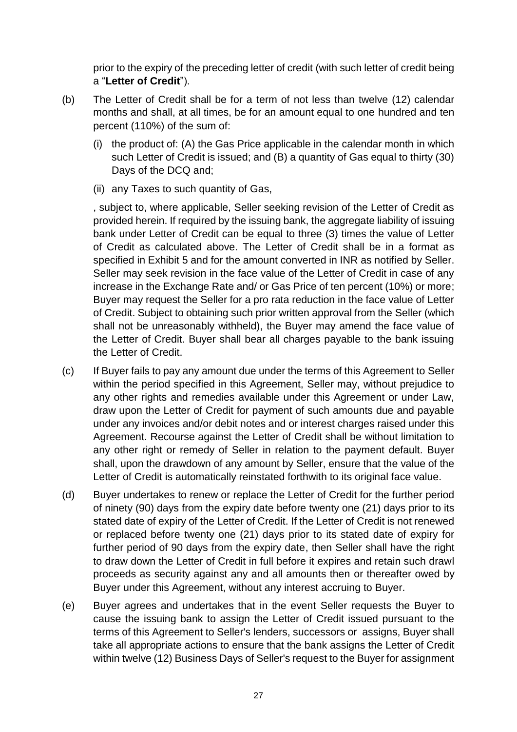prior to the expiry of the preceding letter of credit (with such letter of credit being a "**Letter of Credit**").

(b) The Letter of Credit shall be for a term of not less than twelve (12) calendar months and shall, at all times, be for an amount equal to one hundred and ten percent (110%) of the sum of:

(i) the product of: (A) the Gas Price applicable in the calendar month in which such Letter of Credit is issued; and (B) a quantity of Gas equal to thirty (30) Days of the DCQ and;

(ii) any Taxes to such quantity of Gas,

, subject to, where applicable, Seller seeking revision of the Letter of Credit as provided herein. If required by the issuing bank, the aggregate liability of issuing bank under Letter of Credit can be equal to three (3) times the value of Letter of Credit as calculated above. The Letter of Credit shall be in a format as specified in Exhibit 5 and for the amount converted in INR as notified by Seller. Seller may seek revision in the face value of the Letter of Credit in case of any increase in the Exchange Rate and/ or Gas Price of ten percent (10%) or more; Buyer may request the Seller for a pro rata reduction in the face value of Letter of Credit. Subject to obtaining such prior written approval from the Seller (which shall not be unreasonably withheld), the Buyer may amend the face value of the Letter of Credit. Buyer shall bear all charges payable to the bank issuing the Letter of Credit.

(c) If Buyer fails to pay any amount due under the terms of this Agreement to Seller within the period specified in this Agreement, Seller may, without prejudice to any other rights and remedies available under this Agreement or under Law, draw upon the Letter of Credit for payment of such amounts due and payable under any invoices and/or debit notes and or interest charges raised under this Agreement. Recourse against the Letter of Credit shall be without limitation to any other right or remedy of Seller in relation to the payment default. Buyer shall, upon the drawdown of any amount by Seller, ensure that the value of the Letter of Credit is automatically reinstated forthwith to its original face value.

(d) Buyer undertakes to renew or replace the Letter of Credit for the further period of ninety (90) days from the expiry date before twenty one (21) days prior to its stated date of expiry of the Letter of Credit. If the Letter of Credit is not renewed or replaced before twenty one (21) days prior to its stated date of expiry for further period of 90 days from the expiry date, then Seller shall have the right to draw down the Letter of Credit in full before it expires and retain such drawl proceeds as security against any and all amounts then or thereafter owed by Buyer under this Agreement, without any interest accruing to Buyer.

(e) Buyer agrees and undertakes that in the event Seller requests the Buyer to cause the issuing bank to assign the Letter of Credit issued pursuant to the terms of this Agreement to Seller's lenders, successors or assigns, Buyer shall take all appropriate actions to ensure that the bank assigns the Letter of Credit within twelve (12) Business Days of Seller's request to the Buyer for assignment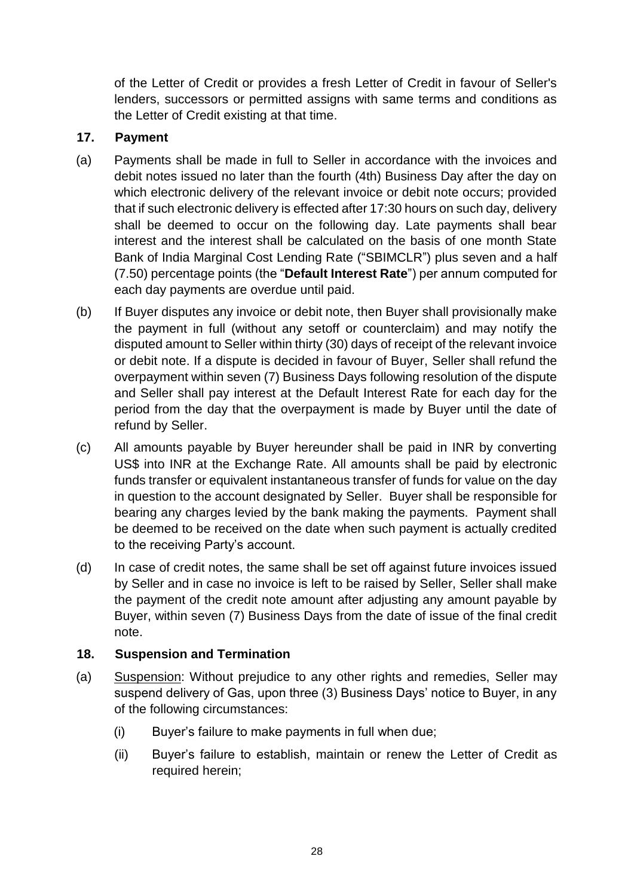of the Letter of Credit or provides a fresh Letter of Credit in favour of Seller's lenders, successors or permitted assigns with same terms and conditions as the Letter of Credit existing at that time.

## 17. Payment

(a) Payments shall be made in full to Seller in accordance with the invoices and debit notes issued no later than the fourth (4th) Business Day after the day on which electronic delivery of the relevant invoice or debit note occurs; provided that if such electronic delivery is effected after 17:30 hours on such day, delivery shall be deemed to occur on the following day. Late payments shall bear interest and the interest shall be calculated on the basis of one month State Bank of India Marginal Cost Lending Rate ("SBIMCLR") plus seven and a half (7.50) percentage points (the "**Default Interest Rate**") per annum computed for each day payments are overdue until paid.

(b) If Buyer disputes any invoice or debit note, then Buyer shall provisionally make the payment in full (without any setoff or counterclaim) and may notify the disputed amount to Seller within thirty (30) days of receipt of the relevant invoice or debit note. If a dispute is decided in favour of Buyer, Seller shall refund the overpayment within seven (7) Business Days following resolution of the dispute and Seller shall pay interest at the Default Interest Rate for each day for the period from the day that the overpayment is made by Buyer until the date of refund by Seller.

(c) All amounts payable by Buyer hereunder shall be paid in INR by converting US$ into INR at the Exchange Rate. All amounts shall be paid by electronic funds transfer or equivalent instantaneous transfer of funds for value on the day in question to the account designated by Seller. Buyer shall be responsible for bearing any charges levied by the bank making the payments. Payment shall be deemed to be received on the date when such payment is actually credited to the receiving Party's account.

(d) In case of credit notes, the same shall be set off against future invoices issued by Seller and in case no invoice is left to be raised by Seller, Seller shall make the payment of the credit note amount after adjusting any amount payable by Buyer, within seven (7) Business Days from the date of issue of the final credit note.

## 18. Suspension and Termination

(a) Suspension: Without prejudice to any other rights and remedies, Seller may suspend delivery of Gas, upon three (3) Business Days' notice to Buyer, in any of the following circumstances:

   (i) Buyer's failure to make payments in full when due;

   (ii) Buyer's failure to establish, maintain or renew the Letter of Credit as required herein;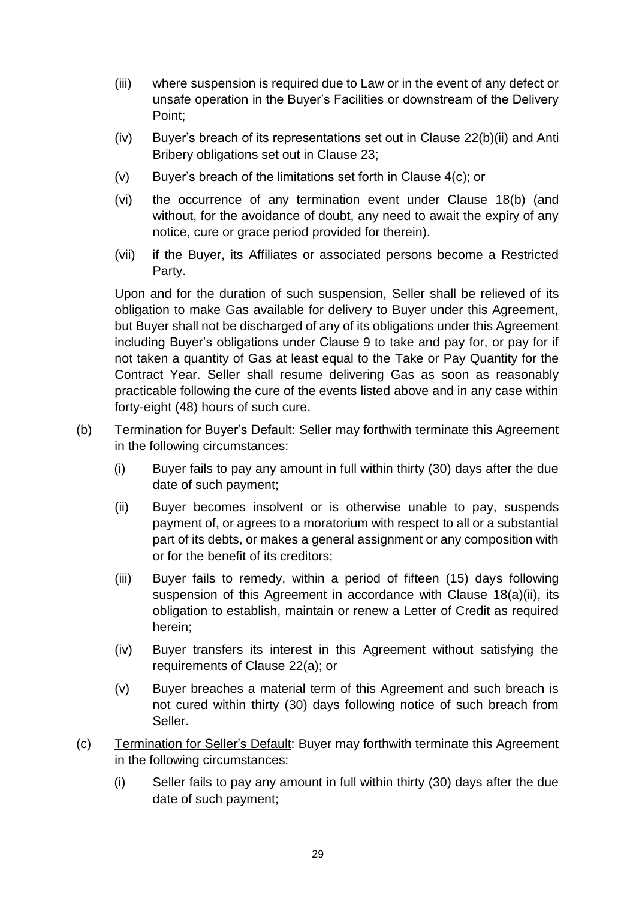(iii) where suspension is required due to Law or in the event of any defect or unsafe operation in the Buyer's Facilities or downstream of the Delivery Point;

(iv) Buyer's breach of its representations set out in Clause 22(b)(ii) and Anti Bribery obligations set out in Clause 23;

(v) Buyer's breach of the limitations set forth in Clause 4(c); or

(vi) the occurrence of any termination event under Clause 18(b) (and without, for the avoidance of doubt, any need to await the expiry of any notice, cure or grace period provided for therein).

(vii) if the Buyer, its Affiliates or associated persons become a Restricted Party.

Upon and for the duration of such suspension, Seller shall be relieved of its obligation to make Gas available for delivery to Buyer under this Agreement, but Buyer shall not be discharged of any of its obligations under this Agreement including Buyer's obligations under Clause 9 to take and pay for, or pay for if not taken a quantity of Gas at least equal to the Take or Pay Quantity for the Contract Year. Seller shall resume delivering Gas as soon as reasonably practicable following the cure of the events listed above and in any case within forty-eight (48) hours of such cure.

(b) Termination for Buyer's Default: Seller may forthwith terminate this Agreement in the following circumstances:

(i) Buyer fails to pay any amount in full within thirty (30) days after the due date of such payment;

(ii) Buyer becomes insolvent or is otherwise unable to pay, suspends payment of, or agrees to a moratorium with respect to all or a substantial part of its debts, or makes a general assignment or any composition with or for the benefit of its creditors;

(iii) Buyer fails to remedy, within a period of fifteen (15) days following suspension of this Agreement in accordance with Clause 18(a)(ii), its obligation to establish, maintain or renew a Letter of Credit as required herein;

(iv) Buyer transfers its interest in this Agreement without satisfying the requirements of Clause 22(a); or

(v) Buyer breaches a material term of this Agreement and such breach is not cured within thirty (30) days following notice of such breach from Seller.

(c) Termination for Seller's Default: Buyer may forthwith terminate this Agreement in the following circumstances:

(i) Seller fails to pay any amount in full within thirty (30) days after the due date of such payment;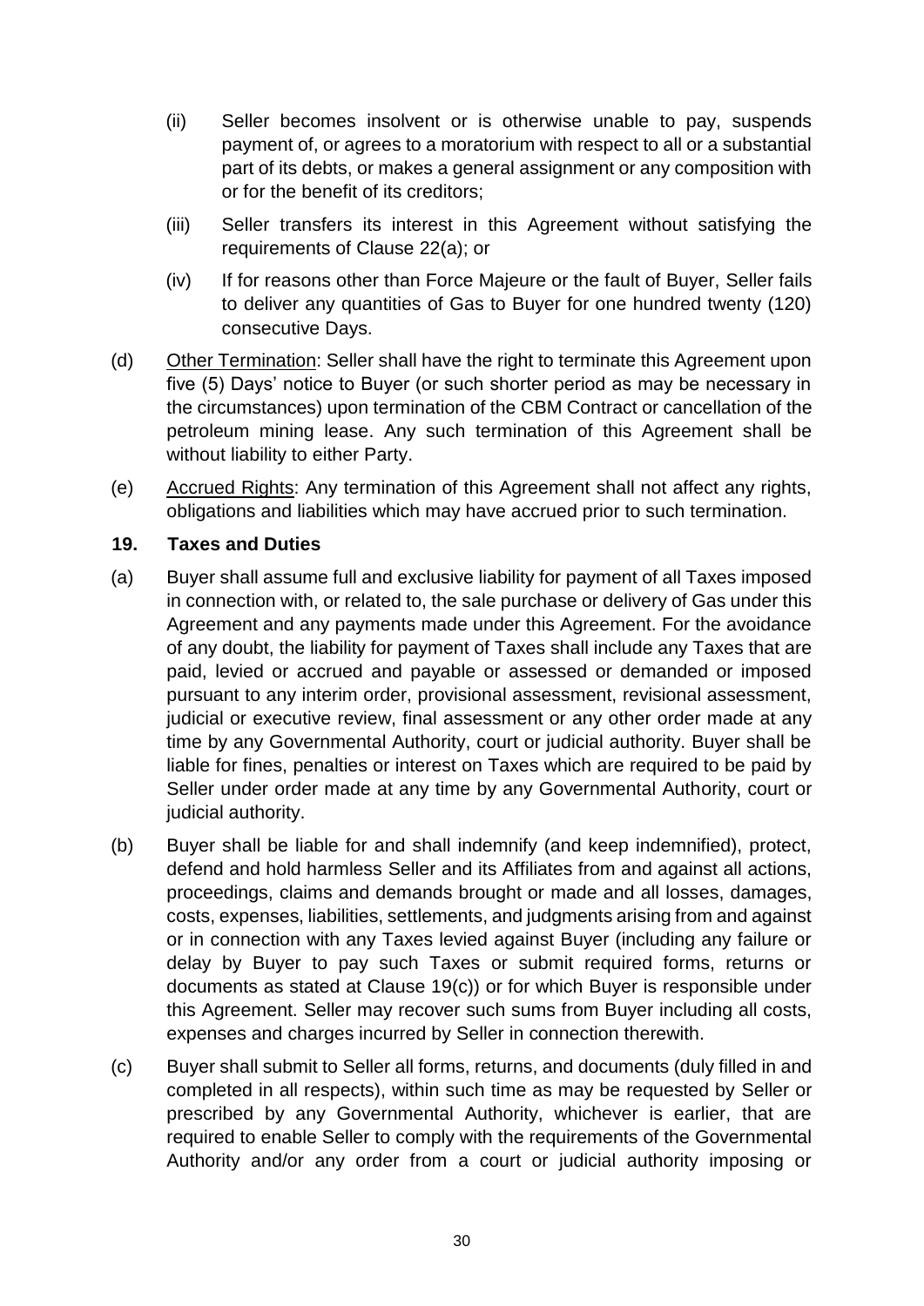(ii) Seller becomes insolvent or is otherwise unable to pay, suspends payment of, or agrees to a moratorium with respect to all or a substantial part of its debts, or makes a general assignment or any composition with or for the benefit of its creditors;

(iii) Seller transfers its interest in this Agreement without satisfying the requirements of Clause 22(a); or

(iv) If for reasons other than Force Majeure or the fault of Buyer, Seller fails to deliver any quantities of Gas to Buyer for one hundred twenty (120) consecutive Days.

(d) Other Termination: Seller shall have the right to terminate this Agreement upon five (5) Days' notice to Buyer (or such shorter period as may be necessary in the circumstances) upon termination of the CBM Contract or cancellation of the petroleum mining lease. Any such termination of this Agreement shall be without liability to either Party.

(e) Accrued Rights: Any termination of this Agreement shall not affect any rights, obligations and liabilities which may have accrued prior to such termination.

## 19. Taxes and Duties

(a) Buyer shall assume full and exclusive liability for payment of all Taxes imposed in connection with, or related to, the sale purchase or delivery of Gas under this Agreement and any payments made under this Agreement. For the avoidance of any doubt, the liability for payment of Taxes shall include any Taxes that are paid, levied or accrued and payable or assessed or demanded or imposed pursuant to any interim order, provisional assessment, revisional assessment, judicial or executive review, final assessment or any other order made at any time by any Governmental Authority, court or judicial authority. Buyer shall be liable for fines, penalties or interest on Taxes which are required to be paid by Seller under order made at any time by any Governmental Authority, court or judicial authority.

(b) Buyer shall be liable for and shall indemnify (and keep indemnified), protect, defend and hold harmless Seller and its Affiliates from and against all actions, proceedings, claims and demands brought or made and all losses, damages, costs, expenses, liabilities, settlements, and judgments arising from and against or in connection with any Taxes levied against Buyer (including any failure or delay by Buyer to pay such Taxes or submit required forms, returns or documents as stated at Clause 19(c)) or for which Buyer is responsible under this Agreement. Seller may recover such sums from Buyer including all costs, expenses and charges incurred by Seller in connection therewith.

(c) Buyer shall submit to Seller all forms, returns, and documents (duly filled in and completed in all respects), within such time as may be requested by Seller or prescribed by any Governmental Authority, whichever is earlier, that are required to enable Seller to comply with the requirements of the Governmental Authority and/or any order from a court or judicial authority imposing or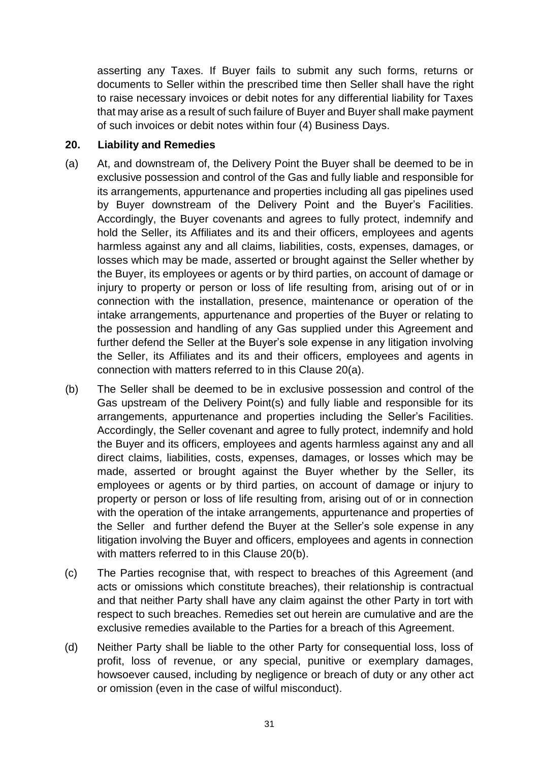asserting any Taxes. If Buyer fails to submit any such forms, returns or documents to Seller within the prescribed time then Seller shall have the right to raise necessary invoices or debit notes for any differential liability for Taxes that may arise as a result of such failure of Buyer and Buyer shall make payment of such invoices or debit notes within four (4) Business Days.

## 20. Liability and Remedies

(a) At, and downstream of, the Delivery Point the Buyer shall be deemed to be in exclusive possession and control of the Gas and fully liable and responsible for its arrangements, appurtenance and properties including all gas pipelines used by Buyer downstream of the Delivery Point and the Buyer's Facilities. Accordingly, the Buyer covenants and agrees to fully protect, indemnify and hold the Seller, its Affiliates and its and their officers, employees and agents harmless against any and all claims, liabilities, costs, expenses, damages, or losses which may be made, asserted or brought against the Seller whether by the Buyer, its employees or agents or by third parties, on account of damage or injury to property or person or loss of life resulting from, arising out of or in connection with the installation, presence, maintenance or operation of the intake arrangements, appurtenance and properties of the Buyer or relating to the possession and handling of any Gas supplied under this Agreement and further defend the Seller at the Buyer's sole expense in any litigation involving the Seller, its Affiliates and its and their officers, employees and agents in connection with matters referred to in this Clause 20(a).

(b) The Seller shall be deemed to be in exclusive possession and control of the Gas upstream of the Delivery Point(s) and fully liable and responsible for its arrangements, appurtenance and properties including the Seller's Facilities. Accordingly, the Seller covenant and agree to fully protect, indemnify and hold the Buyer and its officers, employees and agents harmless against any and all direct claims, liabilities, costs, expenses, damages, or losses which may be made, asserted or brought against the Buyer whether by the Seller, its employees or agents or by third parties, on account of damage or injury to property or person or loss of life resulting from, arising out of or in connection with the operation of the intake arrangements, appurtenance and properties of the Seller and further defend the Buyer at the Seller's sole expense in any litigation involving the Buyer and officers, employees and agents in connection with matters referred to in this Clause 20(b).

(c) The Parties recognise that, with respect to breaches of this Agreement (and acts or omissions which constitute breaches), their relationship is contractual and that neither Party shall have any claim against the other Party in tort with respect to such breaches. Remedies set out herein are cumulative and are the exclusive remedies available to the Parties for a breach of this Agreement.

(d) Neither Party shall be liable to the other Party for consequential loss, loss of profit, loss of revenue, or any special, punitive or exemplary damages, howsoever caused, including by negligence or breach of duty or any other act or omission (even in the case of wilful misconduct).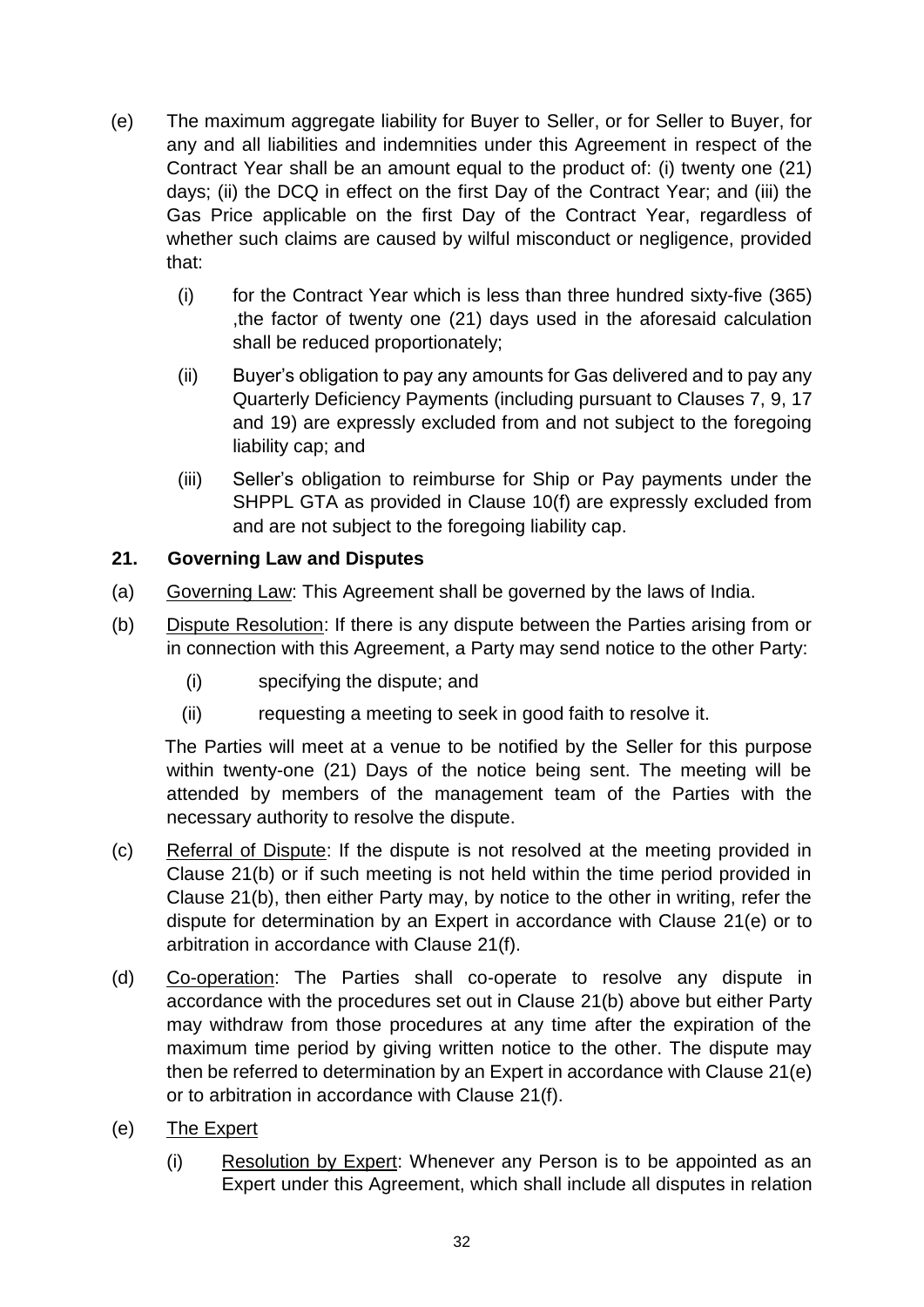(e) The maximum aggregate liability for Buyer to Seller, or for Seller to Buyer, for any and all liabilities and indemnities under this Agreement in respect of the Contract Year shall be an amount equal to the product of: (i) twenty one (21) days; (ii) the DCQ in effect on the first Day of the Contract Year; and (iii) the Gas Price applicable on the first Day of the Contract Year, regardless of whether such claims are caused by wilful misconduct or negligence, provided that:

  (i) for the Contract Year which is less than three hundred sixty-five (365) ,the factor of twenty one (21) days used in the aforesaid calculation shall be reduced proportionately;

  (ii) Buyer's obligation to pay any amounts for Gas delivered and to pay any Quarterly Deficiency Payments (including pursuant to Clauses 7, 9, 17 and 19) are expressly excluded from and not subject to the foregoing liability cap; and

  (iii) Seller's obligation to reimburse for Ship or Pay payments under the SHPPL GTA as provided in Clause 10(f) are expressly excluded from and are not subject to the foregoing liability cap.

## 21. Governing Law and Disputes

(a) Governing Law: This Agreement shall be governed by the laws of India.

(b) Dispute Resolution: If there is any dispute between the Parties arising from or in connection with this Agreement, a Party may send notice to the other Party:

  (i) specifying the dispute; and

  (ii) requesting a meeting to seek in good faith to resolve it.

The Parties will meet at a venue to be notified by the Seller for this purpose within twenty-one (21) Days of the notice being sent. The meeting will be attended by members of the management team of the Parties with the necessary authority to resolve the dispute.

(c) Referral of Dispute: If the dispute is not resolved at the meeting provided in Clause 21(b) or if such meeting is not held within the time period provided in Clause 21(b), then either Party may, by notice to the other in writing, refer the dispute for determination by an Expert in accordance with Clause 21(e) or to arbitration in accordance with Clause 21(f).

(d) Co-operation: The Parties shall co-operate to resolve any dispute in accordance with the procedures set out in Clause 21(b) above but either Party may withdraw from those procedures at any time after the expiration of the maximum time period by giving written notice to the other. The dispute may then be referred to determination by an Expert in accordance with Clause 21(e) or to arbitration in accordance with Clause 21(f).

(e) The Expert

  (i) Resolution by Expert: Whenever any Person is to be appointed as an Expert under this Agreement, which shall include all disputes in relation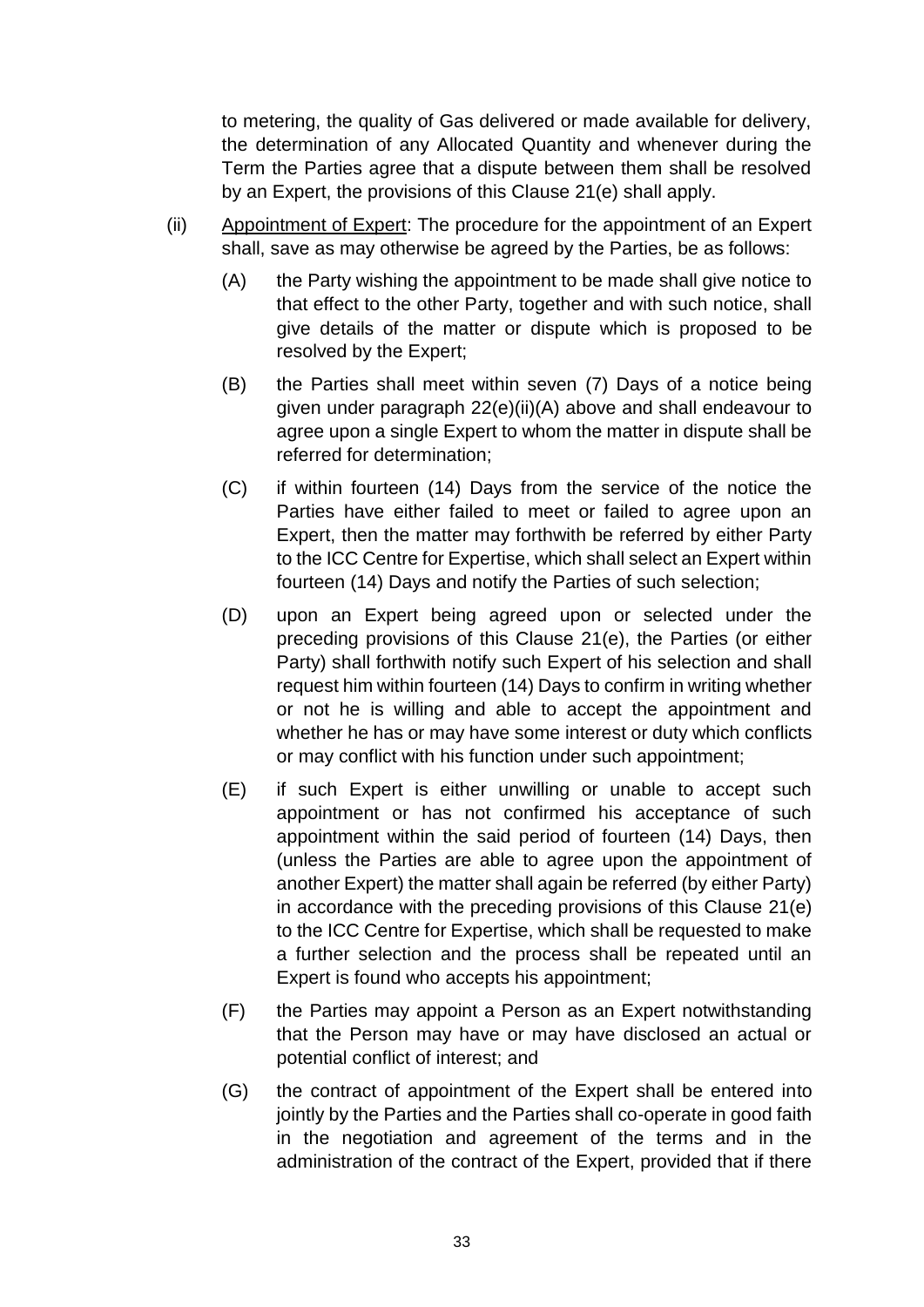to metering, the quality of Gas delivered or made available for delivery, the determination of any Allocated Quantity and whenever during the Term the Parties agree that a dispute between them shall be resolved by an Expert, the provisions of this Clause 21(e) shall apply.

(ii) Appointment of Expert: The procedure for the appointment of an Expert shall, save as may otherwise be agreed by the Parties, be as follows:

(A) the Party wishing the appointment to be made shall give notice to that effect to the other Party, together and with such notice, shall give details of the matter or dispute which is proposed to be resolved by the Expert;

(B) the Parties shall meet within seven (7) Days of a notice being given under paragraph 22(e)(ii)(A) above and shall endeavour to agree upon a single Expert to whom the matter in dispute shall be referred for determination;

(C) if within fourteen (14) Days from the service of the notice the Parties have either failed to meet or failed to agree upon an Expert, then the matter may forthwith be referred by either Party to the ICC Centre for Expertise, which shall select an Expert within fourteen (14) Days and notify the Parties of such selection;

(D) upon an Expert being agreed upon or selected under the preceding provisions of this Clause 21(e), the Parties (or either Party) shall forthwith notify such Expert of his selection and shall request him within fourteen (14) Days to confirm in writing whether or not he is willing and able to accept the appointment and whether he has or may have some interest or duty which conflicts or may conflict with his function under such appointment;

(E) if such Expert is either unwilling or unable to accept such appointment or has not confirmed his acceptance of such appointment within the said period of fourteen (14) Days, then (unless the Parties are able to agree upon the appointment of another Expert) the matter shall again be referred (by either Party) in accordance with the preceding provisions of this Clause 21(e) to the ICC Centre for Expertise, which shall be requested to make a further selection and the process shall be repeated until an Expert is found who accepts his appointment;

(F) the Parties may appoint a Person as an Expert notwithstanding that the Person may have or may have disclosed an actual or potential conflict of interest; and

(G) the contract of appointment of the Expert shall be entered into jointly by the Parties and the Parties shall co-operate in good faith in the negotiation and agreement of the terms and in the administration of the contract of the Expert, provided that if there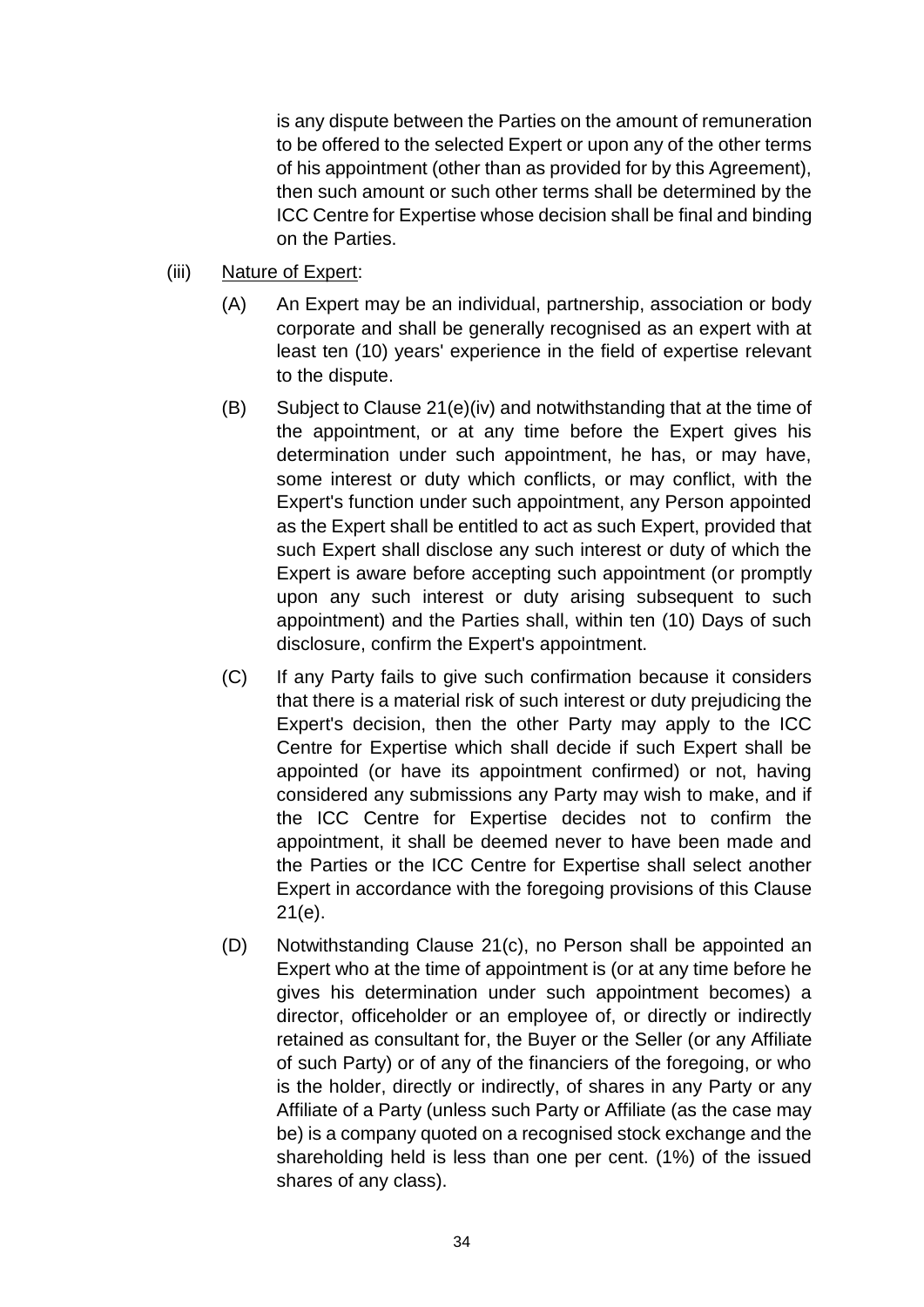is any dispute between the Parties on the amount of remuneration to be offered to the selected Expert or upon any of the other terms of his appointment (other than as provided for by this Agreement), then such amount or such other terms shall be determined by the ICC Centre for Expertise whose decision shall be final and binding on the Parties.

(iii) Nature of Expert:

(A) An Expert may be an individual, partnership, association or body corporate and shall be generally recognised as an expert with at least ten (10) years' experience in the field of expertise relevant to the dispute.

(B) Subject to Clause 21(e)(iv) and notwithstanding that at the time of the appointment, or at any time before the Expert gives his determination under such appointment, he has, or may have, some interest or duty which conflicts, or may conflict, with the Expert's function under such appointment, any Person appointed as the Expert shall be entitled to act as such Expert, provided that such Expert shall disclose any such interest or duty of which the Expert is aware before accepting such appointment (or promptly upon any such interest or duty arising subsequent to such appointment) and the Parties shall, within ten (10) Days of such disclosure, confirm the Expert's appointment.

(C) If any Party fails to give such confirmation because it considers that there is a material risk of such interest or duty prejudicing the Expert's decision, then the other Party may apply to the ICC Centre for Expertise which shall decide if such Expert shall be appointed (or have its appointment confirmed) or not, having considered any submissions any Party may wish to make, and if the ICC Centre for Expertise decides not to confirm the appointment, it shall be deemed never to have been made and the Parties or the ICC Centre for Expertise shall select another Expert in accordance with the foregoing provisions of this Clause 21(e).

(D) Notwithstanding Clause 21(c), no Person shall be appointed an Expert who at the time of appointment is (or at any time before he gives his determination under such appointment becomes) a director, officeholder or an employee of, or directly or indirectly retained as consultant for, the Buyer or the Seller (or any Affiliate of such Party) or of any of the financiers of the foregoing, or who is the holder, directly or indirectly, of shares in any Party or any Affiliate of a Party (unless such Party or Affiliate (as the case may be) is a company quoted on a recognised stock exchange and the shareholding held is less than one per cent. (1%) of the issued shares of any class).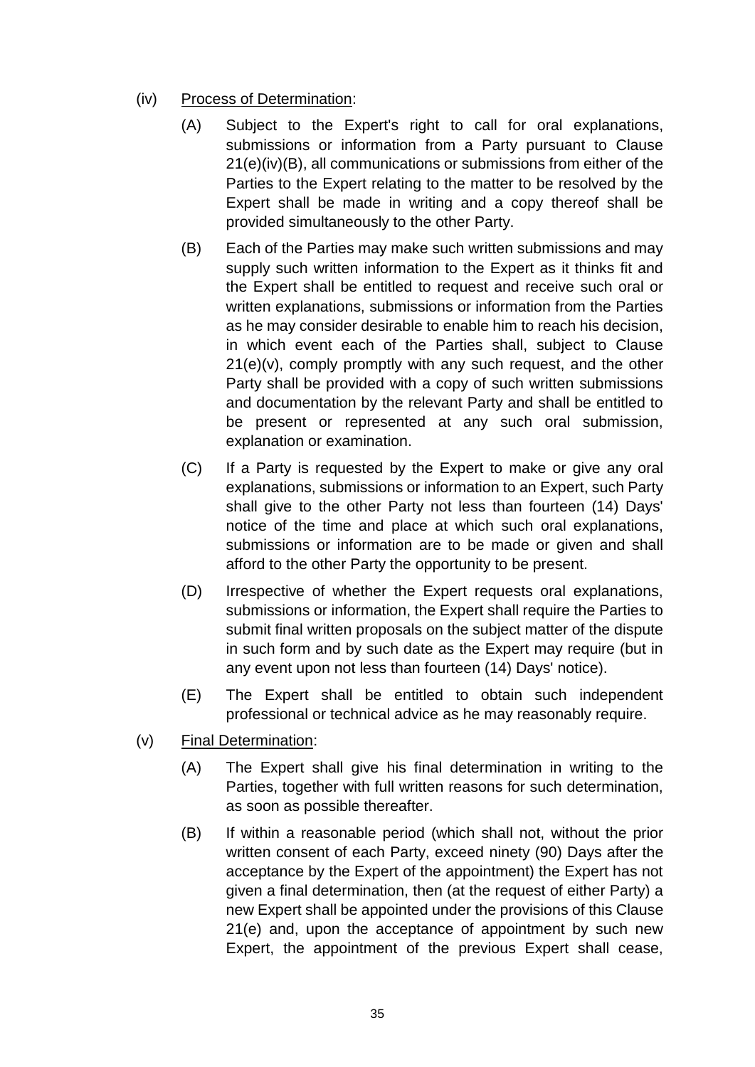(iv) Process of Determination:

(A) Subject to the Expert's right to call for oral explanations, submissions or information from a Party pursuant to Clause 21(e)(iv)(B), all communications or submissions from either of the Parties to the Expert relating to the matter to be resolved by the Expert shall be made in writing and a copy thereof shall be provided simultaneously to the other Party.

(B) Each of the Parties may make such written submissions and may supply such written information to the Expert as it thinks fit and the Expert shall be entitled to request and receive such oral or written explanations, submissions or information from the Parties as he may consider desirable to enable him to reach his decision, in which event each of the Parties shall, subject to Clause 21(e)(v), comply promptly with any such request, and the other Party shall be provided with a copy of such written submissions and documentation by the relevant Party and shall be entitled to be present or represented at any such oral submission, explanation or examination.

(C) If a Party is requested by the Expert to make or give any oral explanations, submissions or information to an Expert, such Party shall give to the other Party not less than fourteen (14) Days' notice of the time and place at which such oral explanations, submissions or information are to be made or given and shall afford to the other Party the opportunity to be present.

(D) Irrespective of whether the Expert requests oral explanations, submissions or information, the Expert shall require the Parties to submit final written proposals on the subject matter of the dispute in such form and by such date as the Expert may require (but in any event upon not less than fourteen (14) Days' notice).

(E) The Expert shall be entitled to obtain such independent professional or technical advice as he may reasonably require.

(v) Final Determination:

(A) The Expert shall give his final determination in writing to the Parties, together with full written reasons for such determination, as soon as possible thereafter.

(B) If within a reasonable period (which shall not, without the prior written consent of each Party, exceed ninety (90) Days after the acceptance by the Expert of the appointment) the Expert has not given a final determination, then (at the request of either Party) a new Expert shall be appointed under the provisions of this Clause 21(e) and, upon the acceptance of appointment by such new Expert, the appointment of the previous Expert shall cease,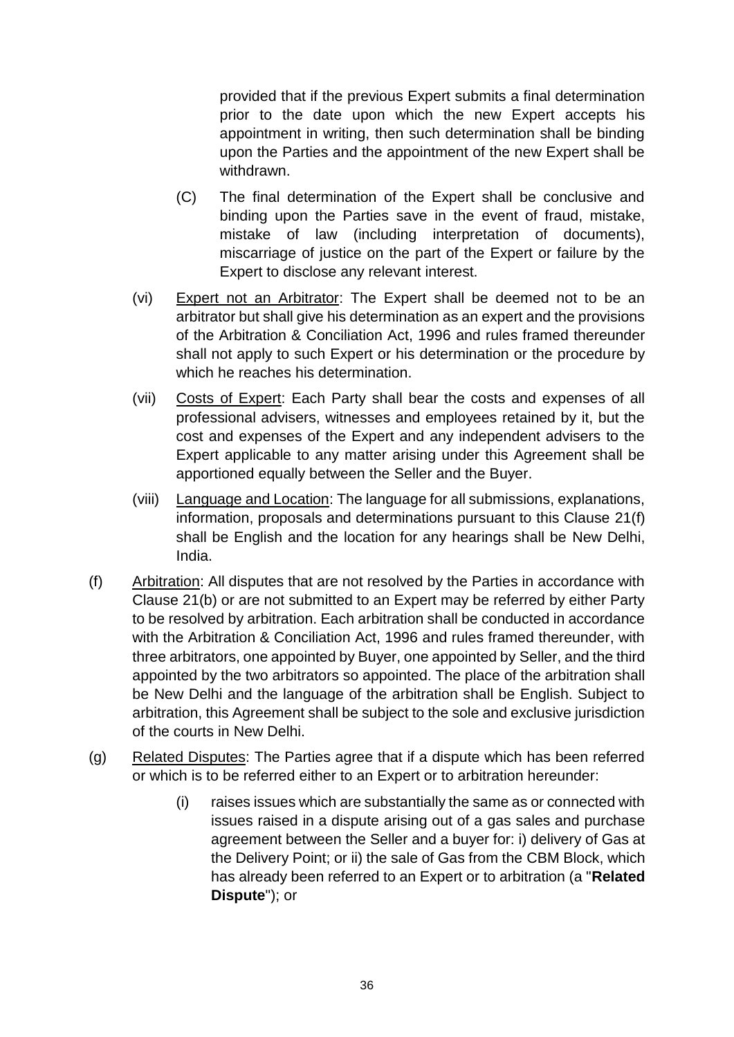provided that if the previous Expert submits a final determination prior to the date upon which the new Expert accepts his appointment in writing, then such determination shall be binding upon the Parties and the appointment of the new Expert shall be withdrawn.

(C) The final determination of the Expert shall be conclusive and binding upon the Parties save in the event of fraud, mistake, mistake of law (including interpretation of documents), miscarriage of justice on the part of the Expert or failure by the Expert to disclose any relevant interest.

(vi) Expert not an Arbitrator: The Expert shall be deemed not to be an arbitrator but shall give his determination as an expert and the provisions of the Arbitration & Conciliation Act, 1996 and rules framed thereunder shall not apply to such Expert or his determination or the procedure by which he reaches his determination.

(vii) Costs of Expert: Each Party shall bear the costs and expenses of all professional advisers, witnesses and employees retained by it, but the cost and expenses of the Expert and any independent advisers to the Expert applicable to any matter arising under this Agreement shall be apportioned equally between the Seller and the Buyer.

(viii) Language and Location: The language for all submissions, explanations, information, proposals and determinations pursuant to this Clause 21(f) shall be English and the location for any hearings shall be New Delhi, India.

(f) Arbitration: All disputes that are not resolved by the Parties in accordance with Clause 21(b) or are not submitted to an Expert may be referred by either Party to be resolved by arbitration. Each arbitration shall be conducted in accordance with the Arbitration & Conciliation Act, 1996 and rules framed thereunder, with three arbitrators, one appointed by Buyer, one appointed by Seller, and the third appointed by the two arbitrators so appointed. The place of the arbitration shall be New Delhi and the language of the arbitration shall be English. Subject to arbitration, this Agreement shall be subject to the sole and exclusive jurisdiction of the courts in New Delhi.

(g) Related Disputes: The Parties agree that if a dispute which has been referred or which is to be referred either to an Expert or to arbitration hereunder:

(i) raises issues which are substantially the same as or connected with issues raised in a dispute arising out of a gas sales and purchase agreement between the Seller and a buyer for: i) delivery of Gas at the Delivery Point; or ii) the sale of Gas from the CBM Block, which has already been referred to an Expert or to arbitration (a "**Related Dispute**"); or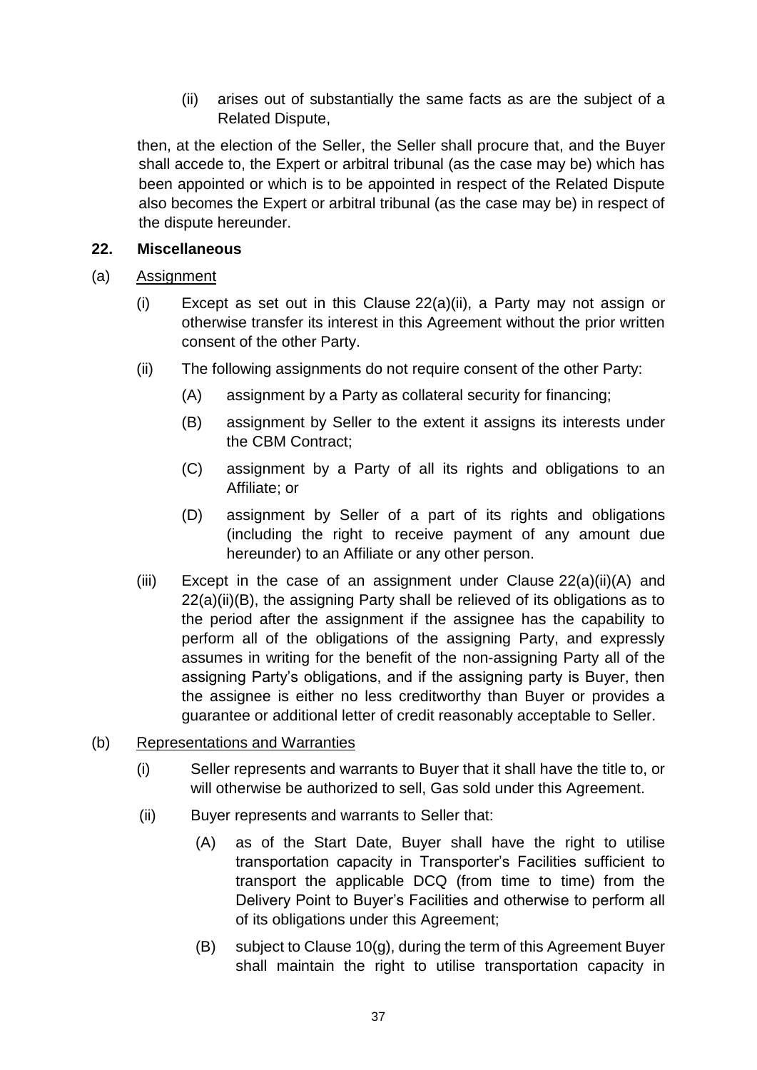(ii) arises out of substantially the same facts as are the subject of a Related Dispute,

then, at the election of the Seller, the Seller shall procure that, and the Buyer shall accede to, the Expert or arbitral tribunal (as the case may be) which has been appointed or which is to be appointed in respect of the Related Dispute also becomes the Expert or arbitral tribunal (as the case may be) in respect of the dispute hereunder.

## 22. Miscellaneous

(a) Assignment

(i) Except as set out in this Clause 22(a)(ii), a Party may not assign or otherwise transfer its interest in this Agreement without the prior written consent of the other Party.

(ii) The following assignments do not require consent of the other Party:

(A) assignment by a Party as collateral security for financing;

(B) assignment by Seller to the extent it assigns its interests under the CBM Contract;

(C) assignment by a Party of all its rights and obligations to an Affiliate; or

(D) assignment by Seller of a part of its rights and obligations (including the right to receive payment of any amount due hereunder) to an Affiliate or any other person.

(iii) Except in the case of an assignment under Clause 22(a)(ii)(A) and 22(a)(ii)(B), the assigning Party shall be relieved of its obligations as to the period after the assignment if the assignee has the capability to perform all of the obligations of the assigning Party, and expressly assumes in writing for the benefit of the non-assigning Party all of the assigning Party's obligations, and if the assigning party is Buyer, then the assignee is either no less creditworthy than Buyer or provides a guarantee or additional letter of credit reasonably acceptable to Seller.

(b) Representations and Warranties

(i) Seller represents and warrants to Buyer that it shall have the title to, or will otherwise be authorized to sell, Gas sold under this Agreement.

(ii) Buyer represents and warrants to Seller that:

(A) as of the Start Date, Buyer shall have the right to utilise transportation capacity in Transporter's Facilities sufficient to transport the applicable DCQ (from time to time) from the Delivery Point to Buyer's Facilities and otherwise to perform all of its obligations under this Agreement;

(B) subject to Clause 10(g), during the term of this Agreement Buyer shall maintain the right to utilise transportation capacity in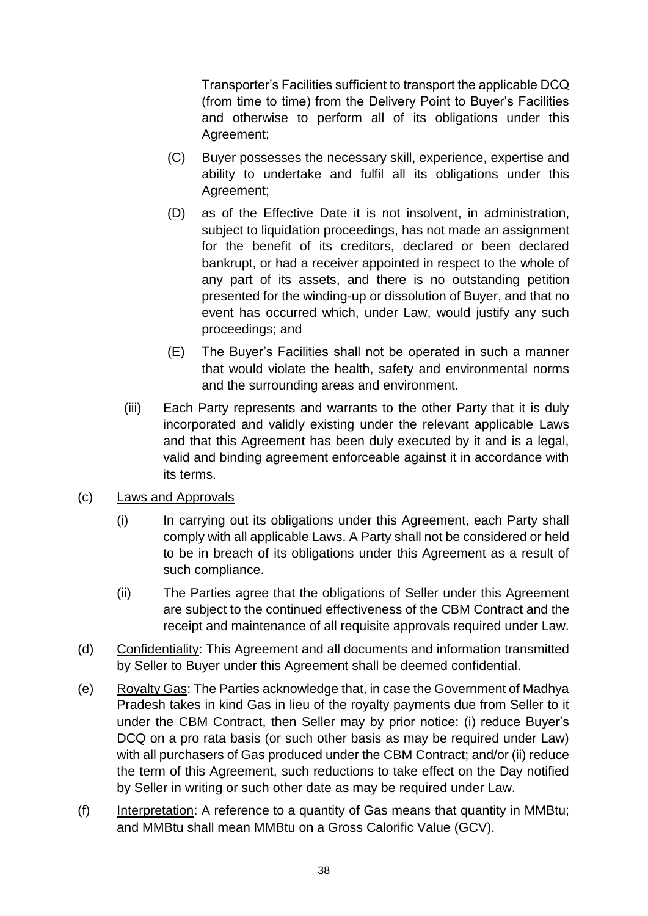Transporter's Facilities sufficient to transport the applicable DCQ (from time to time) from the Delivery Point to Buyer's Facilities and otherwise to perform all of its obligations under this Agreement;

(C) Buyer possesses the necessary skill, experience, expertise and ability to undertake and fulfil all its obligations under this Agreement;

(D) as of the Effective Date it is not insolvent, in administration, subject to liquidation proceedings, has not made an assignment for the benefit of its creditors, declared or been declared bankrupt, or had a receiver appointed in respect to the whole of any part of its assets, and there is no outstanding petition presented for the winding-up or dissolution of Buyer, and that no event has occurred which, under Law, would justify any such proceedings; and

(E) The Buyer's Facilities shall not be operated in such a manner that would violate the health, safety and environmental norms and the surrounding areas and environment.

(iii) Each Party represents and warrants to the other Party that it is duly incorporated and validly existing under the relevant applicable Laws and that this Agreement has been duly executed by it and is a legal, valid and binding agreement enforceable against it in accordance with its terms.

(c) <u>Laws and Approvals</u>

(i) In carrying out its obligations under this Agreement, each Party shall comply with all applicable Laws. A Party shall not be considered or held to be in breach of its obligations under this Agreement as a result of such compliance.

(ii) The Parties agree that the obligations of Seller under this Agreement are subject to the continued effectiveness of the CBM Contract and the receipt and maintenance of all requisite approvals required under Law.

(d) <u>Confidentiality</u>: This Agreement and all documents and information transmitted by Seller to Buyer under this Agreement shall be deemed confidential.

(e) <u>Royalty Gas</u>: The Parties acknowledge that, in case the Government of Madhya Pradesh takes in kind Gas in lieu of the royalty payments due from Seller to it under the CBM Contract, then Seller may by prior notice: (i) reduce Buyer's DCQ on a pro rata basis (or such other basis as may be required under Law) with all purchasers of Gas produced under the CBM Contract; and/or (ii) reduce the term of this Agreement, such reductions to take effect on the Day notified by Seller in writing or such other date as may be required under Law.

(f) <u>Interpretation</u>: A reference to a quantity of Gas means that quantity in MMBtu; and MMBtu shall mean MMBtu on a Gross Calorific Value (GCV).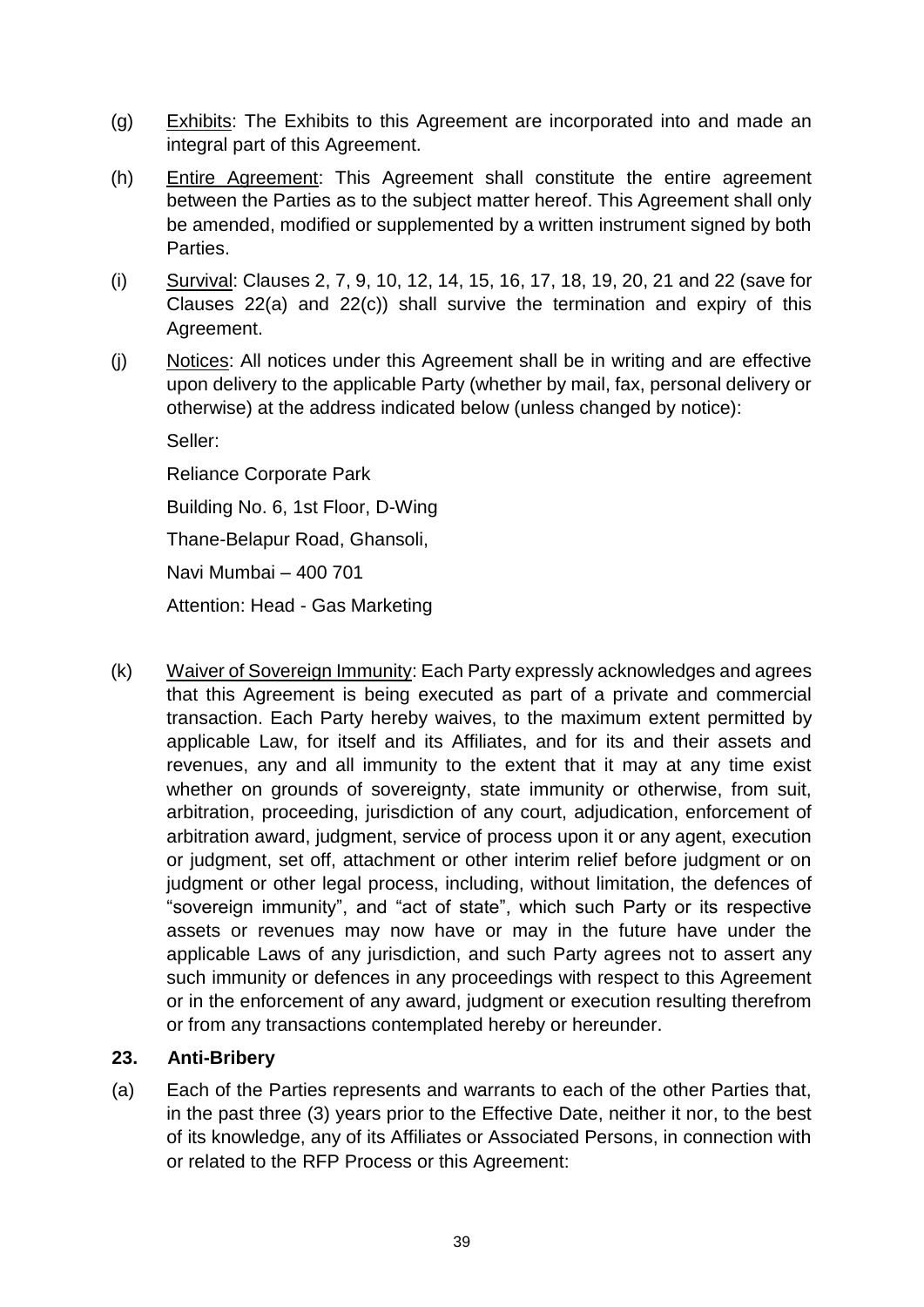(g) Exhibits: The Exhibits to this Agreement are incorporated into and made an integral part of this Agreement.

(h) Entire Agreement: This Agreement shall constitute the entire agreement between the Parties as to the subject matter hereof. This Agreement shall only be amended, modified or supplemented by a written instrument signed by both Parties.

(i) Survival: Clauses 2, 7, 9, 10, 12, 14, 15, 16, 17, 18, 19, 20, 21 and 22 (save for Clauses 22(a) and 22(c)) shall survive the termination and expiry of this Agreement.

(j) Notices: All notices under this Agreement shall be in writing and are effective upon delivery to the applicable Party (whether by mail, fax, personal delivery or otherwise) at the address indicated below (unless changed by notice):

Seller:

Reliance Corporate Park

Building No. 6, 1st Floor, D-Wing

Thane-Belapur Road, Ghansoli,

Navi Mumbai – 400 701

Attention: Head - Gas Marketing

(k) Waiver of Sovereign Immunity: Each Party expressly acknowledges and agrees that this Agreement is being executed as part of a private and commercial transaction. Each Party hereby waives, to the maximum extent permitted by applicable Law, for itself and its Affiliates, and for its and their assets and revenues, any and all immunity to the extent that it may at any time exist whether on grounds of sovereignty, state immunity or otherwise, from suit, arbitration, proceeding, jurisdiction of any court, adjudication, enforcement of arbitration award, judgment, service of process upon it or any agent, execution or judgment, set off, attachment or other interim relief before judgment or on judgment or other legal process, including, without limitation, the defences of "sovereign immunity", and "act of state", which such Party or its respective assets or revenues may now have or may in the future have under the applicable Laws of any jurisdiction, and such Party agrees not to assert any such immunity or defences in any proceedings with respect to this Agreement or in the enforcement of any award, judgment or execution resulting therefrom or from any transactions contemplated hereby or hereunder.

## 23. Anti-Bribery

(a) Each of the Parties represents and warrants to each of the other Parties that, in the past three (3) years prior to the Effective Date, neither it nor, to the best of its knowledge, any of its Affiliates or Associated Persons, in connection with or related to the RFP Process or this Agreement: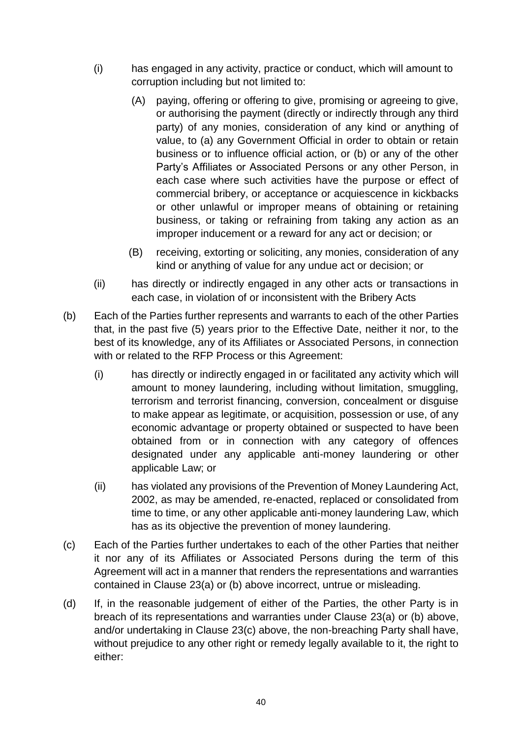(i) has engaged in any activity, practice or conduct, which will amount to corruption including but not limited to:

(A) paying, offering or offering to give, promising or agreeing to give, or authorising the payment (directly or indirectly through any third party) of any monies, consideration of any kind or anything of value, to (a) any Government Official in order to obtain or retain business or to influence official action, or (b) or any of the other Party's Affiliates or Associated Persons or any other Person, in each case where such activities have the purpose or effect of commercial bribery, or acceptance or acquiescence in kickbacks or other unlawful or improper means of obtaining or retaining business, or taking or refraining from taking any action as an improper inducement or a reward for any act or decision; or

(B) receiving, extorting or soliciting, any monies, consideration of any kind or anything of value for any undue act or decision; or

(ii) has directly or indirectly engaged in any other acts or transactions in each case, in violation of or inconsistent with the Bribery Acts

(b) Each of the Parties further represents and warrants to each of the other Parties that, in the past five (5) years prior to the Effective Date, neither it nor, to the best of its knowledge, any of its Affiliates or Associated Persons, in connection with or related to the RFP Process or this Agreement:

(i) has directly or indirectly engaged in or facilitated any activity which will amount to money laundering, including without limitation, smuggling, terrorism and terrorist financing, conversion, concealment or disguise to make appear as legitimate, or acquisition, possession or use, of any economic advantage or property obtained or suspected to have been obtained from or in connection with any category of offences designated under any applicable anti-money laundering or other applicable Law; or

(ii) has violated any provisions of the Prevention of Money Laundering Act, 2002, as may be amended, re-enacted, replaced or consolidated from time to time, or any other applicable anti-money laundering Law, which has as its objective the prevention of money laundering.

(c) Each of the Parties further undertakes to each of the other Parties that neither it nor any of its Affiliates or Associated Persons during the term of this Agreement will act in a manner that renders the representations and warranties contained in Clause 23(a) or (b) above incorrect, untrue or misleading.

(d) If, in the reasonable judgement of either of the Parties, the other Party is in breach of its representations and warranties under Clause 23(a) or (b) above, and/or undertaking in Clause 23(c) above, the non-breaching Party shall have, without prejudice to any other right or remedy legally available to it, the right to either: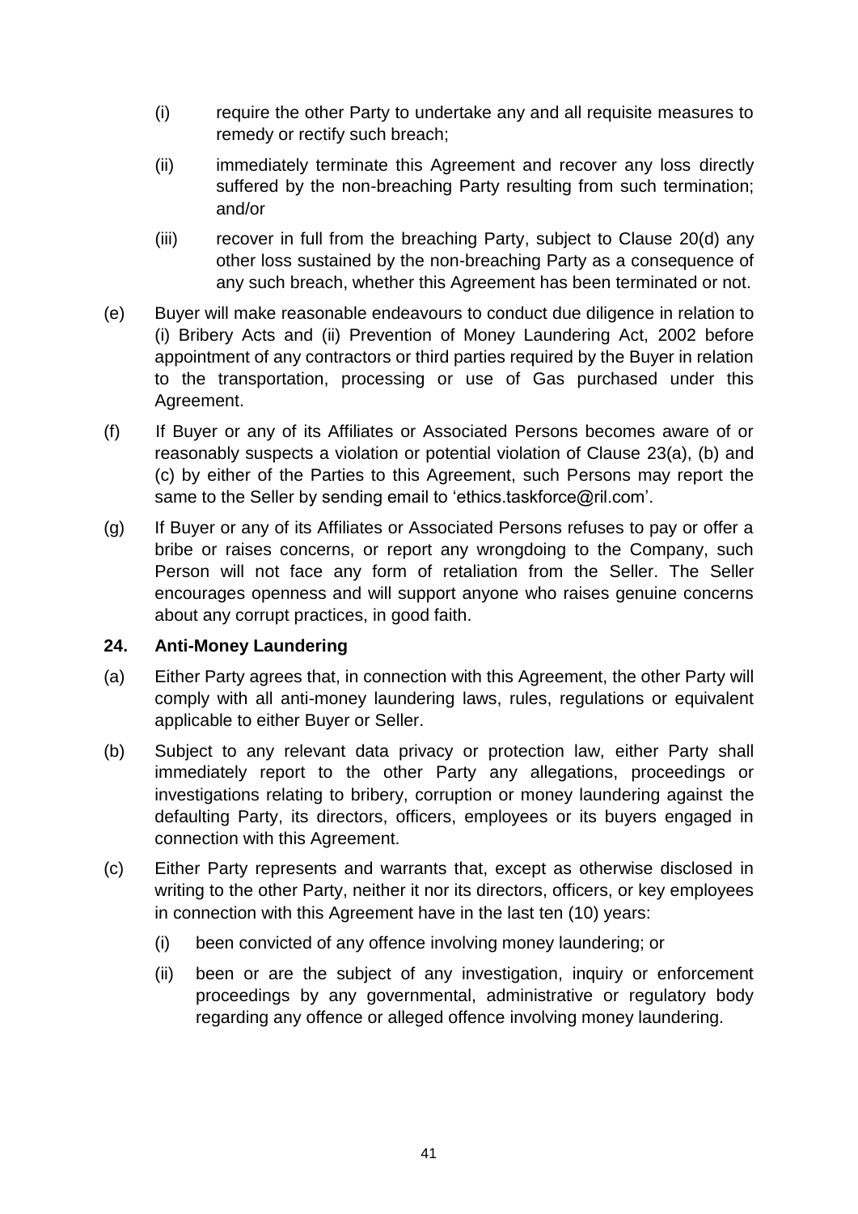(i) require the other Party to undertake any and all requisite measures to remedy or rectify such breach;

(ii) immediately terminate this Agreement and recover any loss directly suffered by the non-breaching Party resulting from such termination; and/or

(iii) recover in full from the breaching Party, subject to Clause 20(d) any other loss sustained by the non-breaching Party as a consequence of any such breach, whether this Agreement has been terminated or not.

(e) Buyer will make reasonable endeavours to conduct due diligence in relation to (i) Bribery Acts and (ii) Prevention of Money Laundering Act, 2002 before appointment of any contractors or third parties required by the Buyer in relation to the transportation, processing or use of Gas purchased under this Agreement.

(f) If Buyer or any of its Affiliates or Associated Persons becomes aware of or reasonably suspects a violation or potential violation of Clause 23(a), (b) and (c) by either of the Parties to this Agreement, such Persons may report the same to the Seller by sending email to 'ethics.taskforce@ril.com'.

(g) If Buyer or any of its Affiliates or Associated Persons refuses to pay or offer a bribe or raises concerns, or report any wrongdoing to the Company, such Person will not face any form of retaliation from the Seller. The Seller encourages openness and will support anyone who raises genuine concerns about any corrupt practices, in good faith.

**24. Anti-Money Laundering**

(a) Either Party agrees that, in connection with this Agreement, the other Party will comply with all anti-money laundering laws, rules, regulations or equivalent applicable to either Buyer or Seller.

(b) Subject to any relevant data privacy or protection law, either Party shall immediately report to the other Party any allegations, proceedings or investigations relating to bribery, corruption or money laundering against the defaulting Party, its directors, officers, employees or its buyers engaged in connection with this Agreement.

(c) Either Party represents and warrants that, except as otherwise disclosed in writing to the other Party, neither it nor its directors, officers, or key employees in connection with this Agreement have in the last ten (10) years:

(i) been convicted of any offence involving money laundering; or

(ii) been or are the subject of any investigation, inquiry or enforcement proceedings by any governmental, administrative or regulatory body regarding any offence or alleged offence involving money laundering.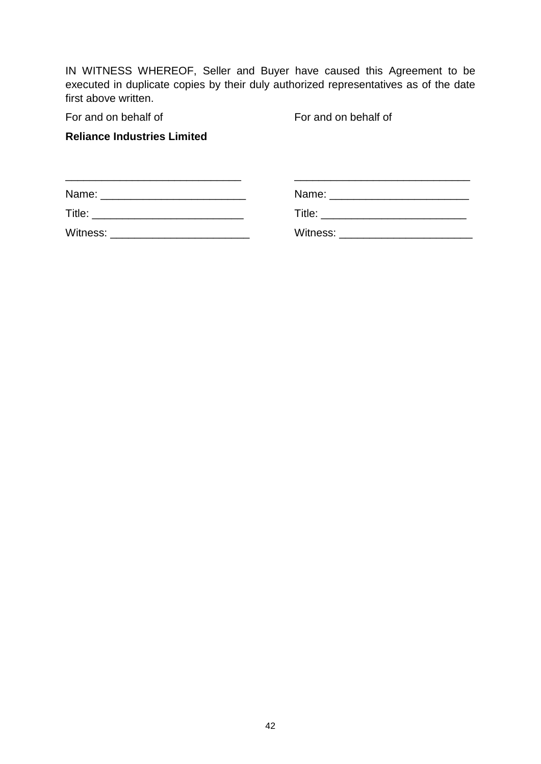IN WITNESS WHEREOF, Seller and Buyer have caused this Agreement to be executed in duplicate copies by their duly authorized representatives as of the date first above written.

| For and on behalf of | For and on behalf of |
|---|---|
| **Reliance Industries Limited** | |
| | |
| _____________________________ | _____________________________ |
| Name: ________________________ | Name: _______________________ |
| Title: _________________________ | Title: ________________________ |
| Witness: _______________________ | Witness: ______________________ |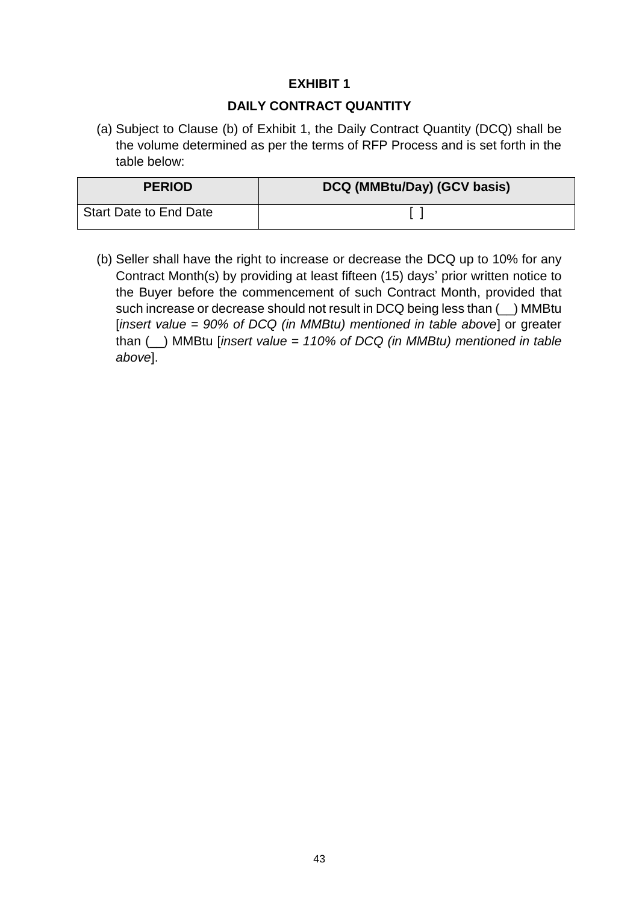# EXHIBIT 1

## DAILY CONTRACT QUANTITY

(a) Subject to Clause (b) of Exhibit 1, the Daily Contract Quantity (DCQ) shall be the volume determined as per the terms of RFP Process and is set forth in the table below:

| PERIOD | DCQ (MMBtu/Day) (GCV basis) |
|---|---|
| Start Date to End Date | [ ] |

(b) Seller shall have the right to increase or decrease the DCQ up to 10% for any Contract Month(s) by providing at least fifteen (15) days' prior written notice to the Buyer before the commencement of such Contract Month, provided that such increase or decrease should not result in DCQ being less than (__) MMBtu [*insert value = 90% of DCQ (in MMBtu) mentioned in table above*] or greater than (__) MMBtu [*insert value = 110% of DCQ (in MMBtu) mentioned in table above*].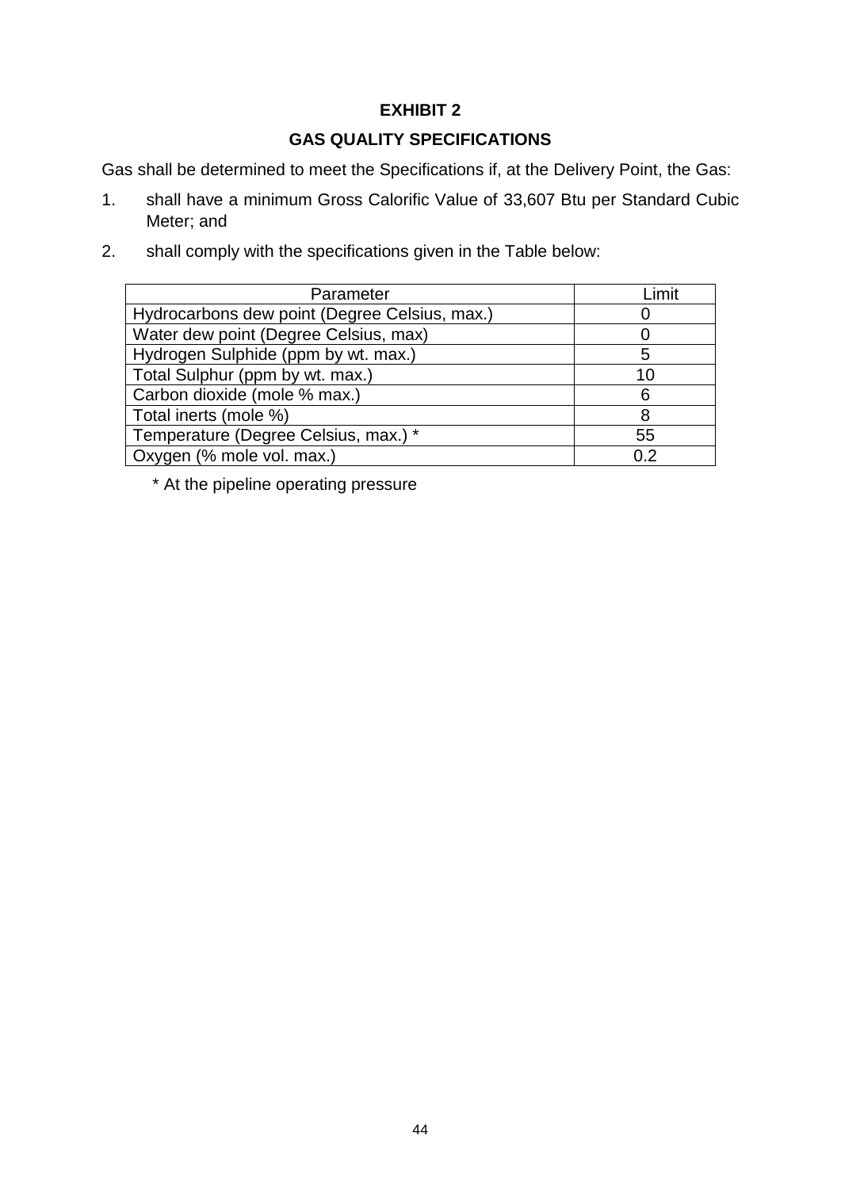# EXHIBIT 2

## GAS QUALITY SPECIFICATIONS

Gas shall be determined to meet the Specifications if, at the Delivery Point, the Gas:

1. shall have a minimum Gross Calorific Value of 33,607 Btu per Standard Cubic Meter; and
2. shall comply with the specifications given in the Table below:

| Parameter | Limit |
|---|---|
| Hydrocarbons dew point (Degree Celsius, max.) | 0 |
| Water dew point (Degree Celsius, max) | 0 |
| Hydrogen Sulphide (ppm by wt. max.) | 5 |
| Total Sulphur (ppm by wt. max.) | 10 |
| Carbon dioxide (mole % max.) | 6 |
| Total inerts (mole %) | 8 |
| Temperature (Degree Celsius, max.) * | 55 |
| Oxygen (% mole vol. max.) | 0.2 |

\* At the pipeline operating pressure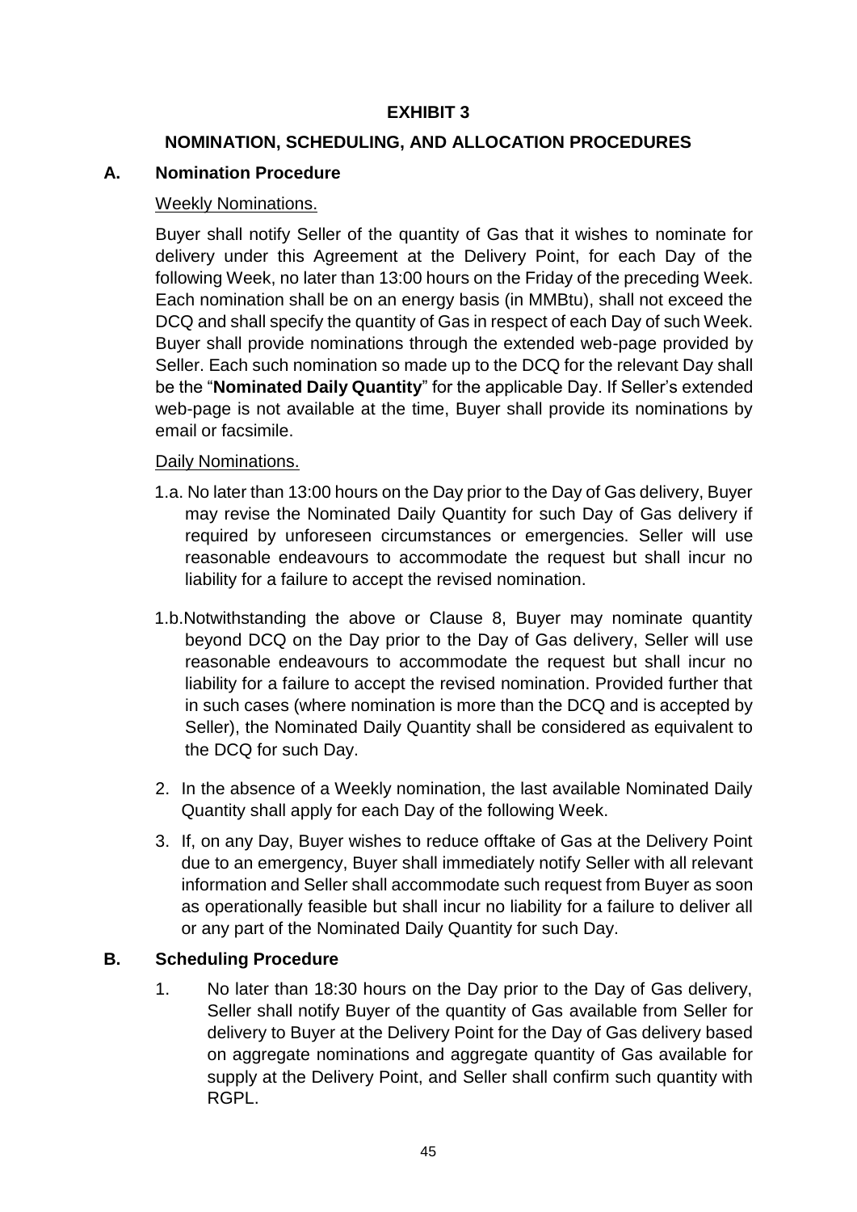# EXHIBIT 3

## NOMINATION, SCHEDULING, AND ALLOCATION PROCEDURES

### A. Nomination Procedure

Weekly Nominations.

Buyer shall notify Seller of the quantity of Gas that it wishes to nominate for delivery under this Agreement at the Delivery Point, for each Day of the following Week, no later than 13:00 hours on the Friday of the preceding Week. Each nomination shall be on an energy basis (in MMBtu), shall not exceed the DCQ and shall specify the quantity of Gas in respect of each Day of such Week. Buyer shall provide nominations through the extended web-page provided by Seller. Each such nomination so made up to the DCQ for the relevant Day shall be the "**Nominated Daily Quantity**" for the applicable Day. If Seller's extended web-page is not available at the time, Buyer shall provide its nominations by email or facsimile.

Daily Nominations.

1.a. No later than 13:00 hours on the Day prior to the Day of Gas delivery, Buyer may revise the Nominated Daily Quantity for such Day of Gas delivery if required by unforeseen circumstances or emergencies. Seller will use reasonable endeavours to accommodate the request but shall incur no liability for a failure to accept the revised nomination.

1.b. Notwithstanding the above or Clause 8, Buyer may nominate quantity beyond DCQ on the Day prior to the Day of Gas delivery, Seller will use reasonable endeavours to accommodate the request but shall incur no liability for a failure to accept the revised nomination. Provided further that in such cases (where nomination is more than the DCQ and is accepted by Seller), the Nominated Daily Quantity shall be considered as equivalent to the DCQ for such Day.

2. In the absence of a Weekly nomination, the last available Nominated Daily Quantity shall apply for each Day of the following Week.

3. If, on any Day, Buyer wishes to reduce offtake of Gas at the Delivery Point due to an emergency, Buyer shall immediately notify Seller with all relevant information and Seller shall accommodate such request from Buyer as soon as operationally feasible but shall incur no liability for a failure to deliver all or any part of the Nominated Daily Quantity for such Day.

### B. Scheduling Procedure

1. No later than 18:30 hours on the Day prior to the Day of Gas delivery, Seller shall notify Buyer of the quantity of Gas available from Seller for delivery to Buyer at the Delivery Point for the Day of Gas delivery based on aggregate nominations and aggregate quantity of Gas available for supply at the Delivery Point, and Seller shall confirm such quantity with RGPL.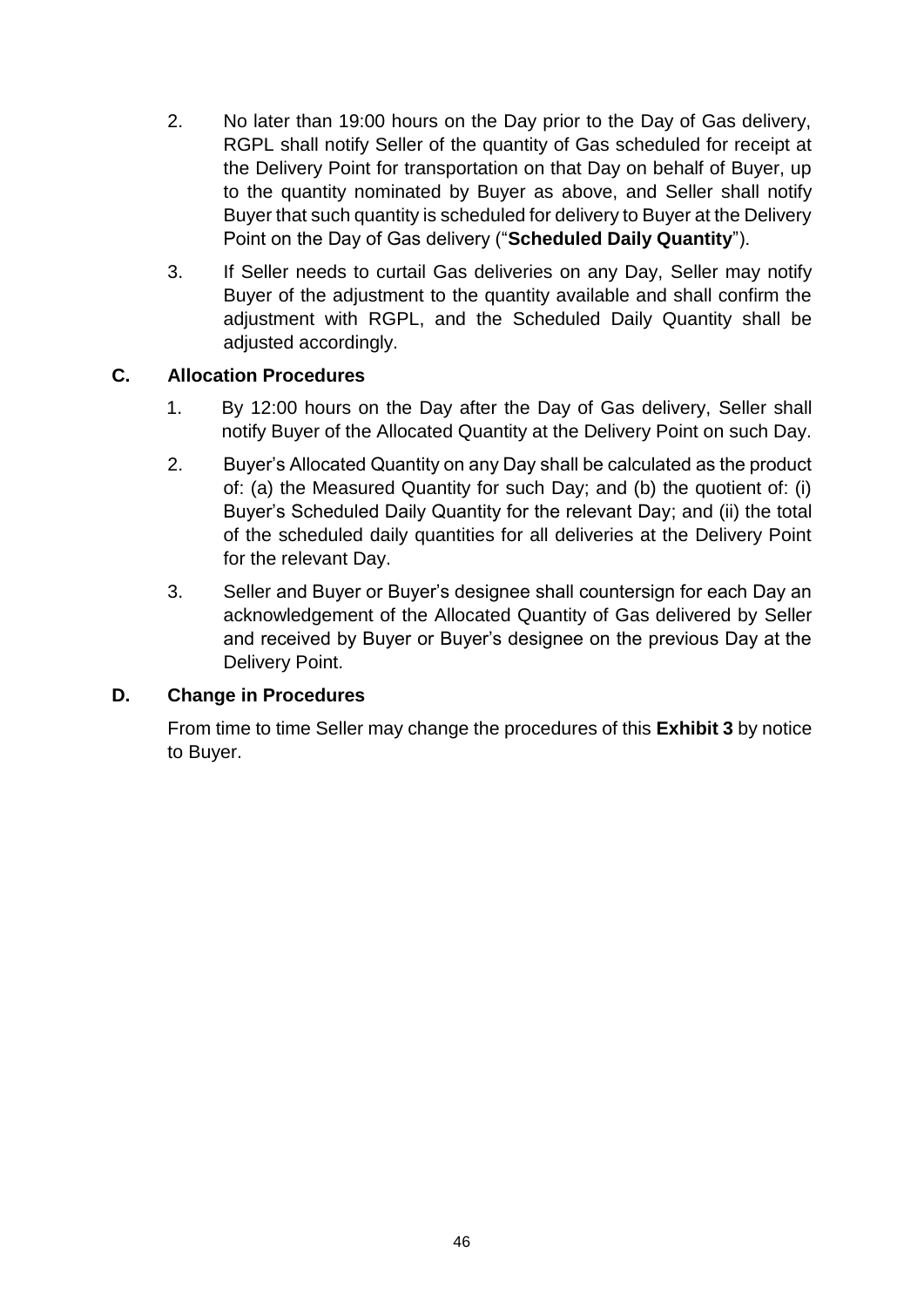2. No later than 19:00 hours on the Day prior to the Day of Gas delivery, RGPL shall notify Seller of the quantity of Gas scheduled for receipt at the Delivery Point for transportation on that Day on behalf of Buyer, up to the quantity nominated by Buyer as above, and Seller shall notify Buyer that such quantity is scheduled for delivery to Buyer at the Delivery Point on the Day of Gas delivery ("**Scheduled Daily Quantity**").

3. If Seller needs to curtail Gas deliveries on any Day, Seller may notify Buyer of the adjustment to the quantity available and shall confirm the adjustment with RGPL, and the Scheduled Daily Quantity shall be adjusted accordingly.

### C. Allocation Procedures

1. By 12:00 hours on the Day after the Day of Gas delivery, Seller shall notify Buyer of the Allocated Quantity at the Delivery Point on such Day.

2. Buyer's Allocated Quantity on any Day shall be calculated as the product of: (a) the Measured Quantity for such Day; and (b) the quotient of: (i) Buyer's Scheduled Daily Quantity for the relevant Day; and (ii) the total of the scheduled daily quantities for all deliveries at the Delivery Point for the relevant Day.

3. Seller and Buyer or Buyer's designee shall countersign for each Day an acknowledgement of the Allocated Quantity of Gas delivered by Seller and received by Buyer or Buyer's designee on the previous Day at the Delivery Point.

### D. Change in Procedures

From time to time Seller may change the procedures of this **Exhibit 3** by notice to Buyer.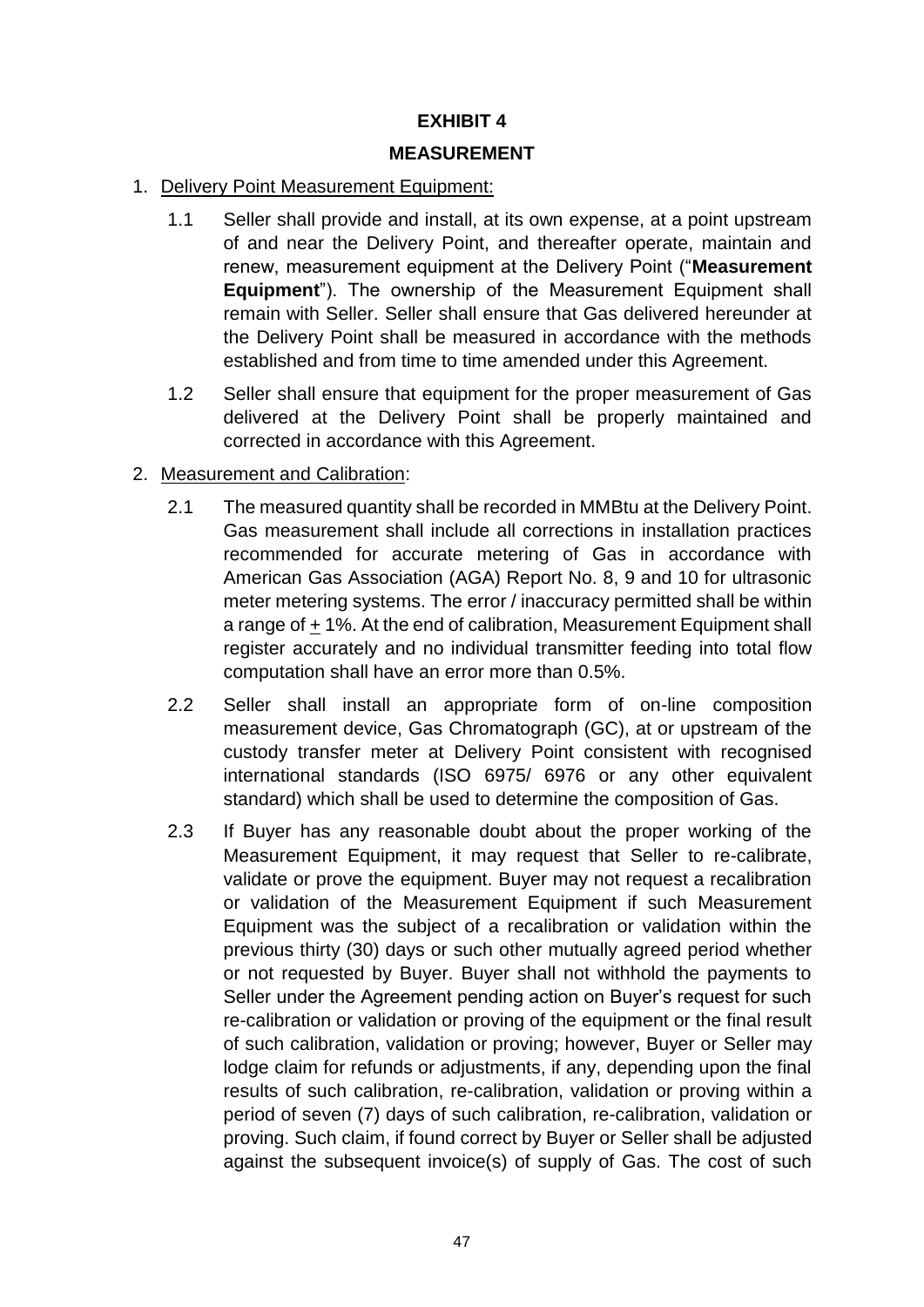# EXHIBIT 4

## MEASUREMENT

1. <u>Delivery Point Measurement Equipment:</u>

   1.1 Seller shall provide and install, at its own expense, at a point upstream of and near the Delivery Point, and thereafter operate, maintain and renew, measurement equipment at the Delivery Point ("**Measurement Equipment**"). The ownership of the Measurement Equipment shall remain with Seller. Seller shall ensure that Gas delivered hereunder at the Delivery Point shall be measured in accordance with the methods established and from time to time amended under this Agreement.

   1.2 Seller shall ensure that equipment for the proper measurement of Gas delivered at the Delivery Point shall be properly maintained and corrected in accordance with this Agreement.

2. <u>Measurement and Calibration</u>:

   2.1 The measured quantity shall be recorded in MMBtu at the Delivery Point. Gas measurement shall include all corrections in installation practices recommended for accurate metering of Gas in accordance with American Gas Association (AGA) Report No. 8, 9 and 10 for ultrasonic meter metering systems. The error / inaccuracy permitted shall be within a range of $\pm$ 1%. At the end of calibration, Measurement Equipment shall register accurately and no individual transmitter feeding into total flow computation shall have an error more than 0.5%.

   2.2 Seller shall install an appropriate form of on-line composition measurement device, Gas Chromatograph (GC), at or upstream of the custody transfer meter at Delivery Point consistent with recognised international standards (ISO 6975/ 6976 or any other equivalent standard) which shall be used to determine the composition of Gas.

   2.3 If Buyer has any reasonable doubt about the proper working of the Measurement Equipment, it may request that Seller to re-calibrate, validate or prove the equipment. Buyer may not request a recalibration or validation of the Measurement Equipment if such Measurement Equipment was the subject of a recalibration or validation within the previous thirty (30) days or such other mutually agreed period whether or not requested by Buyer. Buyer shall not withhold the payments to Seller under the Agreement pending action on Buyer's request for such re-calibration or validation or proving of the equipment or the final result of such calibration, validation or proving; however, Buyer or Seller may lodge claim for refunds or adjustments, if any, depending upon the final results of such calibration, re-calibration, validation or proving within a period of seven (7) days of such calibration, re-calibration, validation or proving. Such claim, if found correct by Buyer or Seller shall be adjusted against the subsequent invoice(s) of supply of Gas. The cost of such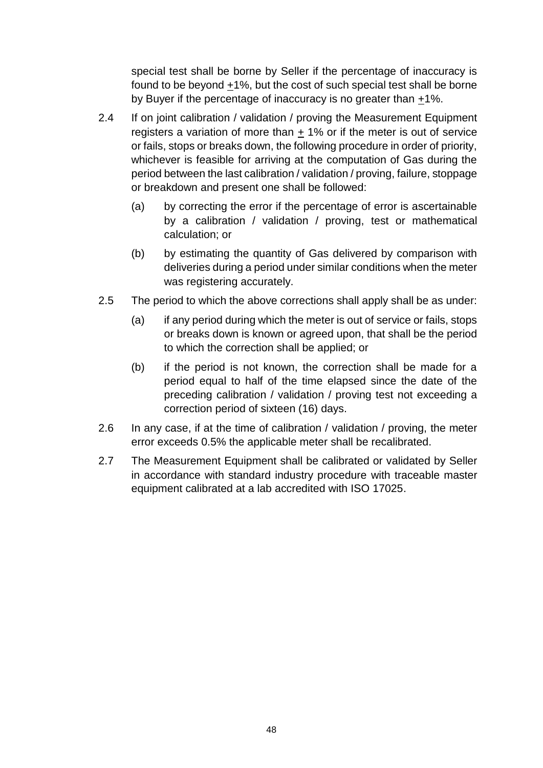special test shall be borne by Seller if the percentage of inaccuracy is found to be beyond ±1%, but the cost of such special test shall be borne by Buyer if the percentage of inaccuracy is no greater than ±1%.

2.4 If on joint calibration / validation / proving the Measurement Equipment registers a variation of more than ± 1% or if the meter is out of service or fails, stops or breaks down, the following procedure in order of priority, whichever is feasible for arriving at the computation of Gas during the period between the last calibration / validation / proving, failure, stoppage or breakdown and present one shall be followed:

   (a) by correcting the error if the percentage of error is ascertainable by a calibration / validation / proving, test or mathematical calculation; or

   (b) by estimating the quantity of Gas delivered by comparison with deliveries during a period under similar conditions when the meter was registering accurately.

2.5 The period to which the above corrections shall apply shall be as under:

   (a) if any period during which the meter is out of service or fails, stops or breaks down is known or agreed upon, that shall be the period to which the correction shall be applied; or

   (b) if the period is not known, the correction shall be made for a period equal to half of the time elapsed since the date of the preceding calibration / validation / proving test not exceeding a correction period of sixteen (16) days.

2.6 In any case, if at the time of calibration / validation / proving, the meter error exceeds 0.5% the applicable meter shall be recalibrated.

2.7 The Measurement Equipment shall be calibrated or validated by Seller in accordance with standard industry procedure with traceable master equipment calibrated at a lab accredited with ISO 17025.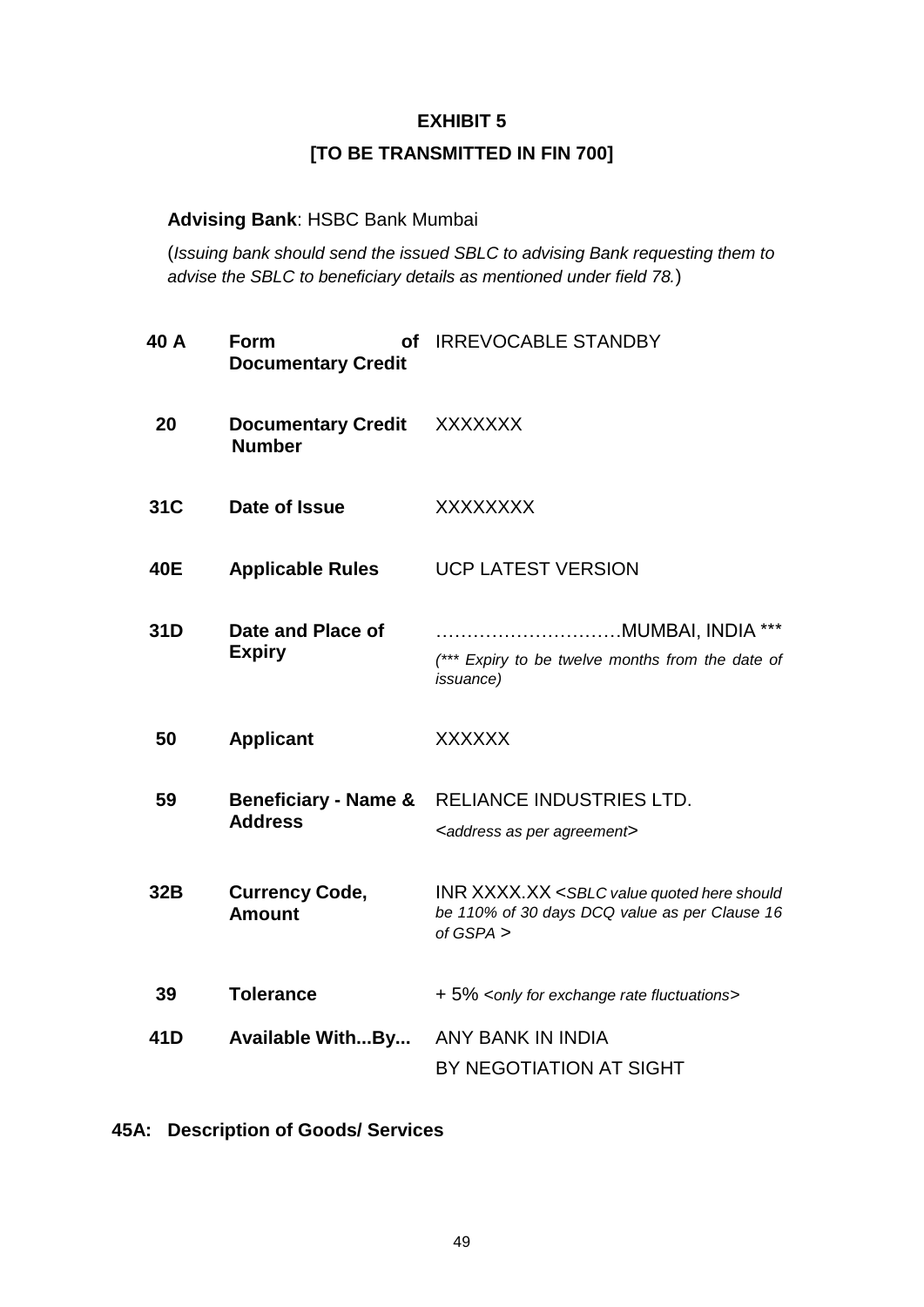# EXHIBIT 5

## [TO BE TRANSMITTED IN FIN 700]

**Advising Bank**: HSBC Bank Mumbai

(*Issuing bank should send the issued SBLC to advising Bank requesting them to advise the SBLC to beneficiary details as mentioned under field 78.*)

| | | |
|---|---|---|
| **40 A** | **Form of Documentary Credit** | IRREVOCABLE STANDBY |
| **20** | **Documentary Credit Number** | XXXXXXX |
| **31C** | **Date of Issue** | XXXXXXXX |
| **40E** | **Applicable Rules** | UCP LATEST VERSION |
| **31D** | **Date and Place of Expiry** | …………………………MUMBAI, INDIA *** <br> *(*** Expiry to be twelve months from the date of issuance)* |
| **50** | **Applicant** | XXXXXX |
| **59** | **Beneficiary - Name & Address** | RELIANCE INDUSTRIES LTD. <br> <*address as per agreement*> |
| **32B** | **Currency Code, Amount** | INR XXXX.XX <*SBLC value quoted here should be 110% of 30 days DCQ value as per Clause 16 of GSPA* > |
| **39** | **Tolerance** | + 5% <*only for exchange rate fluctuations*> |
| **41D** | **Available With...By...** | ANY BANK IN INDIA <br> BY NEGOTIATION AT SIGHT |

**45A: Description of Goods/ Services**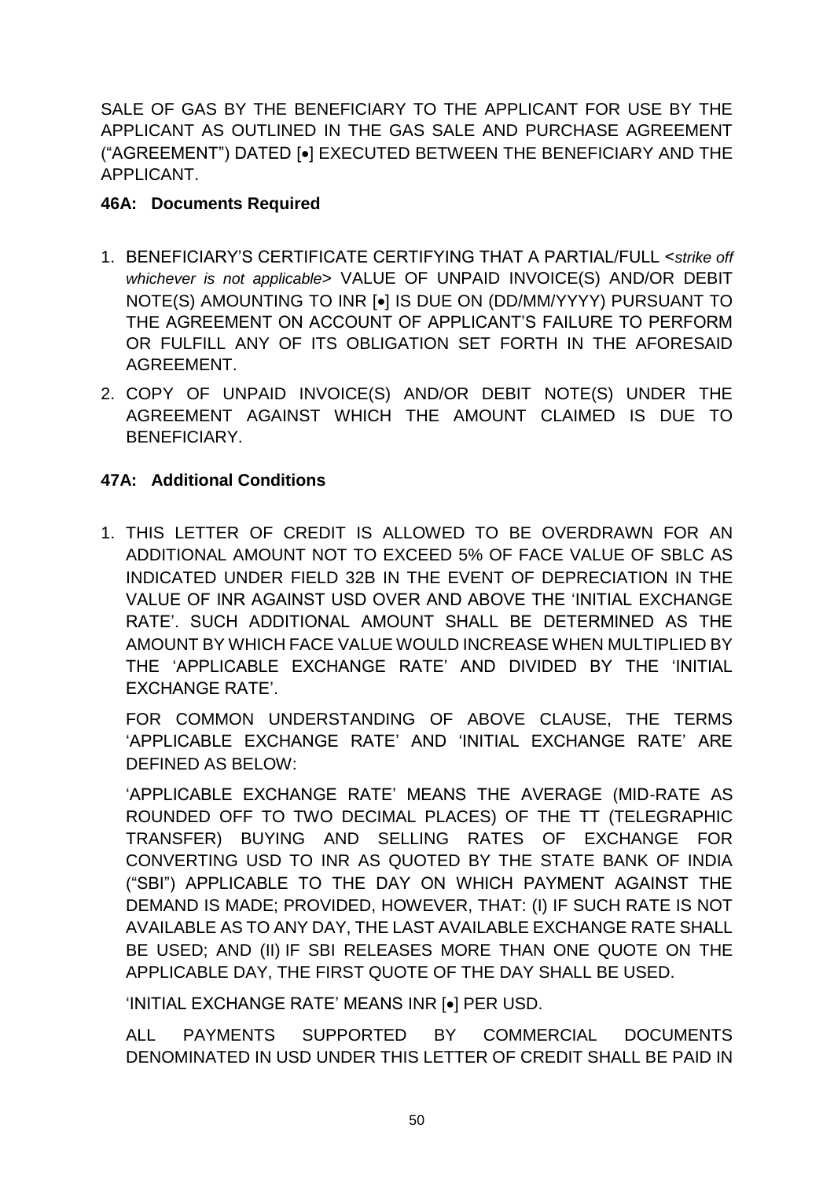SALE OF GAS BY THE BENEFICIARY TO THE APPLICANT FOR USE BY THE APPLICANT AS OUTLINED IN THE GAS SALE AND PURCHASE AGREEMENT ("AGREEMENT") DATED [•] EXECUTED BETWEEN THE BENEFICIARY AND THE APPLICANT.

**46A: Documents Required**

1. BENEFICIARY'S CERTIFICATE CERTIFYING THAT A PARTIAL/FULL <*strike off whichever is not applicable*> VALUE OF UNPAID INVOICE(S) AND/OR DEBIT NOTE(S) AMOUNTING TO INR [•] IS DUE ON (DD/MM/YYYY) PURSUANT TO THE AGREEMENT ON ACCOUNT OF APPLICANT'S FAILURE TO PERFORM OR FULFILL ANY OF ITS OBLIGATION SET FORTH IN THE AFORESAID AGREEMENT.
2. COPY OF UNPAID INVOICE(S) AND/OR DEBIT NOTE(S) UNDER THE AGREEMENT AGAINST WHICH THE AMOUNT CLAIMED IS DUE TO BENEFICIARY.

**47A: Additional Conditions**

1. THIS LETTER OF CREDIT IS ALLOWED TO BE OVERDRAWN FOR AN ADDITIONAL AMOUNT NOT TO EXCEED 5% OF FACE VALUE OF SBLC AS INDICATED UNDER FIELD 32B IN THE EVENT OF DEPRECIATION IN THE VALUE OF INR AGAINST USD OVER AND ABOVE THE 'INITIAL EXCHANGE RATE'. SUCH ADDITIONAL AMOUNT SHALL BE DETERMINED AS THE AMOUNT BY WHICH FACE VALUE WOULD INCREASE WHEN MULTIPLIED BY THE 'APPLICABLE EXCHANGE RATE' AND DIVIDED BY THE 'INITIAL EXCHANGE RATE'.

   FOR COMMON UNDERSTANDING OF ABOVE CLAUSE, THE TERMS 'APPLICABLE EXCHANGE RATE' AND 'INITIAL EXCHANGE RATE' ARE DEFINED AS BELOW:

   'APPLICABLE EXCHANGE RATE' MEANS THE AVERAGE (MID-RATE AS ROUNDED OFF TO TWO DECIMAL PLACES) OF THE TT (TELEGRAPHIC TRANSFER) BUYING AND SELLING RATES OF EXCHANGE FOR CONVERTING USD TO INR AS QUOTED BY THE STATE BANK OF INDIA ("SBI") APPLICABLE TO THE DAY ON WHICH PAYMENT AGAINST THE DEMAND IS MADE; PROVIDED, HOWEVER, THAT: (I) IF SUCH RATE IS NOT AVAILABLE AS TO ANY DAY, THE LAST AVAILABLE EXCHANGE RATE SHALL BE USED; AND (II) IF SBI RELEASES MORE THAN ONE QUOTE ON THE APPLICABLE DAY, THE FIRST QUOTE OF THE DAY SHALL BE USED.

   'INITIAL EXCHANGE RATE' MEANS INR [•] PER USD.

   ALL PAYMENTS SUPPORTED BY COMMERCIAL DOCUMENTS DENOMINATED IN USD UNDER THIS LETTER OF CREDIT SHALL BE PAID IN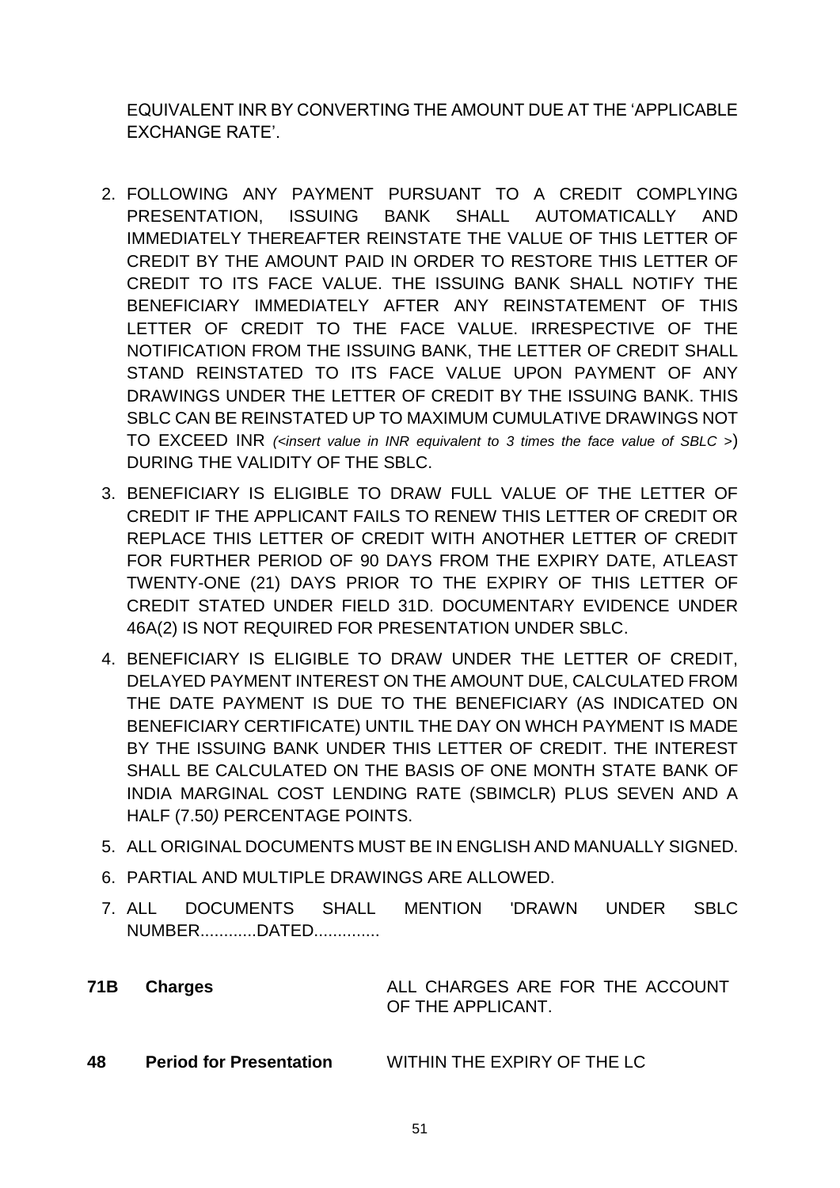EQUIVALENT INR BY CONVERTING THE AMOUNT DUE AT THE 'APPLICABLE EXCHANGE RATE'.

2. FOLLOWING ANY PAYMENT PURSUANT TO A CREDIT COMPLYING PRESENTATION, ISSUING BANK SHALL AUTOMATICALLY AND IMMEDIATELY THEREAFTER REINSTATE THE VALUE OF THIS LETTER OF CREDIT BY THE AMOUNT PAID IN ORDER TO RESTORE THIS LETTER OF CREDIT TO ITS FACE VALUE. THE ISSUING BANK SHALL NOTIFY THE BENEFICIARY IMMEDIATELY AFTER ANY REINSTATEMENT OF THIS LETTER OF CREDIT TO THE FACE VALUE. IRRESPECTIVE OF THE NOTIFICATION FROM THE ISSUING BANK, THE LETTER OF CREDIT SHALL STAND REINSTATED TO ITS FACE VALUE UPON PAYMENT OF ANY DRAWINGS UNDER THE LETTER OF CREDIT BY THE ISSUING BANK. THIS SBLC CAN BE REINSTATED UP TO MAXIMUM CUMULATIVE DRAWINGS NOT TO EXCEED INR *(<insert value in INR equivalent to 3 times the face value of SBLC >*) DURING THE VALIDITY OF THE SBLC.
3. BENEFICIARY IS ELIGIBLE TO DRAW FULL VALUE OF THE LETTER OF CREDIT IF THE APPLICANT FAILS TO RENEW THIS LETTER OF CREDIT OR REPLACE THIS LETTER OF CREDIT WITH ANOTHER LETTER OF CREDIT FOR FURTHER PERIOD OF 90 DAYS FROM THE EXPIRY DATE, ATLEAST TWENTY-ONE (21) DAYS PRIOR TO THE EXPIRY OF THIS LETTER OF CREDIT STATED UNDER FIELD 31D. DOCUMENTARY EVIDENCE UNDER 46A(2) IS NOT REQUIRED FOR PRESENTATION UNDER SBLC.
4. BENEFICIARY IS ELIGIBLE TO DRAW UNDER THE LETTER OF CREDIT, DELAYED PAYMENT INTEREST ON THE AMOUNT DUE, CALCULATED FROM THE DATE PAYMENT IS DUE TO THE BENEFICIARY (AS INDICATED ON BENEFICIARY CERTIFICATE) UNTIL THE DAY ON WHCH PAYMENT IS MADE BY THE ISSUING BANK UNDER THIS LETTER OF CREDIT. THE INTEREST SHALL BE CALCULATED ON THE BASIS OF ONE MONTH STATE BANK OF INDIA MARGINAL COST LENDING RATE (SBIMCLR) PLUS SEVEN AND A HALF (7.50) PERCENTAGE POINTS.
5. ALL ORIGINAL DOCUMENTS MUST BE IN ENGLISH AND MANUALLY SIGNED.
6. PARTIAL AND MULTIPLE DRAWINGS ARE ALLOWED.
7. ALL DOCUMENTS SHALL MENTION 'DRAWN UNDER SBLC NUMBER............DATED..............

| | | |
|---|---|---|
| **71B** | **Charges** | ALL CHARGES ARE FOR THE ACCOUNT OF THE APPLICANT. |
| **48** | **Period for Presentation** | WITHIN THE EXPIRY OF THE LC |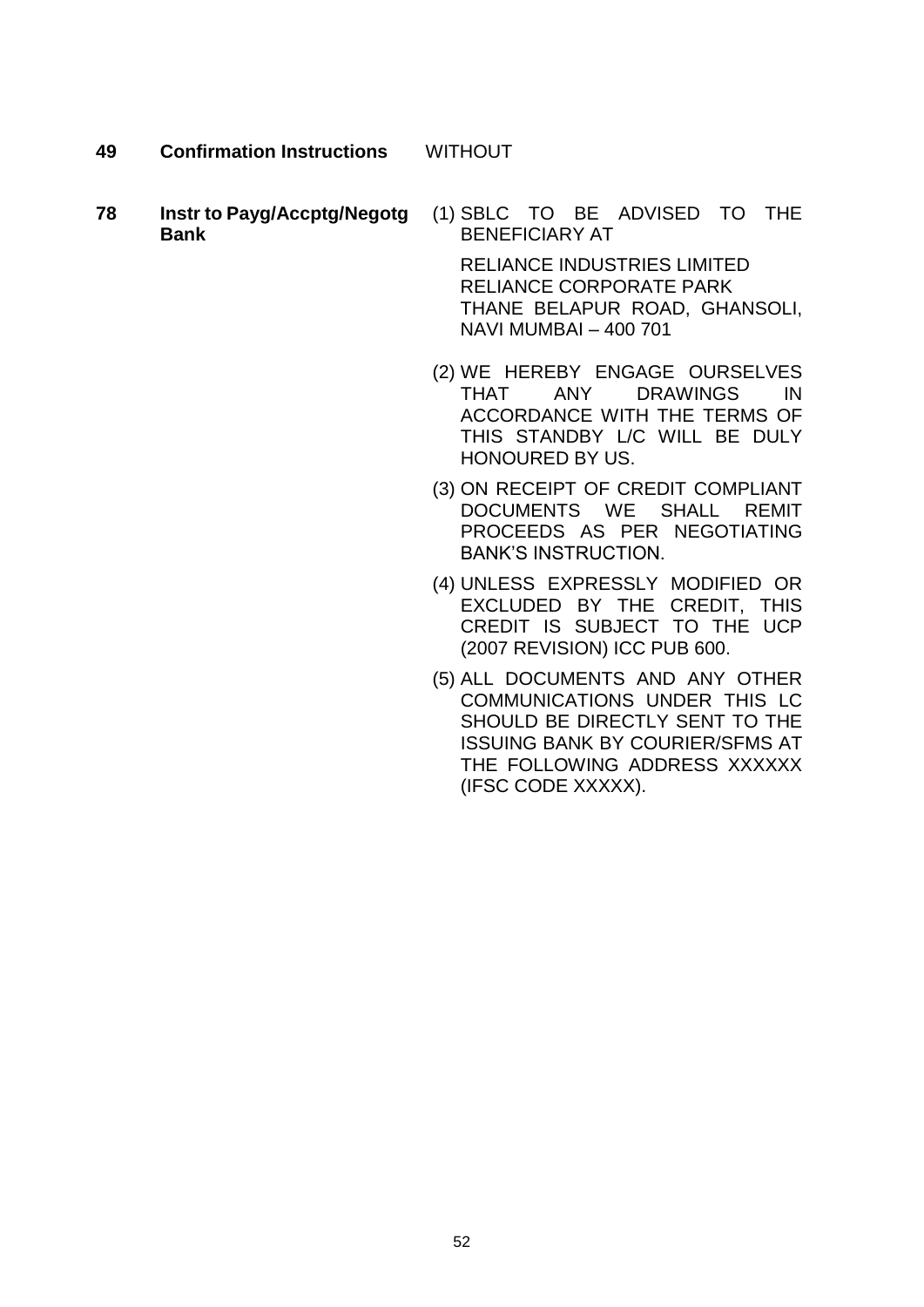| | | |
|---|---|---|
| **49** | **Confirmation Instructions** | WITHOUT |
| **78** | **Instr to Payg/Accptg/Negotg Bank** | (1) SBLC TO BE ADVISED TO THE BENEFICIARY AT<br><br>RELIANCE INDUSTRIES LIMITED<br>RELIANCE CORPORATE PARK<br>THANE BELAPUR ROAD, GHANSOLI, NAVI MUMBAI – 400 701<br><br>(2) WE HEREBY ENGAGE OURSELVES THAT ANY DRAWINGS IN ACCORDANCE WITH THE TERMS OF THIS STANDBY L/C WILL BE DULY HONOURED BY US.<br><br>(3) ON RECEIPT OF CREDIT COMPLIANT DOCUMENTS WE SHALL REMIT PROCEEDS AS PER NEGOTIATING BANK'S INSTRUCTION.<br><br>(4) UNLESS EXPRESSLY MODIFIED OR EXCLUDED BY THE CREDIT, THIS CREDIT IS SUBJECT TO THE UCP (2007 REVISION) ICC PUB 600.<br><br>(5) ALL DOCUMENTS AND ANY OTHER COMMUNICATIONS UNDER THIS LC SHOULD BE DIRECTLY SENT TO THE ISSUING BANK BY COURIER/SFMS AT THE FOLLOWING ADDRESS XXXXXX (IFSC CODE XXXXX). |